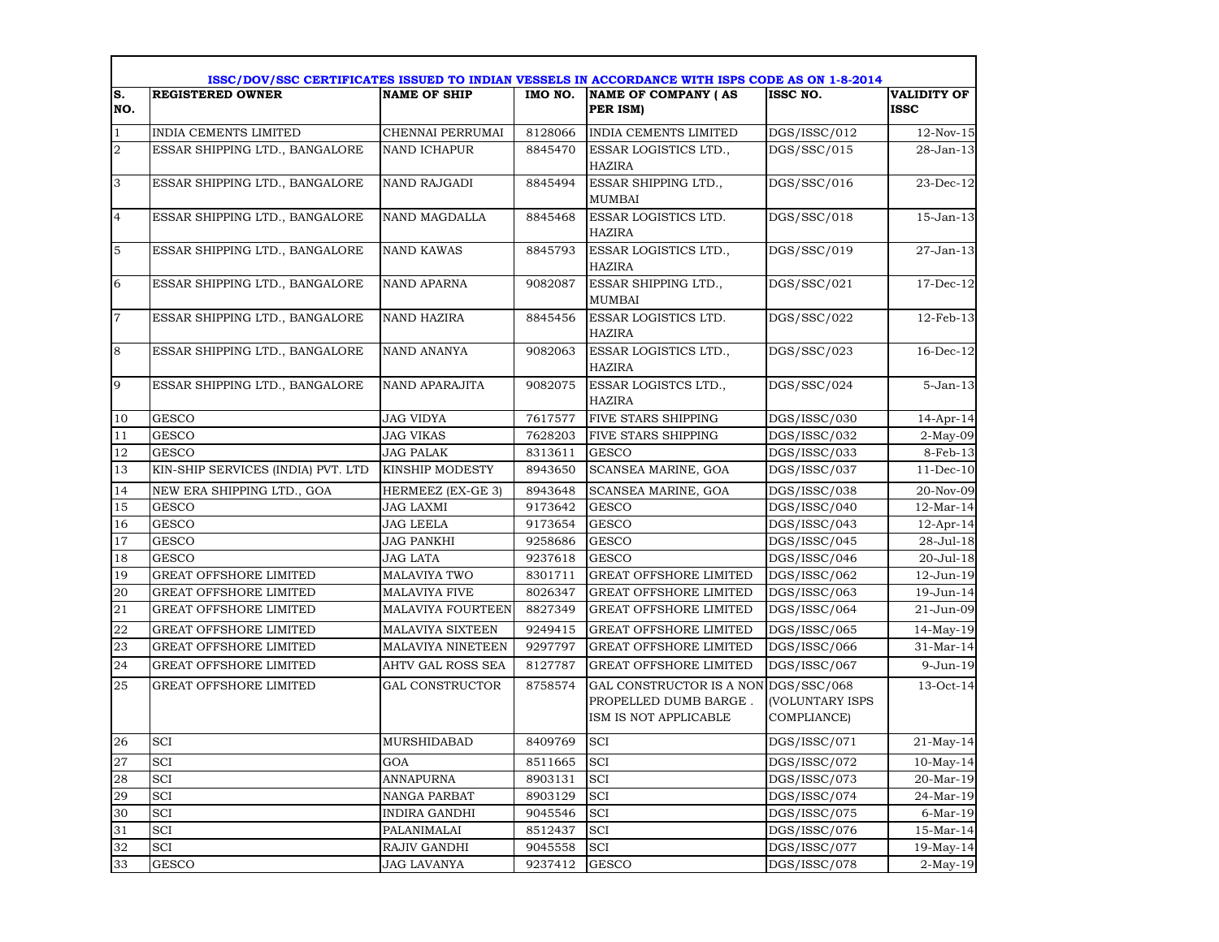## ISSC/DOV/SSC CERTIFICATES ISSUED TO INDIAN VESSELS IN ACCORDANCE WITH ISPS CODE AS ON 1-8-2014

| S. NO. | REGISTERED OWNER | NAME OF SHIP | IMO NO. | NAME OF COMPANY ( AS PER ISM) | ISSC NO. | VALIDITY OF ISSC |
|---|---|---|---|---|---|---|
| 1 | INDIA CEMENTS LIMITED | CHENNAI PERRUMAI | 8128066 | INDIA CEMENTS LIMITED | DGS/ISSC/012 | 12-Nov-15 |
| 2 | ESSAR SHIPPING LTD., BANGALORE | NAND ICHAPUR | 8845470 | ESSAR LOGISTICS LTD., HAZIRA | DGS/SSC/015 | 28-Jan-13 |
| 3 | ESSAR SHIPPING LTD., BANGALORE | NAND RAJGADI | 8845494 | ESSAR SHIPPING LTD., MUMBAI | DGS/SSC/016 | 23-Dec-12 |
| 4 | ESSAR SHIPPING LTD., BANGALORE | NAND MAGDALLA | 8845468 | ESSAR LOGISTICS LTD. HAZIRA | DGS/SSC/018 | 15-Jan-13 |
| 5 | ESSAR SHIPPING LTD., BANGALORE | NAND KAWAS | 8845793 | ESSAR LOGISTICS LTD., HAZIRA | DGS/SSC/019 | 27-Jan-13 |
| 6 | ESSAR SHIPPING LTD., BANGALORE | NAND APARNA | 9082087 | ESSAR SHIPPING LTD., MUMBAI | DGS/SSC/021 | 17-Dec-12 |
| 7 | ESSAR SHIPPING LTD., BANGALORE | NAND HAZIRA | 8845456 | ESSAR LOGISTICS LTD. HAZIRA | DGS/SSC/022 | 12-Feb-13 |
| 8 | ESSAR SHIPPING LTD., BANGALORE | NAND ANANYA | 9082063 | ESSAR LOGISTICS LTD., HAZIRA | DGS/SSC/023 | 16-Dec-12 |
| 9 | ESSAR SHIPPING LTD., BANGALORE | NAND APARAJITA | 9082075 | ESSAR LOGISTCS LTD., HAZIRA | DGS/SSC/024 | 5-Jan-13 |
| 10 | GESCO | JAG VIDYA | 7617577 | FIVE STARS SHIPPING | DGS/ISSC/030 | 14-Apr-14 |
| 11 | GESCO | JAG VIKAS | 7628203 | FIVE STARS SHIPPING | DGS/ISSC/032 | 2-May-09 |
| 12 | GESCO | JAG PALAK | 8313611 | GESCO | DGS/ISSC/033 | 8-Feb-13 |
| 13 | KIN-SHIP SERVICES (INDIA) PVT. LTD | KINSHIP MODESTY | 8943650 | SCANSEA MARINE, GOA | DGS/ISSC/037 | 11-Dec-10 |
| 14 | NEW ERA SHIPPING LTD., GOA | HERMEEZ (EX-GE 3) | 8943648 | SCANSEA MARINE, GOA | DGS/ISSC/038 | 20-Nov-09 |
| 15 | GESCO | JAG LAXMI | 9173642 | GESCO | DGS/ISSC/040 | 12-Mar-14 |
| 16 | GESCO | JAG LEELA | 9173654 | GESCO | DGS/ISSC/043 | 12-Apr-14 |
| 17 | GESCO | JAG PANKHI | 9258686 | GESCO | DGS/ISSC/045 | 28-Jul-18 |
| 18 | GESCO | JAG LATA | 9237618 | GESCO | DGS/ISSC/046 | 20-Jul-18 |
| 19 | GREAT OFFSHORE LIMITED | MALAVIYA TWO | 8301711 | GREAT OFFSHORE LIMITED | DGS/ISSC/062 | 12-Jun-19 |
| 20 | GREAT OFFSHORE LIMITED | MALAVIYA FIVE | 8026347 | GREAT OFFSHORE LIMITED | DGS/ISSC/063 | 19-Jun-14 |
| 21 | GREAT OFFSHORE LIMITED | MALAVIYA FOURTEEN | 8827349 | GREAT OFFSHORE LIMITED | DGS/ISSC/064 | 21-Jun-09 |
| 22 | GREAT OFFSHORE LIMITED | MALAVIYA SIXTEEN | 9249415 | GREAT OFFSHORE LIMITED | DGS/ISSC/065 | 14-May-19 |
| 23 | GREAT OFFSHORE LIMITED | MALAVIYA NINETEEN | 9297797 | GREAT OFFSHORE LIMITED | DGS/ISSC/066 | 31-Mar-14 |
| 24 | GREAT OFFSHORE LIMITED | AHTV GAL ROSS SEA | 8127787 | GREAT OFFSHORE LIMITED | DGS/ISSC/067 | 9-Jun-19 |
| 25 | GREAT OFFSHORE LIMITED | GAL CONSTRUCTOR | 8758574 | GAL CONSTRUCTOR IS A NON PROPELLED DUMB BARGE . ISM IS NOT APPLICABLE | DGS/SSC/068 (VOLUNTARY ISPS COMPLIANCE) | 13-Oct-14 |
| 26 | SCI | MURSHIDABAD | 8409769 | SCI | DGS/ISSC/071 | 21-May-14 |
| 27 | SCI | GOA | 8511665 | SCI | DGS/ISSC/072 | 10-May-14 |
| 28 | SCI | ANNAPURNA | 8903131 | SCI | DGS/ISSC/073 | 20-Mar-19 |
| 29 | SCI | NANGA PARBAT | 8903129 | SCI | DGS/ISSC/074 | 24-Mar-19 |
| 30 | SCI | INDIRA GANDHI | 9045546 | SCI | DGS/ISSC/075 | 6-Mar-19 |
| 31 | SCI | PALANIMALAI | 8512437 | SCI | DGS/ISSC/076 | 15-Mar-14 |
| 32 | SCI | RAJIV GANDHI | 9045558 | SCI | DGS/ISSC/077 | 19-May-14 |
| 33 | GESCO | JAG LAVANYA | 9237412 | GESCO | DGS/ISSC/078 | 2-May-19 |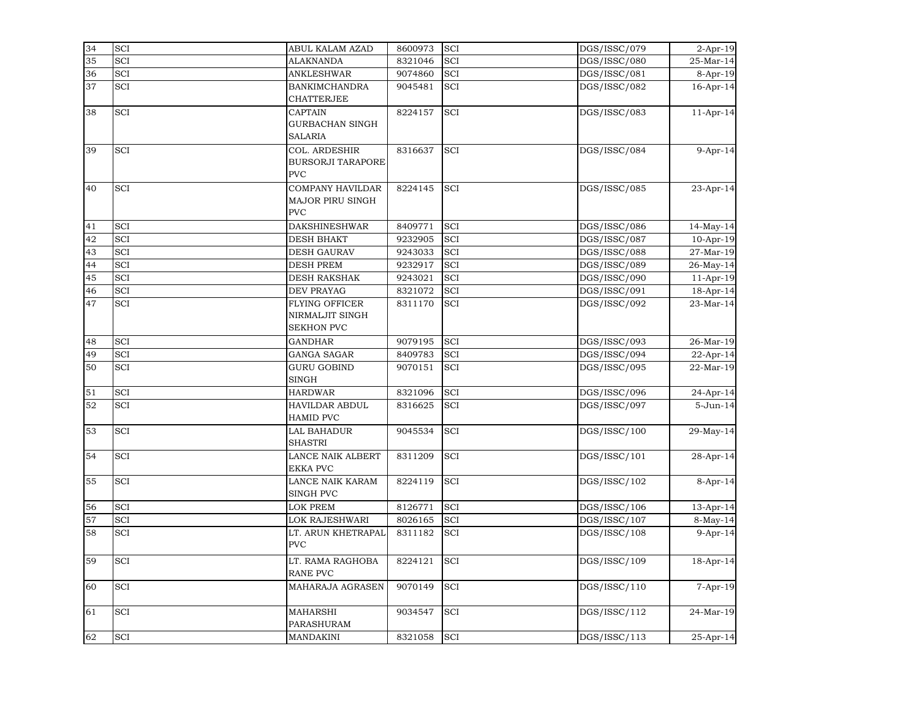| 34 | SCI | ABUL KALAM AZAD | 8600973 | SCI | DGS/ISSC/079 | 2-Apr-19 |
|---|---|---|---|---|---|---|
| 35 | SCI | ALAKNANDA | 8321046 | SCI | DGS/ISSC/080 | 25-Mar-14 |
| 36 | SCI | ANKLESHWAR | 9074860 | SCI | DGS/ISSC/081 | 8-Apr-19 |
| 37 | SCI | BANKIMCHANDRA CHATTERJEE | 9045481 | SCI | DGS/ISSC/082 | 16-Apr-14 |
| 38 | SCI | CAPTAIN GURBACHAN SINGH SALARIA | 8224157 | SCI | DGS/ISSC/083 | 11-Apr-14 |
| 39 | SCI | COL. ARDESHIR BURSORJI TARAPORE PVC | 8316637 | SCI | DGS/ISSC/084 | 9-Apr-14 |
| 40 | SCI | COMPANY HAVILDAR MAJOR PIRU SINGH PVC | 8224145 | SCI | DGS/ISSC/085 | 23-Apr-14 |
| 41 | SCI | DAKSHINESHWAR | 8409771 | SCI | DGS/ISSC/086 | 14-May-14 |
| 42 | SCI | DESH BHAKT | 9232905 | SCI | DGS/ISSC/087 | 10-Apr-19 |
| 43 | SCI | DESH GAURAV | 9243033 | SCI | DGS/ISSC/088 | 27-Mar-19 |
| 44 | SCI | DESH PREM | 9232917 | SCI | DGS/ISSC/089 | 26-May-14 |
| 45 | SCI | DESH RAKSHAK | 9243021 | SCI | DGS/ISSC/090 | 11-Apr-19 |
| 46 | SCI | DEV PRAYAG | 8321072 | SCI | DGS/ISSC/091 | 18-Apr-14 |
| 47 | SCI | FLYING OFFICER NIRMALJIT SINGH SEKHON PVC | 8311170 | SCI | DGS/ISSC/092 | 23-Mar-14 |
| 48 | SCI | GANDHAR | 9079195 | SCI | DGS/ISSC/093 | 26-Mar-19 |
| 49 | SCI | GANGA SAGAR | 8409783 | SCI | DGS/ISSC/094 | 22-Apr-14 |
| 50 | SCI | GURU GOBIND SINGH | 9070151 | SCI | DGS/ISSC/095 | 22-Mar-19 |
| 51 | SCI | HARDWAR | 8321096 | SCI | DGS/ISSC/096 | 24-Apr-14 |
| 52 | SCI | HAVILDAR ABDUL HAMID PVC | 8316625 | SCI | DGS/ISSC/097 | 5-Jun-14 |
| 53 | SCI | LAL BAHADUR SHASTRI | 9045534 | SCI | DGS/ISSC/100 | 29-May-14 |
| 54 | SCI | LANCE NAIK ALBERT EKKA PVC | 8311209 | SCI | DGS/ISSC/101 | 28-Apr-14 |
| 55 | SCI | LANCE NAIK KARAM SINGH PVC | 8224119 | SCI | DGS/ISSC/102 | 8-Apr-14 |
| 56 | SCI | LOK PREM | 8126771 | SCI | DGS/ISSC/106 | 13-Apr-14 |
| 57 | SCI | LOK RAJESHWARI | 8026165 | SCI | DGS/ISSC/107 | 8-May-14 |
| 58 | SCI | LT. ARUN KHETRAPAL PVC | 8311182 | SCI | DGS/ISSC/108 | 9-Apr-14 |
| 59 | SCI | LT. RAMA RAGHOBA RANE PVC | 8224121 | SCI | DGS/ISSC/109 | 18-Apr-14 |
| 60 | SCI | MAHARAJA AGRASEN | 9070149 | SCI | DGS/ISSC/110 | 7-Apr-19 |
| 61 | SCI | MAHARSHI PARASHURAM | 9034547 | SCI | DGS/ISSC/112 | 24-Mar-19 |
| 62 | SCI | MANDAKINI | 8321058 | SCI | DGS/ISSC/113 | 25-Apr-14 |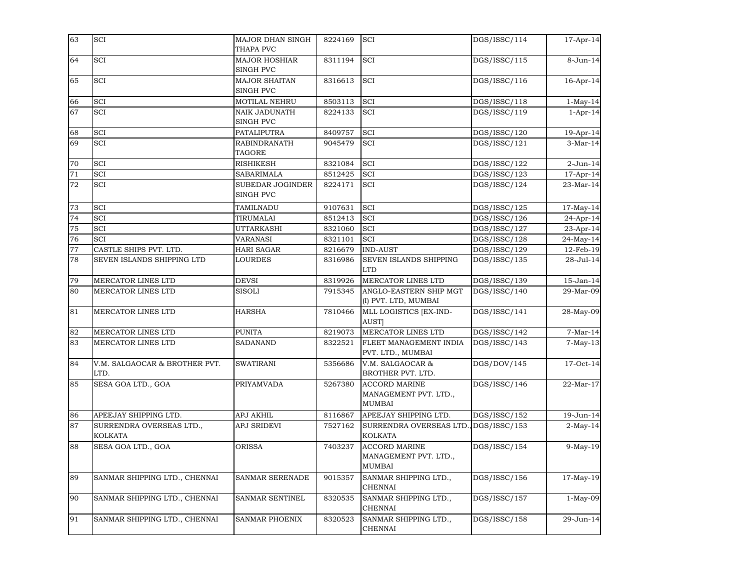| 63 | SCI | MAJOR DHAN SINGH THAPA PVC | 8224169 | SCI | DGS/ISSC/114 | 17-Apr-14 |
|---|---|---|---|---|---|---|
| 64 | SCI | MAJOR HOSHIAR SINGH PVC | 8311194 | SCI | DGS/ISSC/115 | 8-Jun-14 |
| 65 | SCI | MAJOR SHAITAN SINGH PVC | 8316613 | SCI | DGS/ISSC/116 | 16-Apr-14 |
| 66 | SCI | MOTILAL NEHRU | 8503113 | SCI | DGS/ISSC/118 | 1-May-14 |
| 67 | SCI | NAIK JADUNATH SINGH PVC | 8224133 | SCI | DGS/ISSC/119 | 1-Apr-14 |
| 68 | SCI | PATALIPUTRA | 8409757 | SCI | DGS/ISSC/120 | 19-Apr-14 |
| 69 | SCI | RABINDRANATH TAGORE | 9045479 | SCI | DGS/ISSC/121 | 3-Mar-14 |
| 70 | SCI | RISHIKESH | 8321084 | SCI | DGS/ISSC/122 | 2-Jun-14 |
| 71 | SCI | SABARIMALA | 8512425 | SCI | DGS/ISSC/123 | 17-Apr-14 |
| 72 | SCI | SUBEDAR JOGINDER SINGH PVC | 8224171 | SCI | DGS/ISSC/124 | 23-Mar-14 |
| 73 | SCI | TAMILNADU | 9107631 | SCI | DGS/ISSC/125 | 17-May-14 |
| 74 | SCI | TIRUMALAI | 8512413 | SCI | DGS/ISSC/126 | 24-Apr-14 |
| 75 | SCI | UTTARKASHI | 8321060 | SCI | DGS/ISSC/127 | 23-Apr-14 |
| 76 | SCI | VARANASI | 8321101 | SCI | DGS/ISSC/128 | 24-May-14 |
| 77 | CASTLE SHIPS PVT. LTD. | HARI SAGAR | 8216679 | IND-AUST | DGS/ISSC/129 | 12-Feb-19 |
| 78 | SEVEN ISLANDS SHIPPING LTD | LOURDES | 8316986 | SEVEN ISLANDS SHIPPING LTD | DGS/ISSC/135 | 28-Jul-14 |
| 79 | MERCATOR LINES LTD | DEVSI | 8319926 | MERCATOR LINES LTD | DGS/ISSC/139 | 15-Jan-14 |
| 80 | MERCATOR LINES LTD | SISOLI | 7915345 | ANGLO-EASTERN SHIP MGT (I) PVT. LTD, MUMBAI | DGS/ISSC/140 | 29-Mar-09 |
| 81 | MERCATOR LINES LTD | HARSHA | 7810466 | MLL LOGISTICS [EX-IND-AUST] | DGS/ISSC/141 | 28-May-09 |
| 82 | MERCATOR LINES LTD | PUNITA | 8219073 | MERCATOR LINES LTD | DGS/ISSC/142 | 7-Mar-14 |
| 83 | MERCATOR LINES LTD | SADANAND | 8322521 | FLEET MANAGEMENT INDIA PVT. LTD., MUMBAI | DGS/ISSC/143 | 7-May-13 |
| 84 | V.M. SALGAOCAR & BROTHER PVT. LTD. | SWATIRANI | 5356686 | V.M. SALGAOCAR & BROTHER PVT. LTD. | DGS/DOV/145 | 17-Oct-14 |
| 85 | SESA GOA LTD., GOA | PRIYAMVADA | 5267380 | ACCORD MARINE MANAGEMENT PVT. LTD., MUMBAI | DGS/ISSC/146 | 22-Mar-17 |
| 86 | APEEJAY SHIPPING LTD. | APJ AKHIL | 8116867 | APEEJAY SHIPPING LTD. | DGS/ISSC/152 | 19-Jun-14 |
| 87 | SURRENDRA OVERSEAS LTD., KOLKATA | APJ SRIDEVI | 7527162 | SURRENDRA OVERSEAS LTD., KOLKATA | DGS/ISSC/153 | 2-May-14 |
| 88 | SESA GOA LTD., GOA | ORISSA | 7403237 | ACCORD MARINE MANAGEMENT PVT. LTD., MUMBAI | DGS/ISSC/154 | 9-May-19 |
| 89 | SANMAR SHIPPING LTD., CHENNAI | SANMAR SERENADE | 9015357 | SANMAR SHIPPING LTD., CHENNAI | DGS/ISSC/156 | 17-May-19 |
| 90 | SANMAR SHIPPING LTD., CHENNAI | SANMAR SENTINEL | 8320535 | SANMAR SHIPPING LTD., CHENNAI | DGS/ISSC/157 | 1-May-09 |
| 91 | SANMAR SHIPPING LTD., CHENNAI | SANMAR PHOENIX | 8320523 | SANMAR SHIPPING LTD., CHENNAI | DGS/ISSC/158 | 29-Jun-14 |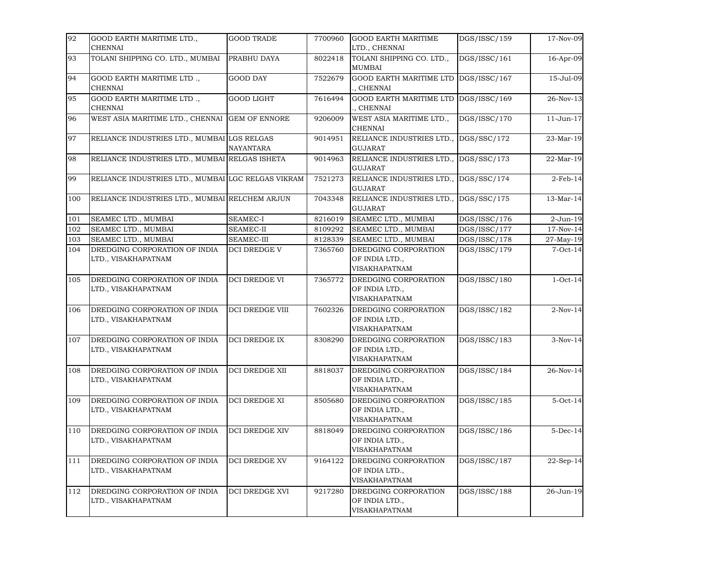| 92 | GOOD EARTH MARITIME LTD., CHENNAI | GOOD TRADE | 7700960 | GOOD EARTH MARITIME LTD., CHENNAI | DGS/ISSC/159 | 17-Nov-09 |
|---|---|---|---|---|---|---|
| 93 | TOLANI SHIPPING CO. LTD., MUMBAI | PRABHU DAYA | 8022418 | TOLANI SHIPPING CO. LTD., MUMBAI | DGS/ISSC/161 | 16-Apr-09 |
| 94 | GOOD EARTH MARITIME LTD ., CHENNAI | GOOD DAY | 7522679 | GOOD EARTH MARITIME LTD ., CHENNAI | DGS/ISSC/167 | 15-Jul-09 |
| 95 | GOOD EARTH MARITIME LTD ., CHENNAI | GOOD LIGHT | 7616494 | GOOD EARTH MARITIME LTD ., CHENNAI | DGS/ISSC/169 | 26-Nov-13 |
| 96 | WEST ASIA MARITIME LTD., CHENNAI | GEM OF ENNORE | 9206009 | WEST ASIA MARITIME LTD., CHENNAI | DGS/ISSC/170 | 11-Jun-17 |
| 97 | RELIANCE INDUSTRIES LTD., MUMBAI | LGS RELGAS NAYANTARA | 9014951 | RELIANCE INDUSTRIES LTD., GUJARAT | DGS/SSC/172 | 23-Mar-19 |
| 98 | RELIANCE INDUSTRIES LTD., MUMBAI | RELGAS ISHETA | 9014963 | RELIANCE INDUSTRIES LTD., GUJARAT | DGS/SSC/173 | 22-Mar-19 |
| 99 | RELIANCE INDUSTRIES LTD., MUMBAI | LGC RELGAS VIKRAM | 7521273 | RELIANCE INDUSTRIES LTD., GUJARAT | DGS/SSC/174 | 2-Feb-14 |
| 100 | RELIANCE INDUSTRIES LTD., MUMBAI | RELCHEM ARJUN | 7043348 | RELIANCE INDUSTRIES LTD., GUJARAT | DGS/SSC/175 | 13-Mar-14 |
| 101 | SEAMEC LTD., MUMBAI | SEAMEC-I | 8216019 | SEAMEC LTD., MUMBAI | DGS/ISSC/176 | 2-Jun-19 |
| 102 | SEAMEC LTD., MUMBAI | SEAMEC-II | 8109292 | SEAMEC LTD., MUMBAI | DGS/ISSC/177 | 17-Nov-14 |
| 103 | SEAMEC LTD., MUMBAI | SEAMEC-III | 8128339 | SEAMEC LTD., MUMBAI | DGS/ISSC/178 | 27-May-19 |
| 104 | DREDGING CORPORATION OF INDIA LTD., VISAKHAPATNAM | DCI DREDGE V | 7365760 | DREDGING CORPORATION OF INDIA LTD., VISAKHAPATNAM | DGS/ISSC/179 | 7-Oct-14 |
| 105 | DREDGING CORPORATION OF INDIA LTD., VISAKHAPATNAM | DCI DREDGE VI | 7365772 | DREDGING CORPORATION OF INDIA LTD., VISAKHAPATNAM | DGS/ISSC/180 | 1-Oct-14 |
| 106 | DREDGING CORPORATION OF INDIA LTD., VISAKHAPATNAM | DCI DREDGE VIII | 7602326 | DREDGING CORPORATION OF INDIA LTD., VISAKHAPATNAM | DGS/ISSC/182 | 2-Nov-14 |
| 107 | DREDGING CORPORATION OF INDIA LTD., VISAKHAPATNAM | DCI DREDGE IX | 8308290 | DREDGING CORPORATION OF INDIA LTD., VISAKHAPATNAM | DGS/ISSC/183 | 3-Nov-14 |
| 108 | DREDGING CORPORATION OF INDIA LTD., VISAKHAPATNAM | DCI DREDGE XII | 8818037 | DREDGING CORPORATION OF INDIA LTD., VISAKHAPATNAM | DGS/ISSC/184 | 26-Nov-14 |
| 109 | DREDGING CORPORATION OF INDIA LTD., VISAKHAPATNAM | DCI DREDGE XI | 8505680 | DREDGING CORPORATION OF INDIA LTD., VISAKHAPATNAM | DGS/ISSC/185 | 5-Oct-14 |
| 110 | DREDGING CORPORATION OF INDIA LTD., VISAKHAPATNAM | DCI DREDGE XIV | 8818049 | DREDGING CORPORATION OF INDIA LTD., VISAKHAPATNAM | DGS/ISSC/186 | 5-Dec-14 |
| 111 | DREDGING CORPORATION OF INDIA LTD., VISAKHAPATNAM | DCI DREDGE XV | 9164122 | DREDGING CORPORATION OF INDIA LTD., VISAKHAPATNAM | DGS/ISSC/187 | 22-Sep-14 |
| 112 | DREDGING CORPORATION OF INDIA LTD., VISAKHAPATNAM | DCI DREDGE XVI | 9217280 | DREDGING CORPORATION OF INDIA LTD., VISAKHAPATNAM | DGS/ISSC/188 | 26-Jun-19 |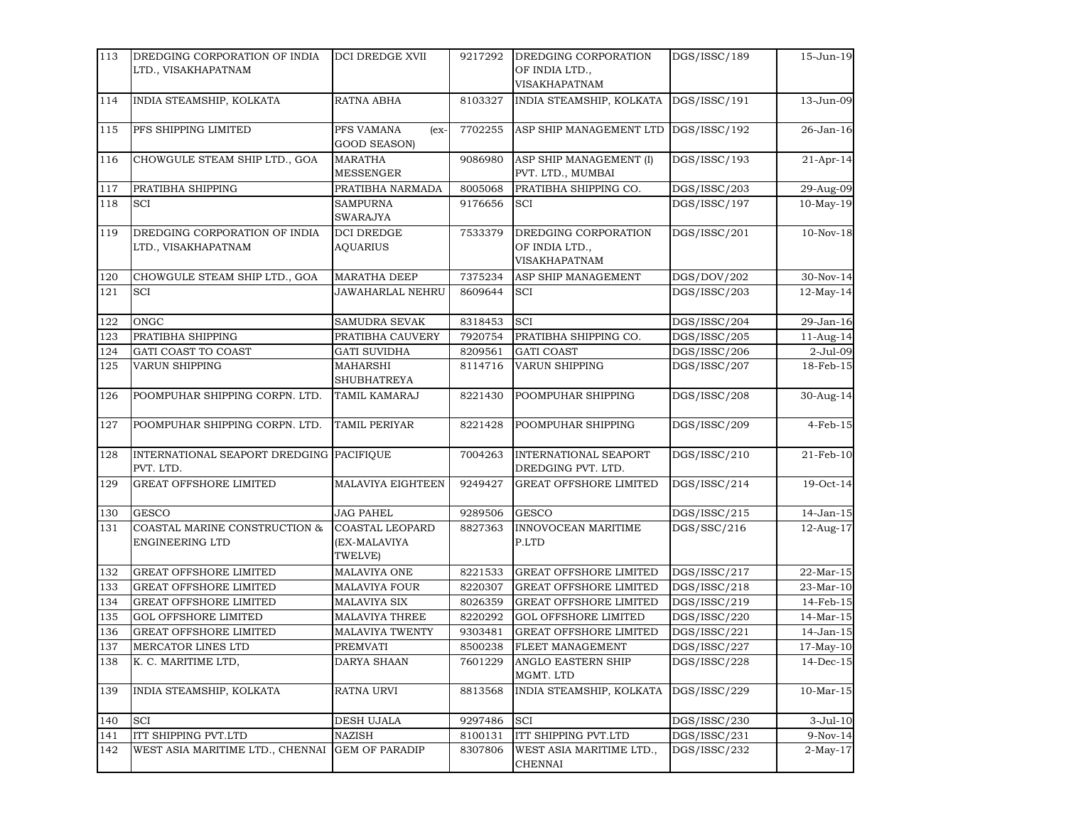| 113 | DREDGING CORPORATION OF INDIA LTD., VISAKHAPATNAM | DCI DREDGE XVII | 9217292 | DREDGING CORPORATION OF INDIA LTD., VISAKHAPATNAM | DGS/ISSC/189 | 15-Jun-19 |
|---|---|---|---|---|---|---|
| 114 | INDIA STEAMSHIP, KOLKATA | RATNA ABHA | 8103327 | INDIA STEAMSHIP, KOLKATA | DGS/ISSC/191 | 13-Jun-09 |
| 115 | PFS SHIPPING LIMITED | PFS VAMANA (ex-GOOD SEASON) | 7702255 | ASP SHIP MANAGEMENT LTD | DGS/ISSC/192 | 26-Jan-16 |
| 116 | CHOWGULE STEAM SHIP LTD., GOA | MARATHA MESSENGER | 9086980 | ASP SHIP MANAGEMENT (I) PVT. LTD., MUMBAI | DGS/ISSC/193 | 21-Apr-14 |
| 117 | PRATIBHA SHIPPING | PRATIBHA NARMADA | 8005068 | PRATIBHA SHIPPING CO. | DGS/ISSC/203 | 29-Aug-09 |
| 118 | SCI | SAMPURNA SWARAJYA | 9176656 | SCI | DGS/ISSC/197 | 10-May-19 |
| 119 | DREDGING CORPORATION OF INDIA LTD., VISAKHAPATNAM | DCI DREDGE AQUARIUS | 7533379 | DREDGING CORPORATION OF INDIA LTD., VISAKHAPATNAM | DGS/ISSC/201 | 10-Nov-18 |
| 120 | CHOWGULE STEAM SHIP LTD., GOA | MARATHA DEEP | 7375234 | ASP SHIP MANAGEMENT | DGS/DOV/202 | 30-Nov-14 |
| 121 | SCI | JAWAHARLAL NEHRU | 8609644 | SCI | DGS/ISSC/203 | 12-May-14 |
| 122 | ONGC | SAMUDRA SEVAK | 8318453 | SCI | DGS/ISSC/204 | 29-Jan-16 |
| 123 | PRATIBHA SHIPPING | PRATIBHA CAUVERY | 7920754 | PRATIBHA SHIPPING CO. | DGS/ISSC/205 | 11-Aug-14 |
| 124 | GATI COAST TO COAST | GATI SUVIDHA | 8209561 | GATI COAST | DGS/ISSC/206 | 2-Jul-09 |
| 125 | VARUN SHIPPING | MAHARSHI SHUBHATREYA | 8114716 | VARUN SHIPPING | DGS/ISSC/207 | 18-Feb-15 |
| 126 | POOMPUHAR SHIPPING CORPN. LTD. | TAMIL KAMARAJ | 8221430 | POOMPUHAR SHIPPING | DGS/ISSC/208 | 30-Aug-14 |
| 127 | POOMPUHAR SHIPPING CORPN. LTD. | TAMIL PERIYAR | 8221428 | POOMPUHAR SHIPPING | DGS/ISSC/209 | 4-Feb-15 |
| 128 | INTERNATIONAL SEAPORT DREDGING PVT. LTD. | PACIFIQUE | 7004263 | INTERNATIONAL SEAPORT DREDGING PVT. LTD. | DGS/ISSC/210 | 21-Feb-10 |
| 129 | GREAT OFFSHORE LIMITED | MALAVIYA EIGHTEEN | 9249427 | GREAT OFFSHORE LIMITED | DGS/ISSC/214 | 19-Oct-14 |
| 130 | GESCO | JAG PAHEL | 9289506 | GESCO | DGS/ISSC/215 | 14-Jan-15 |
| 131 | COASTAL MARINE CONSTRUCTION & ENGINEERING LTD | COASTAL LEOPARD (EX-MALAVIYA TWELVE) | 8827363 | INNOVOCEAN MARITIME P.LTD | DGS/SSC/216 | 12-Aug-17 |
| 132 | GREAT OFFSHORE LIMITED | MALAVIYA ONE | 8221533 | GREAT OFFSHORE LIMITED | DGS/ISSC/217 | 22-Mar-15 |
| 133 | GREAT OFFSHORE LIMITED | MALAVIYA FOUR | 8220307 | GREAT OFFSHORE LIMITED | DGS/ISSC/218 | 23-Mar-10 |
| 134 | GREAT OFFSHORE LIMITED | MALAVIYA SIX | 8026359 | GREAT OFFSHORE LIMITED | DGS/ISSC/219 | 14-Feb-15 |
| 135 | GOL OFFSHORE LIMITED | MALAVIYA THREE | 8220292 | GOL OFFSHORE LIMITED | DGS/ISSC/220 | 14-Mar-15 |
| 136 | GREAT OFFSHORE LIMITED | MALAVIYA TWENTY | 9303481 | GREAT OFFSHORE LIMITED | DGS/ISSC/221 | 14-Jan-15 |
| 137 | MERCATOR LINES LTD | PREMVATI | 8500238 | FLEET MANAGEMENT | DGS/ISSC/227 | 17-May-10 |
| 138 | K. C. MARITIME LTD, | DARYA SHAAN | 7601229 | ANGLO EASTERN SHIP MGMT. LTD | DGS/ISSC/228 | 14-Dec-15 |
| 139 | INDIA STEAMSHIP, KOLKATA | RATNA URVI | 8813568 | INDIA STEAMSHIP, KOLKATA | DGS/ISSC/229 | 10-Mar-15 |
| 140 | SCI | DESH UJALA | 9297486 | SCI | DGS/ISSC/230 | 3-Jul-10 |
| 141 | ITT SHIPPING PVT.LTD | NAZISH | 8100131 | ITT SHIPPING PVT.LTD | DGS/ISSC/231 | 9-Nov-14 |
| 142 | WEST ASIA MARITIME LTD., CHENNAI | GEM OF PARADIP | 8307806 | WEST ASIA MARITIME LTD., CHENNAI | DGS/ISSC/232 | 2-May-17 |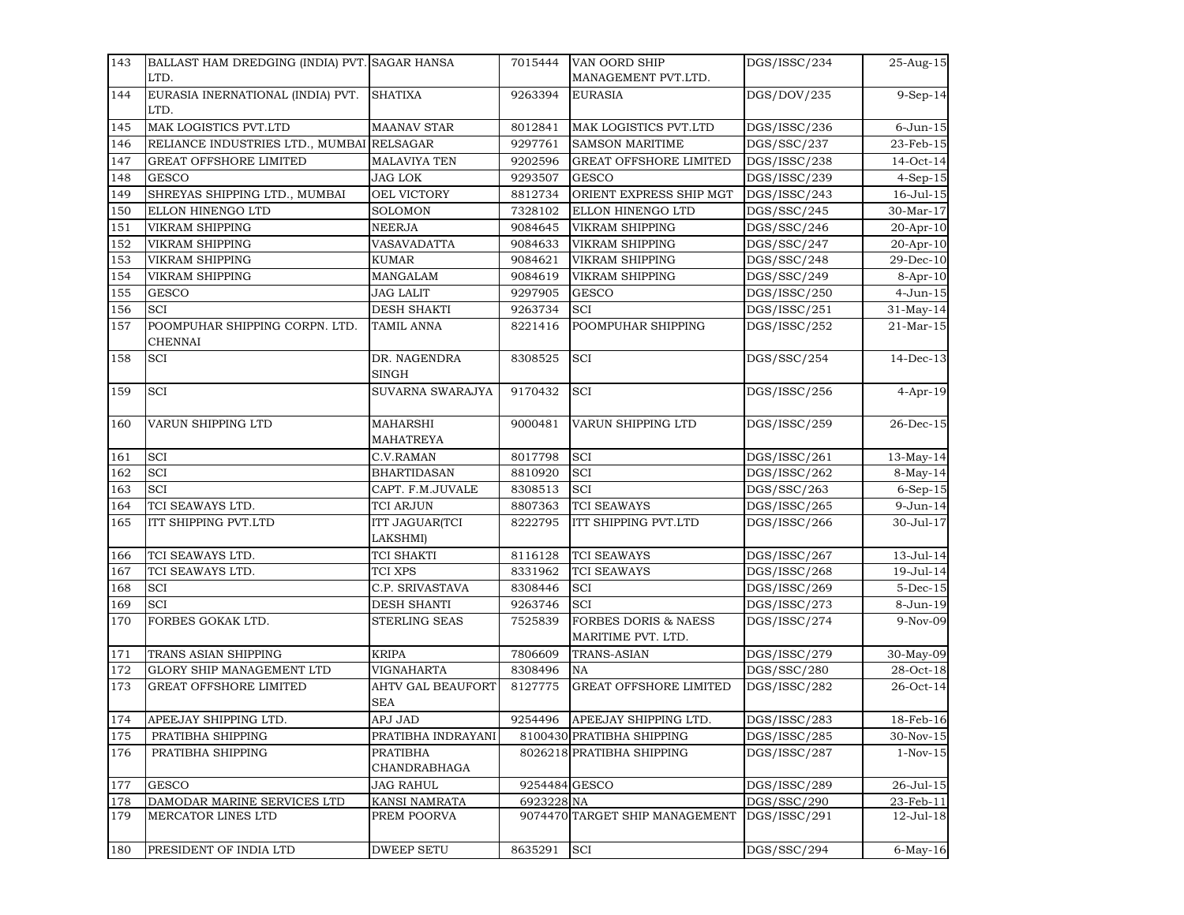| 143 | BALLAST HAM DREDGING (INDIA) PVT. LTD. | SAGAR HANSA | 7015444 | VAN OORD SHIP MANAGEMENT PVT.LTD. | DGS/ISSC/234 | 25-Aug-15 |
|---|---|---|---|---|---|---|
| 144 | EURASIA INERNATIONAL (INDIA) PVT. LTD. | SHATIXA | 9263394 | EURASIA | DGS/DOV/235 | 9-Sep-14 |
| 145 | MAK LOGISTICS PVT.LTD | MAANAV STAR | 8012841 | MAK LOGISTICS PVT.LTD | DGS/ISSC/236 | 6-Jun-15 |
| 146 | RELIANCE INDUSTRIES LTD., MUMBAI | RELSAGAR | 9297761 | SAMSON MARITIME | DGS/SSC/237 | 23-Feb-15 |
| 147 | GREAT OFFSHORE LIMITED | MALAVIYA TEN | 9202596 | GREAT OFFSHORE LIMITED | DGS/ISSC/238 | 14-Oct-14 |
| 148 | GESCO | JAG LOK | 9293507 | GESCO | DGS/ISSC/239 | 4-Sep-15 |
| 149 | SHREYAS SHIPPING LTD., MUMBAI | OEL VICTORY | 8812734 | ORIENT EXPRESS SHIP MGT | DGS/ISSC/243 | 16-Jul-15 |
| 150 | ELLON HINENGO LTD | SOLOMON | 7328102 | ELLON HINENGO LTD | DGS/SSC/245 | 30-Mar-17 |
| 151 | VIKRAM SHIPPING | NEERJA | 9084645 | VIKRAM SHIPPING | DGS/SSC/246 | 20-Apr-10 |
| 152 | VIKRAM SHIPPING | VASAVADATTA | 9084633 | VIKRAM SHIPPING | DGS/SSC/247 | 20-Apr-10 |
| 153 | VIKRAM SHIPPING | KUMAR | 9084621 | VIKRAM SHIPPING | DGS/SSC/248 | 29-Dec-10 |
| 154 | VIKRAM SHIPPING | MANGALAM | 9084619 | VIKRAM SHIPPING | DGS/SSC/249 | 8-Apr-10 |
| 155 | GESCO | JAG LALIT | 9297905 | GESCO | DGS/ISSC/250 | 4-Jun-15 |
| 156 | SCI | DESH SHAKTI | 9263734 | SCI | DGS/ISSC/251 | 31-May-14 |
| 157 | POOMPUHAR SHIPPING CORPN. LTD. CHENNAI | TAMIL ANNA | 8221416 | POOMPUHAR SHIPPING | DGS/ISSC/252 | 21-Mar-15 |
| 158 | SCI | DR. NAGENDRA SINGH | 8308525 | SCI | DGS/SSC/254 | 14-Dec-13 |
| 159 | SCI | SUVARNA SWARAJYA | 9170432 | SCI | DGS/ISSC/256 | 4-Apr-19 |
| 160 | VARUN SHIPPING LTD | MAHARSHI MAHATREYA | 9000481 | VARUN SHIPPING LTD | DGS/ISSC/259 | 26-Dec-15 |
| 161 | SCI | C.V.RAMAN | 8017798 | SCI | DGS/ISSC/261 | 13-May-14 |
| 162 | SCI | BHARTIDASAN | 8810920 | SCI | DGS/ISSC/262 | 8-May-14 |
| 163 | SCI | CAPT. F.M.JUVALE | 8308513 | SCI | DGS/SSC/263 | 6-Sep-15 |
| 164 | TCI SEAWAYS LTD. | TCI ARJUN | 8807363 | TCI SEAWAYS | DGS/ISSC/265 | 9-Jun-14 |
| 165 | ITT SHIPPING PVT.LTD | ITT JAGUAR(TCI LAKSHMI) | 8222795 | ITT SHIPPING PVT.LTD | DGS/ISSC/266 | 30-Jul-17 |
| 166 | TCI SEAWAYS LTD. | TCI SHAKTI | 8116128 | TCI SEAWAYS | DGS/ISSC/267 | 13-Jul-14 |
| 167 | TCI SEAWAYS LTD. | TCI XPS | 8331962 | TCI SEAWAYS | DGS/ISSC/268 | 19-Jul-14 |
| 168 | SCI | C.P. SRIVASTAVA | 8308446 | SCI | DGS/ISSC/269 | 5-Dec-15 |
| 169 | SCI | DESH SHANTI | 9263746 | SCI | DGS/ISSC/273 | 8-Jun-19 |
| 170 | FORBES GOKAK LTD. | STERLING SEAS | 7525839 | FORBES DORIS & NAESS MARITIME PVT. LTD. | DGS/ISSC/274 | 9-Nov-09 |
| 171 | TRANS ASIAN SHIPPING | KRIPA | 7806609 | TRANS-ASIAN | DGS/ISSC/279 | 30-May-09 |
| 172 | GLORY SHIP MANAGEMENT LTD | VIGNAHARTA | 8308496 | NA | DGS/SSC/280 | 28-Oct-18 |
| 173 | GREAT OFFSHORE LIMITED | AHTV GAL BEAUFORT SEA | 8127775 | GREAT OFFSHORE LIMITED | DGS/ISSC/282 | 26-Oct-14 |
| 174 | APEEJAY SHIPPING LTD. | APJ JAD | 9254496 | APEEJAY SHIPPING LTD. | DGS/ISSC/283 | 18-Feb-16 |
| 175 | PRATIBHA SHIPPING | PRATIBHA INDRAYANI | 8100430 | PRATIBHA SHIPPING | DGS/ISSC/285 | 30-Nov-15 |
| 176 | PRATIBHA SHIPPING | PRATIBHA CHANDRABHAGA | 8026218 | PRATIBHA SHIPPING | DGS/ISSC/287 | 1-Nov-15 |
| 177 | GESCO | JAG RAHUL | 9254484 | GESCO | DGS/ISSC/289 | 26-Jul-15 |
| 178 | DAMODAR MARINE SERVICES LTD | KANSI NAMRATA | 6923228 | NA | DGS/SSC/290 | 23-Feb-11 |
| 179 | MERCATOR LINES LTD | PREM POORVA | 9074470 | TARGET SHIP MANAGEMENT | DGS/ISSC/291 | 12-Jul-18 |
| 180 | PRESIDENT OF INDIA LTD | DWEEP SETU | 8635291 | SCI | DGS/SSC/294 | 6-May-16 |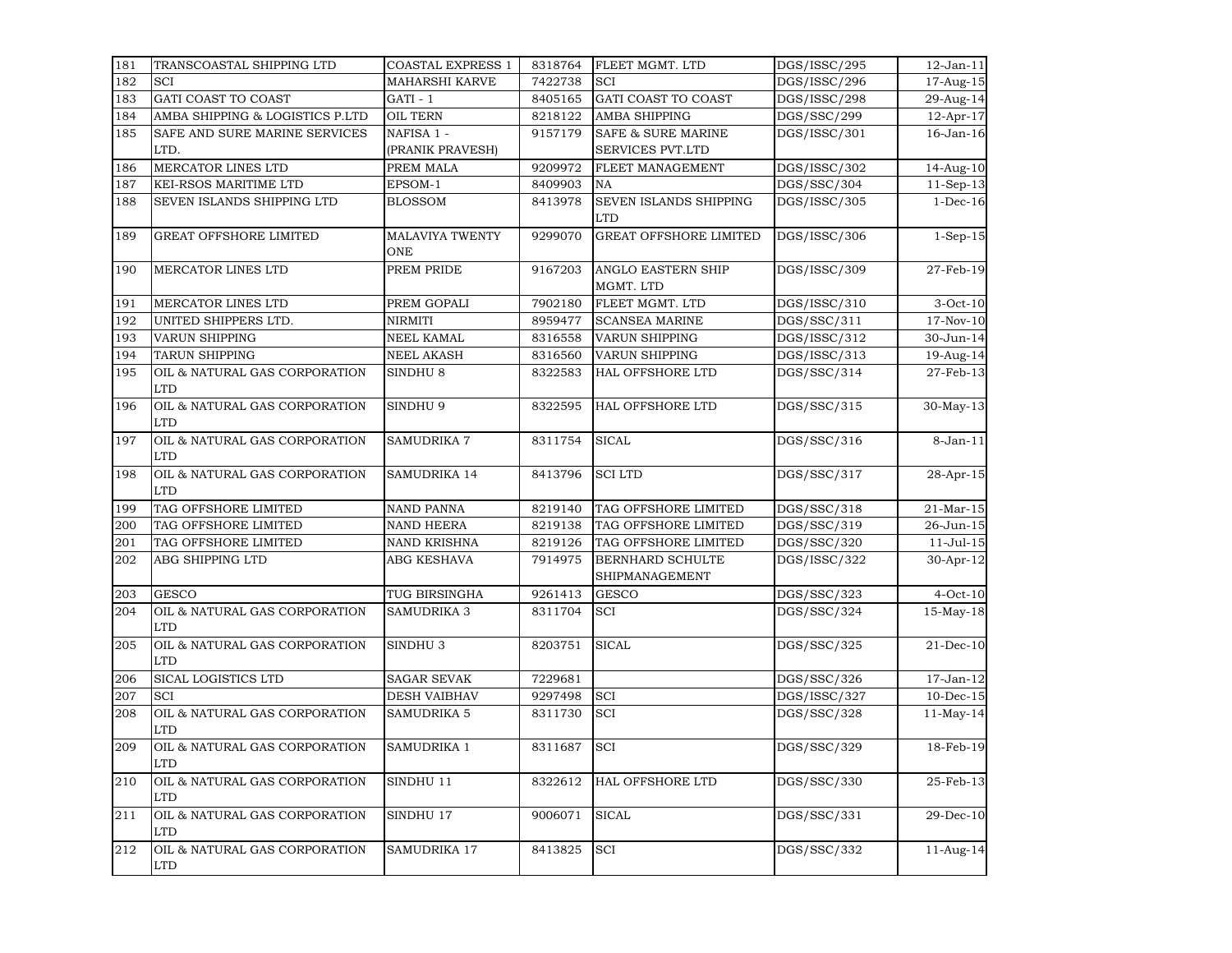| 181 | TRANSCOASTAL SHIPPING LTD | COASTAL EXPRESS 1 | 8318764 | FLEET MGMT. LTD | DGS/ISSC/295 | 12-Jan-11 |
|---|---|---|---|---|---|---|
| 182 | SCI | MAHARSHI KARVE | 7422738 | SCI | DGS/ISSC/296 | 17-Aug-15 |
| 183 | GATI COAST TO COAST | GATI - 1 | 8405165 | GATI COAST TO COAST | DGS/ISSC/298 | 29-Aug-14 |
| 184 | AMBA SHIPPING & LOGISTICS P.LTD | OIL TERN | 8218122 | AMBA SHIPPING | DGS/SSC/299 | 12-Apr-17 |
| 185 | SAFE AND SURE MARINE SERVICES LTD. | NAFISA 1 - (PRANIK PRAVESH) | 9157179 | SAFE & SURE MARINE SERVICES PVT.LTD | DGS/ISSC/301 | 16-Jan-16 |
| 186 | MERCATOR LINES LTD | PREM MALA | 9209972 | FLEET MANAGEMENT | DGS/ISSC/302 | 14-Aug-10 |
| 187 | KEI-RSOS MARITIME LTD | EPSOM-1 | 8409903 | NA | DGS/SSC/304 | 11-Sep-13 |
| 188 | SEVEN ISLANDS SHIPPING LTD | BLOSSOM | 8413978 | SEVEN ISLANDS SHIPPING LTD | DGS/ISSC/305 | 1-Dec-16 |
| 189 | GREAT OFFSHORE LIMITED | MALAVIYA TWENTY ONE | 9299070 | GREAT OFFSHORE LIMITED | DGS/ISSC/306 | 1-Sep-15 |
| 190 | MERCATOR LINES LTD | PREM PRIDE | 9167203 | ANGLO EASTERN SHIP MGMT. LTD | DGS/ISSC/309 | 27-Feb-19 |
| 191 | MERCATOR LINES LTD | PREM GOPALI | 7902180 | FLEET MGMT. LTD | DGS/ISSC/310 | 3-Oct-10 |
| 192 | UNITED SHIPPERS LTD. | NIRMITI | 8959477 | SCANSEA MARINE | DGS/SSC/311 | 17-Nov-10 |
| 193 | VARUN SHIPPING | NEEL KAMAL | 8316558 | VARUN SHIPPING | DGS/ISSC/312 | 30-Jun-14 |
| 194 | TARUN SHIPPING | NEEL AKASH | 8316560 | VARUN SHIPPING | DGS/ISSC/313 | 19-Aug-14 |
| 195 | OIL & NATURAL GAS CORPORATION LTD | SINDHU 8 | 8322583 | HAL OFFSHORE LTD | DGS/SSC/314 | 27-Feb-13 |
| 196 | OIL & NATURAL GAS CORPORATION LTD | SINDHU 9 | 8322595 | HAL OFFSHORE LTD | DGS/SSC/315 | 30-May-13 |
| 197 | OIL & NATURAL GAS CORPORATION LTD | SAMUDRIKA 7 | 8311754 | SICAL | DGS/SSC/316 | 8-Jan-11 |
| 198 | OIL & NATURAL GAS CORPORATION LTD | SAMUDRIKA 14 | 8413796 | SCI LTD | DGS/SSC/317 | 28-Apr-15 |
| 199 | TAG OFFSHORE LIMITED | NAND PANNA | 8219140 | TAG OFFSHORE LIMITED | DGS/SSC/318 | 21-Mar-15 |
| 200 | TAG OFFSHORE LIMITED | NAND HEERA | 8219138 | TAG OFFSHORE LIMITED | DGS/SSC/319 | 26-Jun-15 |
| 201 | TAG OFFSHORE LIMITED | NAND KRISHNA | 8219126 | TAG OFFSHORE LIMITED | DGS/SSC/320 | 11-Jul-15 |
| 202 | ABG SHIPPING LTD | ABG KESHAVA | 7914975 | BERNHARD SCHULTE SHIPMANAGEMENT | DGS/ISSC/322 | 30-Apr-12 |
| 203 | GESCO | TUG BIRSINGHA | 9261413 | GESCO | DGS/SSC/323 | 4-Oct-10 |
| 204 | OIL & NATURAL GAS CORPORATION LTD | SAMUDRIKA 3 | 8311704 | SCI | DGS/SSC/324 | 15-May-18 |
| 205 | OIL & NATURAL GAS CORPORATION LTD | SINDHU 3 | 8203751 | SICAL | DGS/SSC/325 | 21-Dec-10 |
| 206 | SICAL LOGISTICS LTD | SAGAR SEVAK | 7229681 | | DGS/SSC/326 | 17-Jan-12 |
| 207 | SCI | DESH VAIBHAV | 9297498 | SCI | DGS/ISSC/327 | 10-Dec-15 |
| 208 | OIL & NATURAL GAS CORPORATION LTD | SAMUDRIKA 5 | 8311730 | SCI | DGS/SSC/328 | 11-May-14 |
| 209 | OIL & NATURAL GAS CORPORATION LTD | SAMUDRIKA 1 | 8311687 | SCI | DGS/SSC/329 | 18-Feb-19 |
| 210 | OIL & NATURAL GAS CORPORATION LTD | SINDHU 11 | 8322612 | HAL OFFSHORE LTD | DGS/SSC/330 | 25-Feb-13 |
| 211 | OIL & NATURAL GAS CORPORATION LTD | SINDHU 17 | 9006071 | SICAL | DGS/SSC/331 | 29-Dec-10 |
| 212 | OIL & NATURAL GAS CORPORATION LTD | SAMUDRIKA 17 | 8413825 | SCI | DGS/SSC/332 | 11-Aug-14 |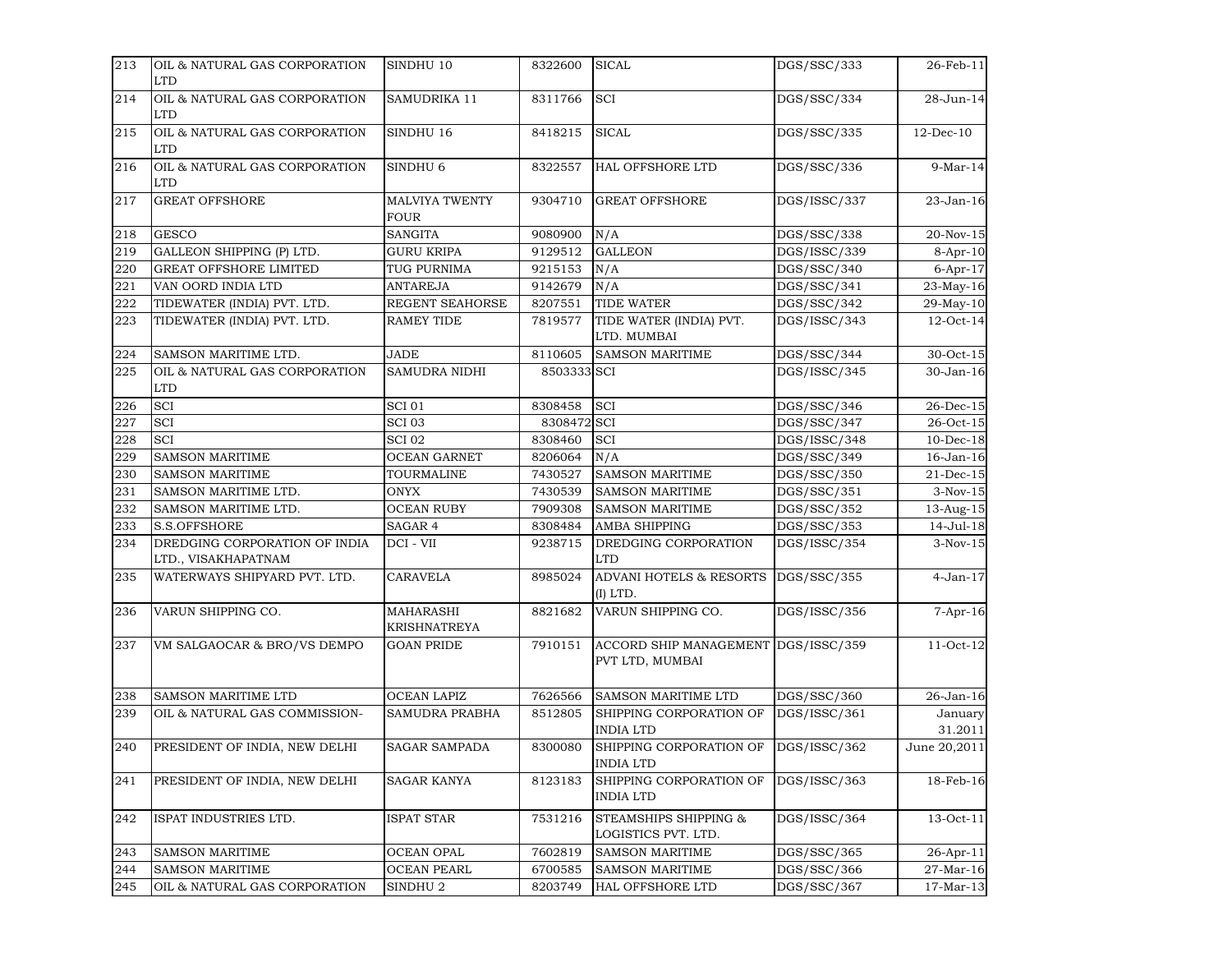| 213 | OIL & NATURAL GAS CORPORATION LTD | SINDHU 10 | 8322600 | SICAL | DGS/SSC/333 | 26-Feb-11 |
|---|---|---|---|---|---|---|
| 214 | OIL & NATURAL GAS CORPORATION LTD | SAMUDRIKA 11 | 8311766 | SCI | DGS/SSC/334 | 28-Jun-14 |
| 215 | OIL & NATURAL GAS CORPORATION LTD | SINDHU 16 | 8418215 | SICAL | DGS/SSC/335 | 12-Dec-10 |
| 216 | OIL & NATURAL GAS CORPORATION LTD | SINDHU 6 | 8322557 | HAL OFFSHORE LTD | DGS/SSC/336 | 9-Mar-14 |
| 217 | GREAT OFFSHORE | MALVIYA TWENTY FOUR | 9304710 | GREAT OFFSHORE | DGS/ISSC/337 | 23-Jan-16 |
| 218 | GESCO | SANGITA | 9080900 | N/A | DGS/SSC/338 | 20-Nov-15 |
| 219 | GALLEON SHIPPING (P) LTD. | GURU KRIPA | 9129512 | GALLEON | DGS/ISSC/339 | 8-Apr-10 |
| 220 | GREAT OFFSHORE LIMITED | TUG PURNIMA | 9215153 | N/A | DGS/SSC/340 | 6-Apr-17 |
| 221 | VAN OORD INDIA LTD | ANTAREJA | 9142679 | N/A | DGS/SSC/341 | 23-May-16 |
| 222 | TIDEWATER (INDIA) PVT. LTD. | REGENT SEAHORSE | 8207551 | TIDE WATER | DGS/SSC/342 | 29-May-10 |
| 223 | TIDEWATER (INDIA) PVT. LTD. | RAMEY TIDE | 7819577 | TIDE WATER (INDIA) PVT. LTD. MUMBAI | DGS/ISSC/343 | 12-Oct-14 |
| 224 | SAMSON MARITIME LTD. | JADE | 8110605 | SAMSON MARITIME | DGS/SSC/344 | 30-Oct-15 |
| 225 | OIL & NATURAL GAS CORPORATION LTD | SAMUDRA NIDHI | 8503333 | SCI | DGS/ISSC/345 | 30-Jan-16 |
| 226 | SCI | SCI 01 | 8308458 | SCI | DGS/SSC/346 | 26-Dec-15 |
| 227 | SCI | SCI 03 | 8308472 | SCI | DGS/SSC/347 | 26-Oct-15 |
| 228 | SCI | SCI 02 | 8308460 | SCI | DGS/ISSC/348 | 10-Dec-18 |
| 229 | SAMSON MARITIME | OCEAN GARNET | 8206064 | N/A | DGS/SSC/349 | 16-Jan-16 |
| 230 | SAMSON MARITIME | TOURMALINE | 7430527 | SAMSON MARITIME | DGS/SSC/350 | 21-Dec-15 |
| 231 | SAMSON MARITIME LTD. | ONYX | 7430539 | SAMSON MARITIME | DGS/SSC/351 | 3-Nov-15 |
| 232 | SAMSON MARITIME LTD. | OCEAN RUBY | 7909308 | SAMSON MARITIME | DGS/SSC/352 | 13-Aug-15 |
| 233 | S.S.OFFSHORE | SAGAR 4 | 8308484 | AMBA SHIPPING | DGS/SSC/353 | 14-Jul-18 |
| 234 | DREDGING CORPORATION OF INDIA LTD., VISAKHAPATNAM | DCI - VII | 9238715 | DREDGING CORPORATION LTD | DGS/ISSC/354 | 3-Nov-15 |
| 235 | WATERWAYS SHIPYARD PVT. LTD. | CARAVELA | 8985024 | ADVANI HOTELS & RESORTS (I) LTD. | DGS/SSC/355 | 4-Jan-17 |
| 236 | VARUN SHIPPING CO. | MAHARASHI KRISHNATREYA | 8821682 | VARUN SHIPPING CO. | DGS/ISSC/356 | 7-Apr-16 |
| 237 | VM SALGAOCAR & BRO/VS DEMPO | GOAN PRIDE | 7910151 | ACCORD SHIP MANAGEMENT PVT LTD, MUMBAI | DGS/ISSC/359 | 11-Oct-12 |
| 238 | SAMSON MARITIME LTD | OCEAN LAPIZ | 7626566 | SAMSON MARITIME LTD | DGS/SSC/360 | 26-Jan-16 |
| 239 | OIL & NATURAL GAS COMMISSION- | SAMUDRA PRABHA | 8512805 | SHIPPING CORPORATION OF INDIA LTD | DGS/ISSC/361 | January 31.2011 |
| 240 | PRESIDENT OF INDIA, NEW DELHI | SAGAR SAMPADA | 8300080 | SHIPPING CORPORATION OF INDIA LTD | DGS/ISSC/362 | June 20,2011 |
| 241 | PRESIDENT OF INDIA, NEW DELHI | SAGAR KANYA | 8123183 | SHIPPING CORPORATION OF INDIA LTD | DGS/ISSC/363 | 18-Feb-16 |
| 242 | ISPAT INDUSTRIES LTD. | ISPAT STAR | 7531216 | STEAMSHIPS SHIPPING & LOGISTICS PVT. LTD. | DGS/ISSC/364 | 13-Oct-11 |
| 243 | SAMSON MARITIME | OCEAN OPAL | 7602819 | SAMSON MARITIME | DGS/SSC/365 | 26-Apr-11 |
| 244 | SAMSON MARITIME | OCEAN PEARL | 6700585 | SAMSON MARITIME | DGS/SSC/366 | 27-Mar-16 |
| 245 | OIL & NATURAL GAS CORPORATION | SINDHU 2 | 8203749 | HAL OFFSHORE LTD | DGS/SSC/367 | 17-Mar-13 |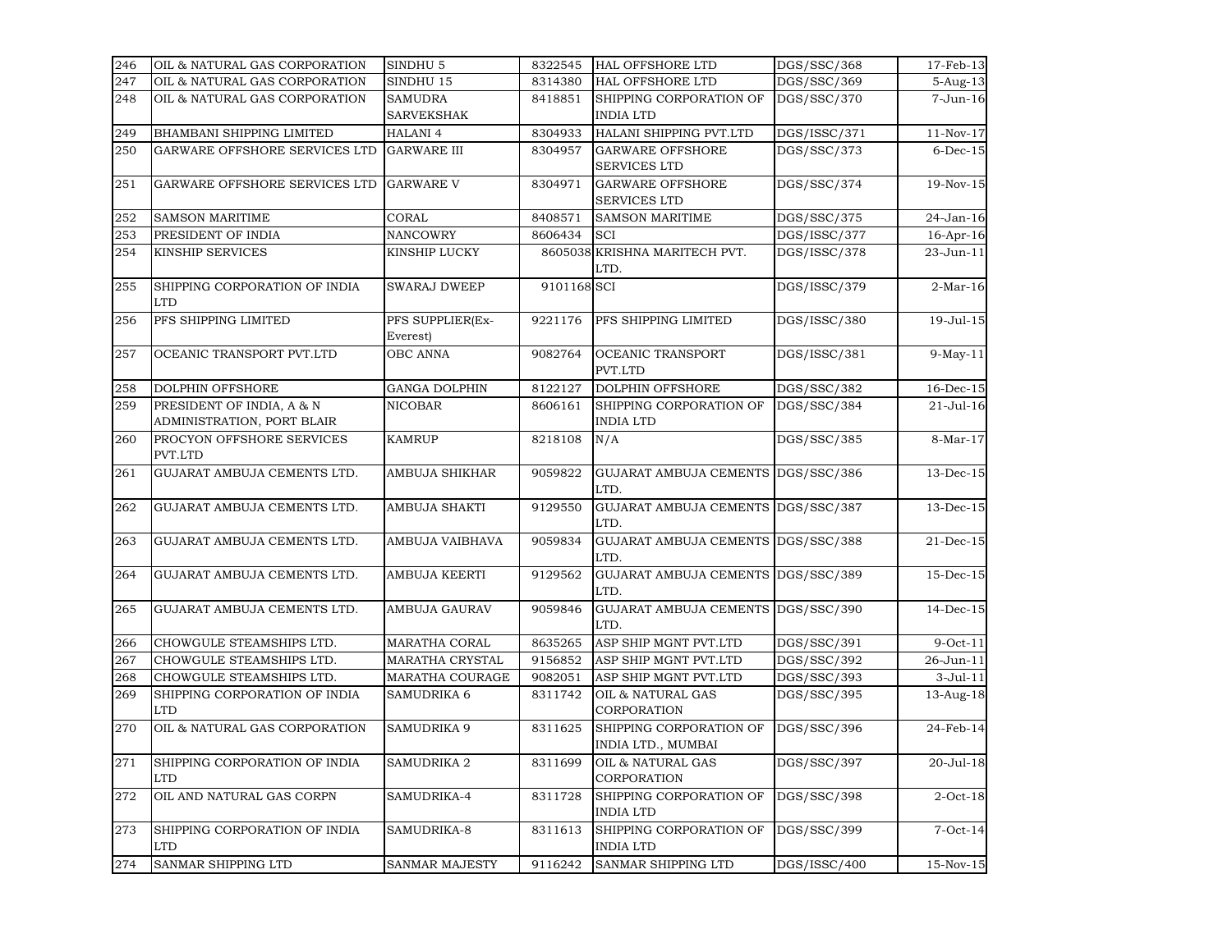| | | | | | | |
|---|---|---|---|---|---|---|
| 246 | OIL & NATURAL GAS CORPORATION | SINDHU 5 | 8322545 | HAL OFFSHORE LTD | DGS/SSC/368 | 17-Feb-13 |
| 247 | OIL & NATURAL GAS CORPORATION | SINDHU 15 | 8314380 | HAL OFFSHORE LTD | DGS/SSC/369 | 5-Aug-13 |
| 248 | OIL & NATURAL GAS CORPORATION | SAMUDRA SARVEKSHAK | 8418851 | SHIPPING CORPORATION OF INDIA LTD | DGS/SSC/370 | 7-Jun-16 |
| 249 | BHAMBANI SHIPPING LIMITED | HALANI 4 | 8304933 | HALANI SHIPPING PVT.LTD | DGS/ISSC/371 | 11-Nov-17 |
| 250 | GARWARE OFFSHORE SERVICES LTD | GARWARE III | 8304957 | GARWARE OFFSHORE SERVICES LTD | DGS/SSC/373 | 6-Dec-15 |
| 251 | GARWARE OFFSHORE SERVICES LTD | GARWARE V | 8304971 | GARWARE OFFSHORE SERVICES LTD | DGS/SSC/374 | 19-Nov-15 |
| 252 | SAMSON MARITIME | CORAL | 8408571 | SAMSON MARITIME | DGS/SSC/375 | 24-Jan-16 |
| 253 | PRESIDENT OF INDIA | NANCOWRY | 8606434 | SCI | DGS/ISSC/377 | 16-Apr-16 |
| 254 | KINSHIP SERVICES | KINSHIP LUCKY | 8605038 | KRISHNA MARITECH PVT. LTD. | DGS/ISSC/378 | 23-Jun-11 |
| 255 | SHIPPING CORPORATION OF INDIA LTD | SWARAJ DWEEP | 9101168 | SCI | DGS/ISSC/379 | 2-Mar-16 |
| 256 | PFS SHIPPING LIMITED | PFS SUPPLIER(Ex-Everest) | 9221176 | PFS SHIPPING LIMITED | DGS/ISSC/380 | 19-Jul-15 |
| 257 | OCEANIC TRANSPORT PVT.LTD | OBC ANNA | 9082764 | OCEANIC TRANSPORT PVT.LTD | DGS/ISSC/381 | 9-May-11 |
| 258 | DOLPHIN OFFSHORE | GANGA DOLPHIN | 8122127 | DOLPHIN OFFSHORE | DGS/SSC/382 | 16-Dec-15 |
| 259 | PRESIDENT OF INDIA, A & N ADMINISTRATION, PORT BLAIR | NICOBAR | 8606161 | SHIPPING CORPORATION OF INDIA LTD | DGS/SSC/384 | 21-Jul-16 |
| 260 | PROCYON OFFSHORE SERVICES PVT.LTD | KAMRUP | 8218108 | N/A | DGS/SSC/385 | 8-Mar-17 |
| 261 | GUJARAT AMBUJA CEMENTS LTD. | AMBUJA SHIKHAR | 9059822 | GUJARAT AMBUJA CEMENTS LTD. | DGS/SSC/386 | 13-Dec-15 |
| 262 | GUJARAT AMBUJA CEMENTS LTD. | AMBUJA SHAKTI | 9129550 | GUJARAT AMBUJA CEMENTS LTD. | DGS/SSC/387 | 13-Dec-15 |
| 263 | GUJARAT AMBUJA CEMENTS LTD. | AMBUJA VAIBHAVA | 9059834 | GUJARAT AMBUJA CEMENTS LTD. | DGS/SSC/388 | 21-Dec-15 |
| 264 | GUJARAT AMBUJA CEMENTS LTD. | AMBUJA KEERTI | 9129562 | GUJARAT AMBUJA CEMENTS LTD. | DGS/SSC/389 | 15-Dec-15 |
| 265 | GUJARAT AMBUJA CEMENTS LTD. | AMBUJA GAURAV | 9059846 | GUJARAT AMBUJA CEMENTS LTD. | DGS/SSC/390 | 14-Dec-15 |
| 266 | CHOWGULE STEAMSHIPS LTD. | MARATHA CORAL | 8635265 | ASP SHIP MGNT PVT.LTD | DGS/SSC/391 | 9-Oct-11 |
| 267 | CHOWGULE STEAMSHIPS LTD. | MARATHA CRYSTAL | 9156852 | ASP SHIP MGNT PVT.LTD | DGS/SSC/392 | 26-Jun-11 |
| 268 | CHOWGULE STEAMSHIPS LTD. | MARATHA COURAGE | 9082051 | ASP SHIP MGNT PVT.LTD | DGS/SSC/393 | 3-Jul-11 |
| 269 | SHIPPING CORPORATION OF INDIA LTD | SAMUDRIKA 6 | 8311742 | OIL & NATURAL GAS CORPORATION | DGS/SSC/395 | 13-Aug-18 |
| 270 | OIL & NATURAL GAS CORPORATION | SAMUDRIKA 9 | 8311625 | SHIPPING CORPORATION OF INDIA LTD., MUMBAI | DGS/SSC/396 | 24-Feb-14 |
| 271 | SHIPPING CORPORATION OF INDIA LTD | SAMUDRIKA 2 | 8311699 | OIL & NATURAL GAS CORPORATION | DGS/SSC/397 | 20-Jul-18 |
| 272 | OIL AND NATURAL GAS CORPN | SAMUDRIKA-4 | 8311728 | SHIPPING CORPORATION OF INDIA LTD | DGS/SSC/398 | 2-Oct-18 |
| 273 | SHIPPING CORPORATION OF INDIA LTD | SAMUDRIKA-8 | 8311613 | SHIPPING CORPORATION OF INDIA LTD | DGS/SSC/399 | 7-Oct-14 |
| 274 | SANMAR SHIPPING LTD | SANMAR MAJESTY | 9116242 | SANMAR SHIPPING LTD | DGS/ISSC/400 | 15-Nov-15 |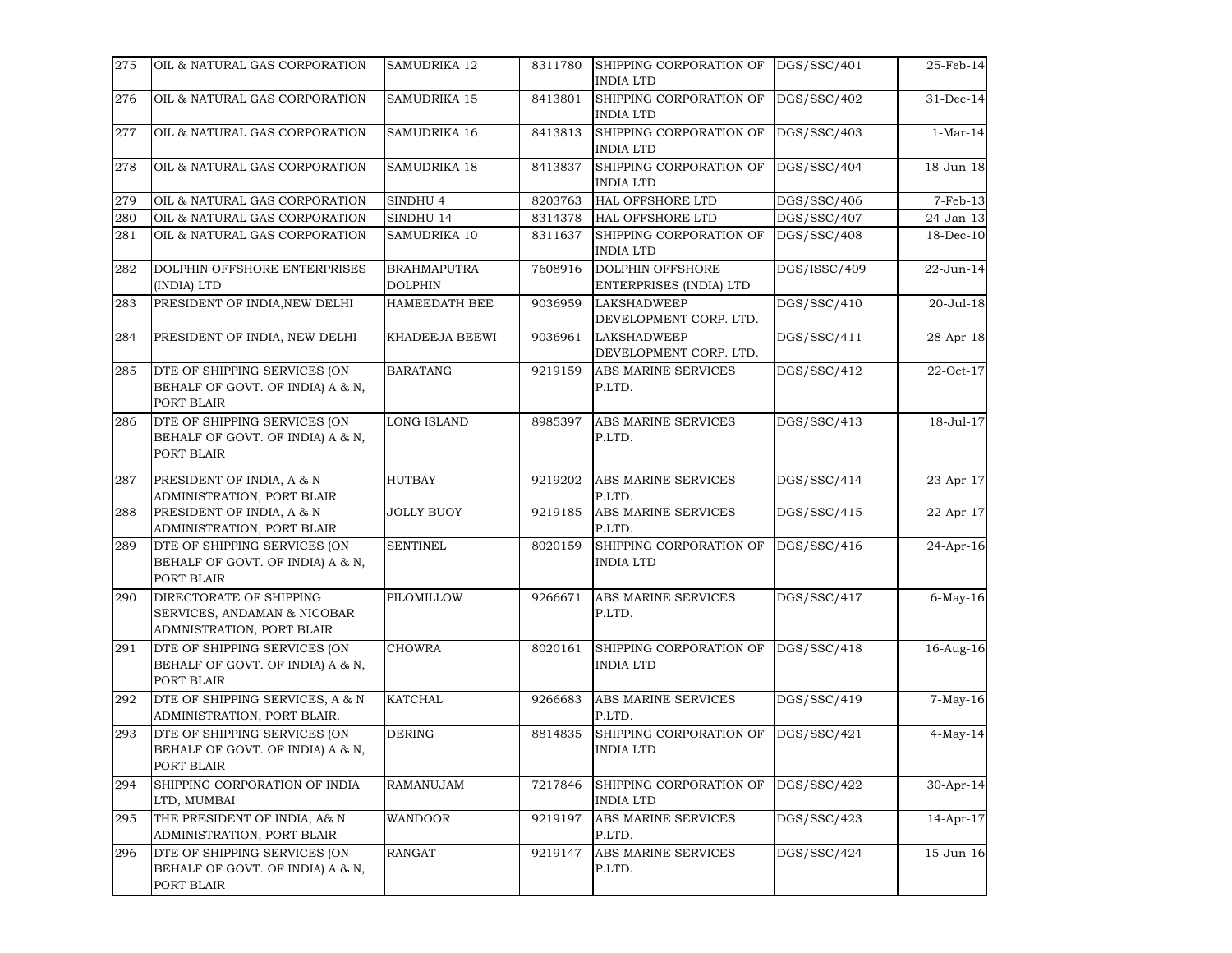| 275 | OIL & NATURAL GAS CORPORATION | SAMUDRIKA 12 | 8311780 | SHIPPING CORPORATION OF INDIA LTD | DGS/SSC/401 | 25-Feb-14 |
|---|---|---|---|---|---|---|
| 276 | OIL & NATURAL GAS CORPORATION | SAMUDRIKA 15 | 8413801 | SHIPPING CORPORATION OF INDIA LTD | DGS/SSC/402 | 31-Dec-14 |
| 277 | OIL & NATURAL GAS CORPORATION | SAMUDRIKA 16 | 8413813 | SHIPPING CORPORATION OF INDIA LTD | DGS/SSC/403 | 1-Mar-14 |
| 278 | OIL & NATURAL GAS CORPORATION | SAMUDRIKA 18 | 8413837 | SHIPPING CORPORATION OF INDIA LTD | DGS/SSC/404 | 18-Jun-18 |
| 279 | OIL & NATURAL GAS CORPORATION | SINDHU 4 | 8203763 | HAL OFFSHORE LTD | DGS/SSC/406 | 7-Feb-13 |
| 280 | OIL & NATURAL GAS CORPORATION | SINDHU 14 | 8314378 | HAL OFFSHORE LTD | DGS/SSC/407 | 24-Jan-13 |
| 281 | OIL & NATURAL GAS CORPORATION | SAMUDRIKA 10 | 8311637 | SHIPPING CORPORATION OF INDIA LTD | DGS/SSC/408 | 18-Dec-10 |
| 282 | DOLPHIN OFFSHORE ENTERPRISES (INDIA) LTD | BRAHMAPUTRA DOLPHIN | 7608916 | DOLPHIN OFFSHORE ENTERPRISES (INDIA) LTD | DGS/ISSC/409 | 22-Jun-14 |
| 283 | PRESIDENT OF INDIA,NEW DELHI | HAMEEDATH BEE | 9036959 | LAKSHADWEEP DEVELOPMENT CORP. LTD. | DGS/SSC/410 | 20-Jul-18 |
| 284 | PRESIDENT OF INDIA, NEW DELHI | KHADEEJA BEEWI | 9036961 | LAKSHADWEEP DEVELOPMENT CORP. LTD. | DGS/SSC/411 | 28-Apr-18 |
| 285 | DTE OF SHIPPING SERVICES (ON BEHALF OF GOVT. OF INDIA) A & N, PORT BLAIR | BARATANG | 9219159 | ABS MARINE SERVICES P.LTD. | DGS/SSC/412 | 22-Oct-17 |
| 286 | DTE OF SHIPPING SERVICES (ON BEHALF OF GOVT. OF INDIA) A & N, PORT BLAIR | LONG ISLAND | 8985397 | ABS MARINE SERVICES P.LTD. | DGS/SSC/413 | 18-Jul-17 |
| 287 | PRESIDENT OF INDIA, A & N ADMINISTRATION, PORT BLAIR | HUTBAY | 9219202 | ABS MARINE SERVICES P.LTD. | DGS/SSC/414 | 23-Apr-17 |
| 288 | PRESIDENT OF INDIA, A & N ADMINISTRATION, PORT BLAIR | JOLLY BUOY | 9219185 | ABS MARINE SERVICES P.LTD. | DGS/SSC/415 | 22-Apr-17 |
| 289 | DTE OF SHIPPING SERVICES (ON BEHALF OF GOVT. OF INDIA) A & N, PORT BLAIR | SENTINEL | 8020159 | SHIPPING CORPORATION OF INDIA LTD | DGS/SSC/416 | 24-Apr-16 |
| 290 | DIRECTORATE OF SHIPPING SERVICES, ANDAMAN & NICOBAR ADMNISTRATION, PORT BLAIR | PILOMILLOW | 9266671 | ABS MARINE SERVICES P.LTD. | DGS/SSC/417 | 6-May-16 |
| 291 | DTE OF SHIPPING SERVICES (ON BEHALF OF GOVT. OF INDIA) A & N, PORT BLAIR | CHOWRA | 8020161 | SHIPPING CORPORATION OF INDIA LTD | DGS/SSC/418 | 16-Aug-16 |
| 292 | DTE OF SHIPPING SERVICES, A & N ADMINISTRATION, PORT BLAIR. | KATCHAL | 9266683 | ABS MARINE SERVICES P.LTD. | DGS/SSC/419 | 7-May-16 |
| 293 | DTE OF SHIPPING SERVICES (ON BEHALF OF GOVT. OF INDIA) A & N, PORT BLAIR | DERING | 8814835 | SHIPPING CORPORATION OF INDIA LTD | DGS/SSC/421 | 4-May-14 |
| 294 | SHIPPING CORPORATION OF INDIA LTD, MUMBAI | RAMANUJAM | 7217846 | SHIPPING CORPORATION OF INDIA LTD | DGS/SSC/422 | 30-Apr-14 |
| 295 | THE PRESIDENT OF INDIA, A& N ADMINISTRATION, PORT BLAIR | WANDOOR | 9219197 | ABS MARINE SERVICES P.LTD. | DGS/SSC/423 | 14-Apr-17 |
| 296 | DTE OF SHIPPING SERVICES (ON BEHALF OF GOVT. OF INDIA) A & N, PORT BLAIR | RANGAT | 9219147 | ABS MARINE SERVICES P.LTD. | DGS/SSC/424 | 15-Jun-16 |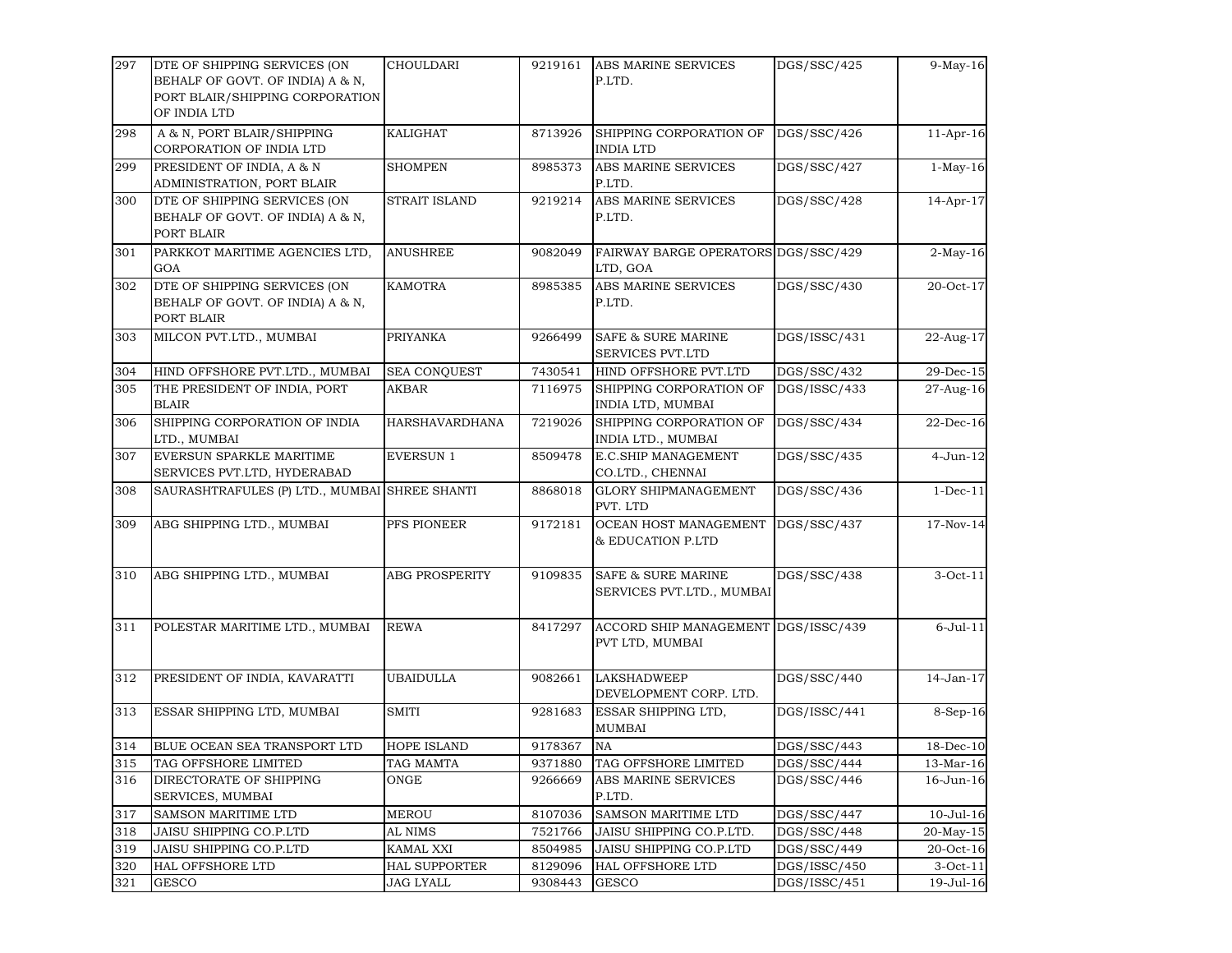| 297 | DTE OF SHIPPING SERVICES (ON BEHALF OF GOVT. OF INDIA) A & N, PORT BLAIR/SHIPPING CORPORATION OF INDIA LTD | CHOULDARI | 9219161 | ABS MARINE SERVICES P.LTD. | DGS/SSC/425 | 9-May-16 |
|---|---|---|---|---|---|---|
| 298 | A & N, PORT BLAIR/SHIPPING CORPORATION OF INDIA LTD | KALIGHAT | 8713926 | SHIPPING CORPORATION OF INDIA LTD | DGS/SSC/426 | 11-Apr-16 |
| 299 | PRESIDENT OF INDIA, A & N ADMINISTRATION, PORT BLAIR | SHOMPEN | 8985373 | ABS MARINE SERVICES P.LTD. | DGS/SSC/427 | 1-May-16 |
| 300 | DTE OF SHIPPING SERVICES (ON BEHALF OF GOVT. OF INDIA) A & N, PORT BLAIR | STRAIT ISLAND | 9219214 | ABS MARINE SERVICES P.LTD. | DGS/SSC/428 | 14-Apr-17 |
| 301 | PARKKOT MARITIME AGENCIES LTD, GOA | ANUSHREE | 9082049 | FAIRWAY BARGE OPERATORS LTD, GOA | DGS/SSC/429 | 2-May-16 |
| 302 | DTE OF SHIPPING SERVICES (ON BEHALF OF GOVT. OF INDIA) A & N, PORT BLAIR | KAMOTRA | 8985385 | ABS MARINE SERVICES P.LTD. | DGS/SSC/430 | 20-Oct-17 |
| 303 | MILCON PVT.LTD., MUMBAI | PRIYANKA | 9266499 | SAFE & SURE MARINE SERVICES PVT.LTD | DGS/ISSC/431 | 22-Aug-17 |
| 304 | HIND OFFSHORE PVT.LTD., MUMBAI | SEA CONQUEST | 7430541 | HIND OFFSHORE PVT.LTD | DGS/SSC/432 | 29-Dec-15 |
| 305 | THE PRESIDENT OF INDIA, PORT BLAIR | AKBAR | 7116975 | SHIPPING CORPORATION OF INDIA LTD, MUMBAI | DGS/ISSC/433 | 27-Aug-16 |
| 306 | SHIPPING CORPORATION OF INDIA LTD., MUMBAI | HARSHAVARDHANA | 7219026 | SHIPPING CORPORATION OF INDIA LTD., MUMBAI | DGS/SSC/434 | 22-Dec-16 |
| 307 | EVERSUN SPARKLE MARITIME SERVICES PVT.LTD, HYDERABAD | EVERSUN 1 | 8509478 | E.C.SHIP MANAGEMENT CO.LTD., CHENNAI | DGS/SSC/435 | 4-Jun-12 |
| 308 | SAURASHTRAFULES (P) LTD., MUMBAI | SHREE SHANTI | 8868018 | GLORY SHIPMANAGEMENT PVT. LTD | DGS/SSC/436 | 1-Dec-11 |
| 309 | ABG SHIPPING LTD., MUMBAI | PFS PIONEER | 9172181 | OCEAN HOST MANAGEMENT & EDUCATION P.LTD | DGS/SSC/437 | 17-Nov-14 |
| 310 | ABG SHIPPING LTD., MUMBAI | ABG PROSPERITY | 9109835 | SAFE & SURE MARINE SERVICES PVT.LTD., MUMBAI | DGS/SSC/438 | 3-Oct-11 |
| 311 | POLESTAR MARITIME LTD., MUMBAI | REWA | 8417297 | ACCORD SHIP MANAGEMENT PVT LTD, MUMBAI | DGS/ISSC/439 | 6-Jul-11 |
| 312 | PRESIDENT OF INDIA, KAVARATTI | UBAIDULLA | 9082661 | LAKSHADWEEP DEVELOPMENT CORP. LTD. | DGS/SSC/440 | 14-Jan-17 |
| 313 | ESSAR SHIPPING LTD, MUMBAI | SMITI | 9281683 | ESSAR SHIPPING LTD, MUMBAI | DGS/ISSC/441 | 8-Sep-16 |
| 314 | BLUE OCEAN SEA TRANSPORT LTD | HOPE ISLAND | 9178367 | NA | DGS/SSC/443 | 18-Dec-10 |
| 315 | TAG OFFSHORE LIMITED | TAG MAMTA | 9371880 | TAG OFFSHORE LIMITED | DGS/SSC/444 | 13-Mar-16 |
| 316 | DIRECTORATE OF SHIPPING SERVICES, MUMBAI | ONGE | 9266669 | ABS MARINE SERVICES P.LTD. | DGS/SSC/446 | 16-Jun-16 |
| 317 | SAMSON MARITIME LTD | MEROU | 8107036 | SAMSON MARITIME LTD | DGS/SSC/447 | 10-Jul-16 |
| 318 | JAISU SHIPPING CO.P.LTD | AL NIMS | 7521766 | JAISU SHIPPING CO.P.LTD. | DGS/SSC/448 | 20-May-15 |
| 319 | JAISU SHIPPING CO.P.LTD | KAMAL XXI | 8504985 | JAISU SHIPPING CO.P.LTD | DGS/SSC/449 | 20-Oct-16 |
| 320 | HAL OFFSHORE LTD | HAL SUPPORTER | 8129096 | HAL OFFSHORE LTD | DGS/ISSC/450 | 3-Oct-11 |
| 321 | GESCO | JAG LYALL | 9308443 | GESCO | DGS/ISSC/451 | 19-Jul-16 |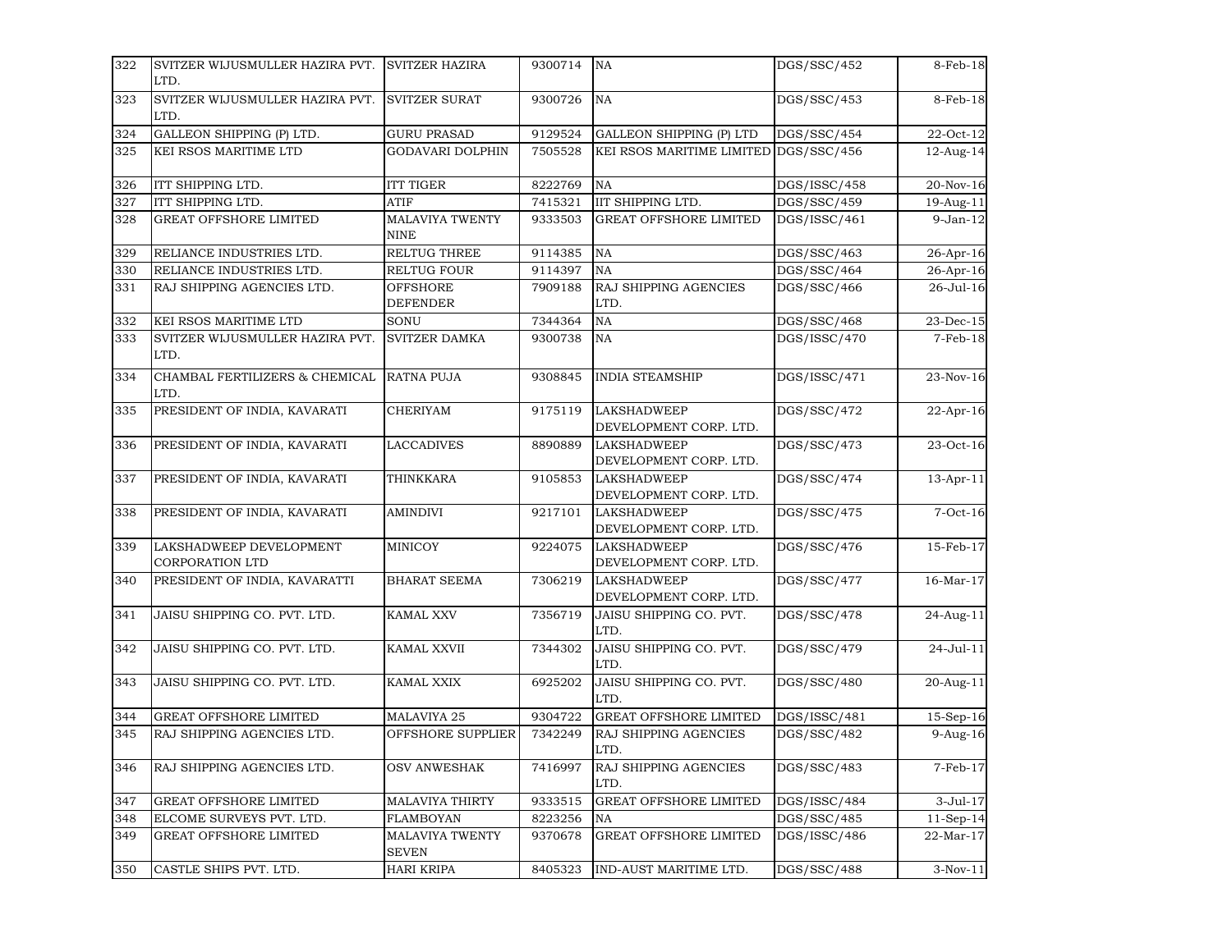| 322 | SVITZER WIJUSMULLER HAZIRA PVT. LTD. | SVITZER HAZIRA | 9300714 | NA | DGS/SSC/452 | 8-Feb-18 |
|---|---|---|---|---|---|---|
| 323 | SVITZER WIJUSMULLER HAZIRA PVT. LTD. | SVITZER SURAT | 9300726 | NA | DGS/SSC/453 | 8-Feb-18 |
| 324 | GALLEON SHIPPING (P) LTD. | GURU PRASAD | 9129524 | GALLEON SHIPPING (P) LTD | DGS/SSC/454 | 22-Oct-12 |
| 325 | KEI RSOS MARITIME LTD | GODAVARI DOLPHIN | 7505528 | KEI RSOS MARITIME LIMITED | DGS/SSC/456 | 12-Aug-14 |
| 326 | ITT SHIPPING LTD. | ITT TIGER | 8222769 | NA | DGS/ISSC/458 | 20-Nov-16 |
| 327 | ITT SHIPPING LTD. | ATIF | 7415321 | IIT SHIPPING LTD. | DGS/SSC/459 | 19-Aug-11 |
| 328 | GREAT OFFSHORE LIMITED | MALAVIYA TWENTY NINE | 9333503 | GREAT OFFSHORE LIMITED | DGS/ISSC/461 | 9-Jan-12 |
| 329 | RELIANCE INDUSTRIES LTD. | RELTUG THREE | 9114385 | NA | DGS/SSC/463 | 26-Apr-16 |
| 330 | RELIANCE INDUSTRIES LTD. | RELTUG FOUR | 9114397 | NA | DGS/SSC/464 | 26-Apr-16 |
| 331 | RAJ SHIPPING AGENCIES LTD. | OFFSHORE DEFENDER | 7909188 | RAJ SHIPPING AGENCIES LTD. | DGS/SSC/466 | 26-Jul-16 |
| 332 | KEI RSOS MARITIME LTD | SONU | 7344364 | NA | DGS/SSC/468 | 23-Dec-15 |
| 333 | SVITZER WIJUSMULLER HAZIRA PVT. LTD. | SVITZER DAMKA | 9300738 | NA | DGS/ISSC/470 | 7-Feb-18 |
| 334 | CHAMBAL FERTILIZERS & CHEMICAL LTD. | RATNA PUJA | 9308845 | INDIA STEAMSHIP | DGS/ISSC/471 | 23-Nov-16 |
| 335 | PRESIDENT OF INDIA, KAVARATI | CHERIYAM | 9175119 | LAKSHADWEEP DEVELOPMENT CORP. LTD. | DGS/SSC/472 | 22-Apr-16 |
| 336 | PRESIDENT OF INDIA, KAVARATI | LACCADIVES | 8890889 | LAKSHADWEEP DEVELOPMENT CORP. LTD. | DGS/SSC/473 | 23-Oct-16 |
| 337 | PRESIDENT OF INDIA, KAVARATI | THINKKARA | 9105853 | LAKSHADWEEP DEVELOPMENT CORP. LTD. | DGS/SSC/474 | 13-Apr-11 |
| 338 | PRESIDENT OF INDIA, KAVARATI | AMINDIVI | 9217101 | LAKSHADWEEP DEVELOPMENT CORP. LTD. | DGS/SSC/475 | 7-Oct-16 |
| 339 | LAKSHADWEEP DEVELOPMENT CORPORATION LTD | MINICOY | 9224075 | LAKSHADWEEP DEVELOPMENT CORP. LTD. | DGS/SSC/476 | 15-Feb-17 |
| 340 | PRESIDENT OF INDIA, KAVARATTI | BHARAT SEEMA | 7306219 | LAKSHADWEEP DEVELOPMENT CORP. LTD. | DGS/SSC/477 | 16-Mar-17 |
| 341 | JAISU SHIPPING CO. PVT. LTD. | KAMAL XXV | 7356719 | JAISU SHIPPING CO. PVT. LTD. | DGS/SSC/478 | 24-Aug-11 |
| 342 | JAISU SHIPPING CO. PVT. LTD. | KAMAL XXVII | 7344302 | JAISU SHIPPING CO. PVT. LTD. | DGS/SSC/479 | 24-Jul-11 |
| 343 | JAISU SHIPPING CO. PVT. LTD. | KAMAL XXIX | 6925202 | JAISU SHIPPING CO. PVT. LTD. | DGS/SSC/480 | 20-Aug-11 |
| 344 | GREAT OFFSHORE LIMITED | MALAVIYA 25 | 9304722 | GREAT OFFSHORE LIMITED | DGS/ISSC/481 | 15-Sep-16 |
| 345 | RAJ SHIPPING AGENCIES LTD. | OFFSHORE SUPPLIER | 7342249 | RAJ SHIPPING AGENCIES LTD. | DGS/SSC/482 | 9-Aug-16 |
| 346 | RAJ SHIPPING AGENCIES LTD. | OSV ANWESHAK | 7416997 | RAJ SHIPPING AGENCIES LTD. | DGS/SSC/483 | 7-Feb-17 |
| 347 | GREAT OFFSHORE LIMITED | MALAVIYA THIRTY | 9333515 | GREAT OFFSHORE LIMITED | DGS/ISSC/484 | 3-Jul-17 |
| 348 | ELCOME SURVEYS PVT. LTD. | FLAMBOYAN | 8223256 | NA | DGS/SSC/485 | 11-Sep-14 |
| 349 | GREAT OFFSHORE LIMITED | MALAVIYA TWENTY SEVEN | 9370678 | GREAT OFFSHORE LIMITED | DGS/ISSC/486 | 22-Mar-17 |
| 350 | CASTLE SHIPS PVT. LTD. | HARI KRIPA | 8405323 | IND-AUST MARITIME LTD. | DGS/SSC/488 | 3-Nov-11 |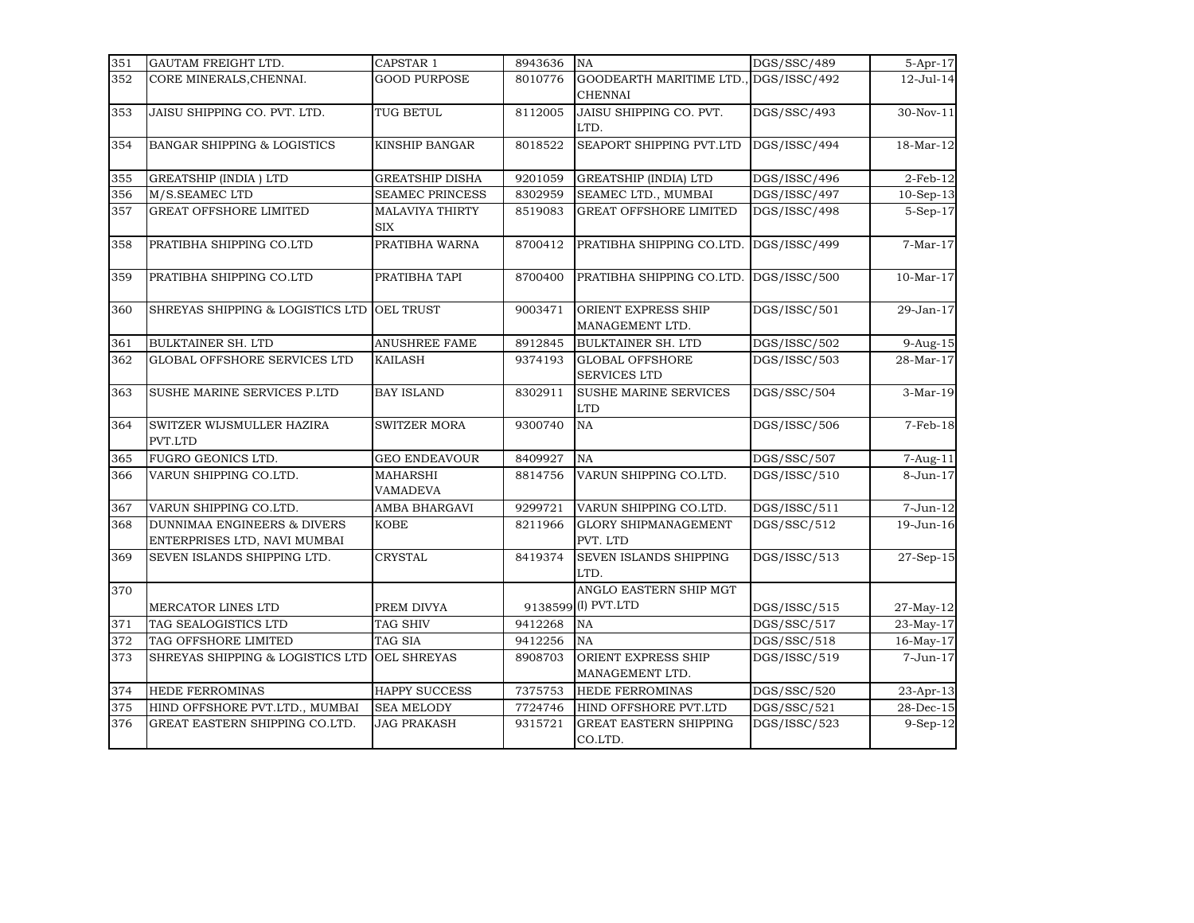| 351 | GAUTAM FREIGHT LTD. | CAPSTAR 1 | 8943636 | NA | DGS/SSC/489 | 5-Apr-17 |
|---|---|---|---|---|---|---|
| 352 | CORE MINERALS,CHENNAI. | GOOD PURPOSE | 8010776 | GOODEARTH MARITIME LTD., CHENNAI | DGS/ISSC/492 | 12-Jul-14 |
| 353 | JAISU SHIPPING CO. PVT. LTD. | TUG BETUL | 8112005 | JAISU SHIPPING CO. PVT. LTD. | DGS/SSC/493 | 30-Nov-11 |
| 354 | BANGAR SHIPPING & LOGISTICS | KINSHIP BANGAR | 8018522 | SEAPORT SHIPPING PVT.LTD | DGS/ISSC/494 | 18-Mar-12 |
| 355 | GREATSHIP (INDIA ) LTD | GREATSHIP DISHA | 9201059 | GREATSHIP (INDIA) LTD | DGS/ISSC/496 | 2-Feb-12 |
| 356 | M/S.SEAMEC LTD | SEAMEC PRINCESS | 8302959 | SEAMEC LTD., MUMBAI | DGS/ISSC/497 | 10-Sep-13 |
| 357 | GREAT OFFSHORE LIMITED | MALAVIYA THIRTY SIX | 8519083 | GREAT OFFSHORE LIMITED | DGS/ISSC/498 | 5-Sep-17 |
| 358 | PRATIBHA SHIPPING CO.LTD | PRATIBHA WARNA | 8700412 | PRATIBHA SHIPPING CO.LTD. | DGS/ISSC/499 | 7-Mar-17 |
| 359 | PRATIBHA SHIPPING CO.LTD | PRATIBHA TAPI | 8700400 | PRATIBHA SHIPPING CO.LTD. | DGS/ISSC/500 | 10-Mar-17 |
| 360 | SHREYAS SHIPPING & LOGISTICS LTD | OEL TRUST | 9003471 | ORIENT EXPRESS SHIP MANAGEMENT LTD. | DGS/ISSC/501 | 29-Jan-17 |
| 361 | BULKTAINER SH. LTD | ANUSHREE FAME | 8912845 | BULKTAINER SH. LTD | DGS/ISSC/502 | 9-Aug-15 |
| 362 | GLOBAL OFFSHORE SERVICES LTD | KAILASH | 9374193 | GLOBAL OFFSHORE SERVICES LTD | DGS/ISSC/503 | 28-Mar-17 |
| 363 | SUSHE MARINE SERVICES P.LTD | BAY ISLAND | 8302911 | SUSHE MARINE SERVICES LTD | DGS/SSC/504 | 3-Mar-19 |
| 364 | SWITZER WIJSMULLER HAZIRA PVT.LTD | SWITZER MORA | 9300740 | NA | DGS/ISSC/506 | 7-Feb-18 |
| 365 | FUGRO GEONICS LTD. | GEO ENDEAVOUR | 8409927 | NA | DGS/SSC/507 | 7-Aug-11 |
| 366 | VARUN SHIPPING CO.LTD. | MAHARSHI VAMADEVA | 8814756 | VARUN SHIPPING CO.LTD. | DGS/ISSC/510 | 8-Jun-17 |
| 367 | VARUN SHIPPING CO.LTD. | AMBA BHARGAVI | 9299721 | VARUN SHIPPING CO.LTD. | DGS/ISSC/511 | 7-Jun-12 |
| 368 | DUNNIMAA ENGINEERS & DIVERS ENTERPRISES LTD, NAVI MUMBAI | KOBE | 8211966 | GLORY SHIPMANAGEMENT PVT. LTD | DGS/SSC/512 | 19-Jun-16 |
| 369 | SEVEN ISLANDS SHIPPING LTD. | CRYSTAL | 8419374 | SEVEN ISLANDS SHIPPING LTD. | DGS/ISSC/513 | 27-Sep-15 |
| 370 | MERCATOR LINES LTD | PREM DIVYA | 9138599 | ANGLO EASTERN SHIP MGT (I) PVT.LTD | DGS/ISSC/515 | 27-May-12 |
| 371 | TAG SEALOGISTICS LTD | TAG SHIV | 9412268 | NA | DGS/SSC/517 | 23-May-17 |
| 372 | TAG OFFSHORE LIMITED | TAG SIA | 9412256 | NA | DGS/SSC/518 | 16-May-17 |
| 373 | SHREYAS SHIPPING & LOGISTICS LTD | OEL SHREYAS | 8908703 | ORIENT EXPRESS SHIP MANAGEMENT LTD. | DGS/ISSC/519 | 7-Jun-17 |
| 374 | HEDE FERROMINAS | HAPPY SUCCESS | 7375753 | HEDE FERROMINAS | DGS/SSC/520 | 23-Apr-13 |
| 375 | HIND OFFSHORE PVT.LTD., MUMBAI | SEA MELODY | 7724746 | HIND OFFSHORE PVT.LTD | DGS/SSC/521 | 28-Dec-15 |
| 376 | GREAT EASTERN SHIPPING CO.LTD. | JAG PRAKASH | 9315721 | GREAT EASTERN SHIPPING CO.LTD. | DGS/ISSC/523 | 9-Sep-12 |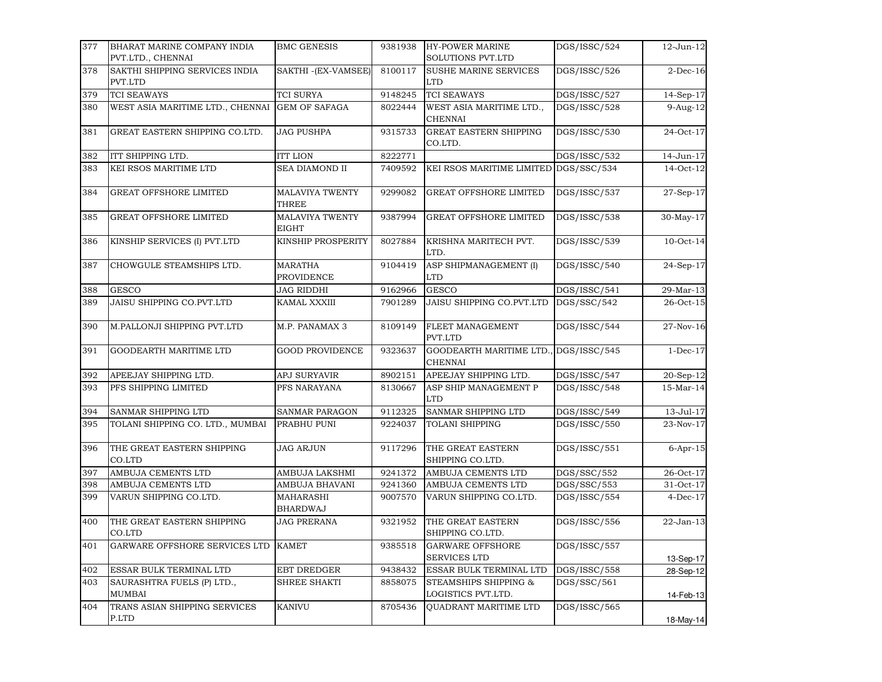| 377 | BHARAT MARINE COMPANY INDIA PVT.LTD., CHENNAI | BMC GENESIS | 9381938 | HY-POWER MARINE SOLUTIONS PVT.LTD | DGS/ISSC/524 | 12-Jun-12 |
|---|---|---|---|---|---|---|
| 378 | SAKTHI SHIPPING SERVICES INDIA PVT.LTD | SAKTHI -(EX-VAMSEE) | 8100117 | SUSHE MARINE SERVICES LTD | DGS/ISSC/526 | 2-Dec-16 |
| 379 | TCI SEAWAYS | TCI SURYA | 9148245 | TCI SEAWAYS | DGS/ISSC/527 | 14-Sep-17 |
| 380 | WEST ASIA MARITIME LTD., CHENNAI | GEM OF SAFAGA | 8022444 | WEST ASIA MARITIME LTD., CHENNAI | DGS/ISSC/528 | 9-Aug-12 |
| 381 | GREAT EASTERN SHIPPING CO.LTD. | JAG PUSHPA | 9315733 | GREAT EASTERN SHIPPING CO.LTD. | DGS/ISSC/530 | 24-Oct-17 |
| 382 | ITT SHIPPING LTD. | ITT LION | 8222771 | | DGS/ISSC/532 | 14-Jun-17 |
| 383 | KEI RSOS MARITIME LTD | SEA DIAMOND II | 7409592 | KEI RSOS MARITIME LIMITED | DGS/SSC/534 | 14-Oct-12 |
| 384 | GREAT OFFSHORE LIMITED | MALAVIYA TWENTY THREE | 9299082 | GREAT OFFSHORE LIMITED | DGS/ISSC/537 | 27-Sep-17 |
| 385 | GREAT OFFSHORE LIMITED | MALAVIYA TWENTY EIGHT | 9387994 | GREAT OFFSHORE LIMITED | DGS/ISSC/538 | 30-May-17 |
| 386 | KINSHIP SERVICES (I) PVT.LTD | KINSHIP PROSPERITY | 8027884 | KRISHNA MARITECH PVT. LTD. | DGS/ISSC/539 | 10-Oct-14 |
| 387 | CHOWGULE STEAMSHIPS LTD. | MARATHA PROVIDENCE | 9104419 | ASP SHIPMANAGEMENT (I) LTD | DGS/ISSC/540 | 24-Sep-17 |
| 388 | GESCO | JAG RIDDHI | 9162966 | GESCO | DGS/ISSC/541 | 29-Mar-13 |
| 389 | JAISU SHIPPING CO.PVT.LTD | KAMAL XXXIII | 7901289 | JAISU SHIPPING CO.PVT.LTD | DGS/SSC/542 | 26-Oct-15 |
| 390 | M.PALLONJI SHIPPING PVT.LTD | M.P. PANAMAX 3 | 8109149 | FLEET MANAGEMENT PVT.LTD | DGS/ISSC/544 | 27-Nov-16 |
| 391 | GOODEARTH MARITIME LTD | GOOD PROVIDENCE | 9323637 | GOODEARTH MARITIME LTD., CHENNAI | DGS/ISSC/545 | 1-Dec-17 |
| 392 | APEEJAY SHIPPING LTD. | APJ SURYAVIR | 8902151 | APEEJAY SHIPPING LTD. | DGS/ISSC/547 | 20-Sep-12 |
| 393 | PFS SHIPPING LIMITED | PFS NARAYANA | 8130667 | ASP SHIP MANAGEMENT P LTD | DGS/ISSC/548 | 15-Mar-14 |
| 394 | SANMAR SHIPPING LTD | SANMAR PARAGON | 9112325 | SANMAR SHIPPING LTD | DGS/ISSC/549 | 13-Jul-17 |
| 395 | TOLANI SHIPPING CO. LTD., MUMBAI | PRABHU PUNI | 9224037 | TOLANI SHIPPING | DGS/ISSC/550 | 23-Nov-17 |
| 396 | THE GREAT EASTERN SHIPPING CO.LTD | JAG ARJUN | 9117296 | THE GREAT EASTERN SHIPPING CO.LTD. | DGS/ISSC/551 | 6-Apr-15 |
| 397 | AMBUJA CEMENTS LTD | AMBUJA LAKSHMI | 9241372 | AMBUJA CEMENTS LTD | DGS/SSC/552 | 26-Oct-17 |
| 398 | AMBUJA CEMENTS LTD | AMBUJA BHAVANI | 9241360 | AMBUJA CEMENTS LTD | DGS/SSC/553 | 31-Oct-17 |
| 399 | VARUN SHIPPING CO.LTD. | MAHARASHI BHARDWAJ | 9007570 | VARUN SHIPPING CO.LTD. | DGS/ISSC/554 | 4-Dec-17 |
| 400 | THE GREAT EASTERN SHIPPING CO.LTD | JAG PRERANA | 9321952 | THE GREAT EASTERN SHIPPING CO.LTD. | DGS/ISSC/556 | 22-Jan-13 |
| 401 | GARWARE OFFSHORE SERVICES LTD | KAMET | 9385518 | GARWARE OFFSHORE SERVICES LTD | DGS/ISSC/557 | 13-Sep-17 |
| 402 | ESSAR BULK TERMINAL LTD | EBT DREDGER | 9438432 | ESSAR BULK TERMINAL LTD | DGS/ISSC/558 | 28-Sep-12 |
| 403 | SAURASHTRA FUELS (P) LTD., MUMBAI | SHREE SHAKTI | 8858075 | STEAMSHIPS SHIPPING & LOGISTICS PVT.LTD. | DGS/SSC/561 | 14-Feb-13 |
| 404 | TRANS ASIAN SHIPPING SERVICES P.LTD | KANIVU | 8705436 | QUADRANT MARITIME LTD | DGS/ISSC/565 | 18-May-14 |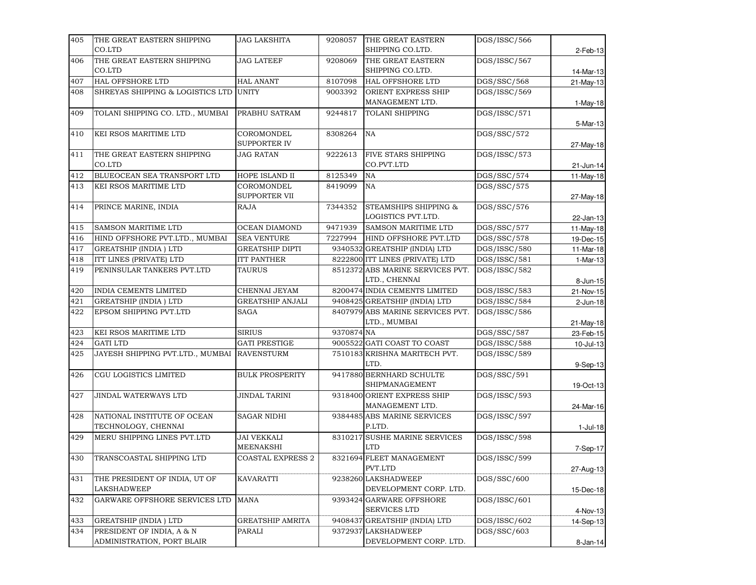| 405 | THE GREAT EASTERN SHIPPING CO.LTD | JAG LAKSHITA | 9208057 | THE GREAT EASTERN SHIPPING CO.LTD. | DGS/ISSC/566 | 2-Feb-13 |
|---|---|---|---|---|---|---|
| 406 | THE GREAT EASTERN SHIPPING CO.LTD | JAG LATEEF | 9208069 | THE GREAT EASTERN SHIPPING CO.LTD. | DGS/ISSC/567 | 14-Mar-13 |
| 407 | HAL OFFSHORE LTD | HAL ANANT | 8107098 | HAL OFFSHORE LTD | DGS/SSC/568 | 21-May-13 |
| 408 | SHREYAS SHIPPING & LOGISTICS LTD | UNITY | 9003392 | ORIENT EXPRESS SHIP MANAGEMENT LTD. | DGS/ISSC/569 | 1-May-18 |
| 409 | TOLANI SHIPPING CO. LTD., MUMBAI | PRABHU SATRAM | 9244817 | TOLANI SHIPPING | DGS/ISSC/571 | 5-Mar-13 |
| 410 | KEI RSOS MARITIME LTD | COROMONDEL SUPPORTER IV | 8308264 | NA | DGS/SSC/572 | 27-May-18 |
| 411 | THE GREAT EASTERN SHIPPING CO.LTD | JAG RATAN | 9222613 | FIVE STARS SHIPPING CO.PVT.LTD | DGS/ISSC/573 | 21-Jun-14 |
| 412 | BLUEOCEAN SEA TRANSPORT LTD | HOPE ISLAND II | 8125349 | NA | DGS/SSC/574 | 11-May-18 |
| 413 | KEI RSOS MARITIME LTD | COROMONDEL SUPPORTER VII | 8419099 | NA | DGS/SSC/575 | 27-May-18 |
| 414 | PRINCE MARINE, INDIA | RAJA | 7344352 | STEAMSHIPS SHIPPING & LOGISTICS PVT.LTD. | DGS/SSC/576 | 22-Jan-13 |
| 415 | SAMSON MARITIME LTD | OCEAN DIAMOND | 9471939 | SAMSON MARITIME LTD | DGS/SSC/577 | 11-May-18 |
| 416 | HIND OFFSHORE PVT.LTD., MUMBAI | SEA VENTURE | 7227994 | HIND OFFSHORE PVT.LTD | DGS/SSC/578 | 19-Dec-15 |
| 417 | GREATSHIP (INDIA ) LTD | GREATSHIP DIPTI | 9340532 | GREATSHIP (INDIA) LTD | DGS/ISSC/580 | 11-Mar-18 |
| 418 | ITT LINES (PRIVATE) LTD | ITT PANTHER | 8222800 | ITT LINES (PRIVATE) LTD | DGS/ISSC/581 | 1-Mar-13 |
| 419 | PENINSULAR TANKERS PVT.LTD | TAURUS | 8512372 | ABS MARINE SERVICES PVT. LTD., CHENNAI | DGS/ISSC/582 | 8-Jun-15 |
| 420 | INDIA CEMENTS LIMITED | CHENNAI JEYAM | 8200474 | INDIA CEMENTS LIMITED | DGS/ISSC/583 | 21-Nov-15 |
| 421 | GREATSHIP (INDIA ) LTD | GREATSHIP ANJALI | 9408425 | GREATSHIP (INDIA) LTD | DGS/ISSC/584 | 2-Jun-18 |
| 422 | EPSOM SHIPPING PVT.LTD | SAGA | 8407979 | ABS MARINE SERVICES PVT. LTD., MUMBAI | DGS/ISSC/586 | 21-May-18 |
| 423 | KEI RSOS MARITIME LTD | SIRIUS | 9370874 | NA | DGS/SSC/587 | 23-Feb-15 |
| 424 | GATI LTD | GATI PRESTIGE | 9005522 | GATI COAST TO COAST | DGS/ISSC/588 | 10-Jul-13 |
| 425 | JAYESH SHIPPING PVT.LTD., MUMBAI | RAVENSTURM | 7510183 | KRISHNA MARITECH PVT. LTD. | DGS/ISSC/589 | 9-Sep-13 |
| 426 | CGU LOGISTICS LIMITED | BULK PROSPERITY | 9417880 | BERNHARD SCHULTE SHIPMANAGEMENT | DGS/SSC/591 | 19-Oct-13 |
| 427 | JINDAL WATERWAYS LTD | JINDAL TARINI | 9318400 | ORIENT EXPRESS SHIP MANAGEMENT LTD. | DGS/ISSC/593 | 24-Mar-16 |
| 428 | NATIONAL INSTITUTE OF OCEAN TECHNOLOGY, CHENNAI | SAGAR NIDHI | 9384485 | ABS MARINE SERVICES P.LTD. | DGS/ISSC/597 | 1-Jul-18 |
| 429 | MERU SHIPPING LINES PVT.LTD | JAI VEKKALI MEENAKSHI | 8310217 | SUSHE MARINE SERVICES LTD | DGS/ISSC/598 | 7-Sep-17 |
| 430 | TRANSCOASTAL SHIPPING LTD | COASTAL EXPRESS 2 | 8321694 | FLEET MANAGEMENT PVT.LTD | DGS/ISSC/599 | 27-Aug-13 |
| 431 | THE PRESIDENT OF INDIA, UT OF LAKSHADWEEP | KAVARATTI | 9238260 | LAKSHADWEEP DEVELOPMENT CORP. LTD. | DGS/SSC/600 | 15-Dec-18 |
| 432 | GARWARE OFFSHORE SERVICES LTD | MANA | 9393424 | GARWARE OFFSHORE SERVICES LTD | DGS/ISSC/601 | 4-Nov-13 |
| 433 | GREATSHIP (INDIA ) LTD | GREATSHIP AMRITA | 9408437 | GREATSHIP (INDIA) LTD | DGS/ISSC/602 | 14-Sep-13 |
| 434 | PRESIDENT OF INDIA, A & N ADMINISTRATION, PORT BLAIR | PARALI | 9372937 | LAKSHADWEEP DEVELOPMENT CORP. LTD. | DGS/SSC/603 | 8-Jan-14 |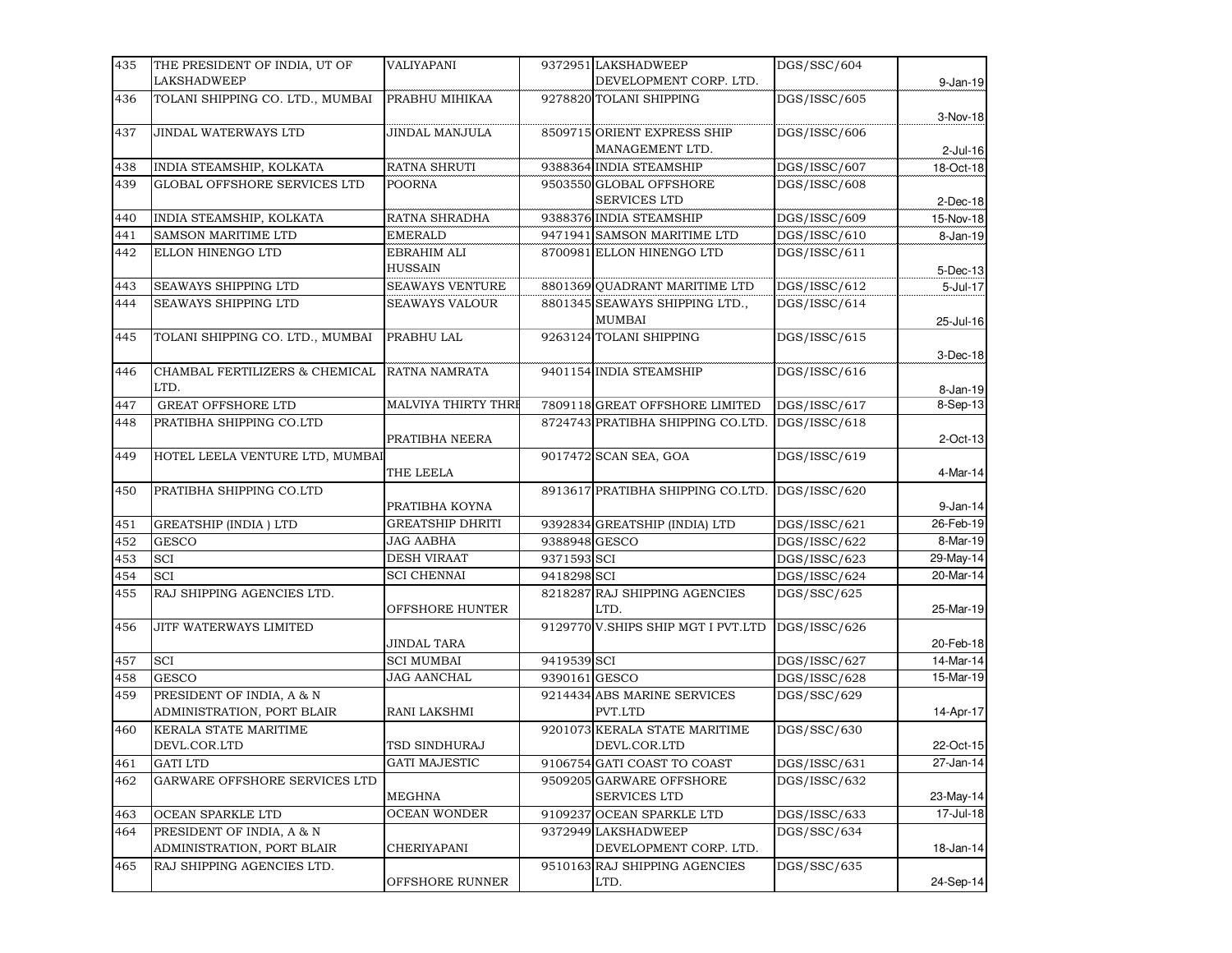| 435 | THE PRESIDENT OF INDIA, UT OF LAKSHADWEEP | VALIYAPANI | 9372951 | LAKSHADWEEP DEVELOPMENT CORP. LTD. | DGS/SSC/604 | 9-Jan-19 |
|---|---|---|---|---|---|---|
| 436 | TOLANI SHIPPING CO. LTD., MUMBAI | PRABHU MIHIKAA | 9278820 | TOLANI SHIPPING | DGS/ISSC/605 | 3-Nov-18 |
| 437 | JINDAL WATERWAYS LTD | JINDAL MANJULA | 8509715 | ORIENT EXPRESS SHIP MANAGEMENT LTD. | DGS/ISSC/606 | 2-Jul-16 |
| 438 | INDIA STEAMSHIP, KOLKATA | RATNA SHRUTI | 9388364 | INDIA STEAMSHIP | DGS/ISSC/607 | 18-Oct-18 |
| 439 | GLOBAL OFFSHORE SERVICES LTD | POORNA | 9503550 | GLOBAL OFFSHORE SERVICES LTD | DGS/ISSC/608 | 2-Dec-18 |
| 440 | INDIA STEAMSHIP, KOLKATA | RATNA SHRADHA | 9388376 | INDIA STEAMSHIP | DGS/ISSC/609 | 15-Nov-18 |
| 441 | SAMSON MARITIME LTD | EMERALD | 9471941 | SAMSON MARITIME LTD | DGS/ISSC/610 | 8-Jan-19 |
| 442 | ELLON HINENGO LTD | EBRAHIM ALI HUSSAIN | 8700981 | ELLON HINENGO LTD | DGS/ISSC/611 | 5-Dec-13 |
| 443 | SEAWAYS SHIPPING LTD | SEAWAYS VENTURE | 8801369 | QUADRANT MARITIME LTD | DGS/ISSC/612 | 5-Jul-17 |
| 444 | SEAWAYS SHIPPING LTD | SEAWAYS VALOUR | 8801345 | SEAWAYS SHIPPING LTD., MUMBAI | DGS/ISSC/614 | 25-Jul-16 |
| 445 | TOLANI SHIPPING CO. LTD., MUMBAI | PRABHU LAL | 9263124 | TOLANI SHIPPING | DGS/ISSC/615 | 3-Dec-18 |
| 446 | CHAMBAL FERTILIZERS & CHEMICAL LTD. | RATNA NAMRATA | 9401154 | INDIA STEAMSHIP | DGS/ISSC/616 | 8-Jan-19 |
| 447 | GREAT OFFSHORE LTD | MALVIYA THIRTY THRE | 7809118 | GREAT OFFSHORE LIMITED | DGS/ISSC/617 | 8-Sep-13 |
| 448 | PRATIBHA SHIPPING CO.LTD | PRATIBHA NEERA | 8724743 | PRATIBHA SHIPPING CO.LTD. | DGS/ISSC/618 | 2-Oct-13 |
| 449 | HOTEL LEELA VENTURE LTD, MUMBAI | THE LEELA | 9017472 | SCAN SEA, GOA | DGS/ISSC/619 | 4-Mar-14 |
| 450 | PRATIBHA SHIPPING CO.LTD | PRATIBHA KOYNA | 8913617 | PRATIBHA SHIPPING CO.LTD. | DGS/ISSC/620 | 9-Jan-14 |
| 451 | GREATSHIP (INDIA ) LTD | GREATSHIP DHRITI | 9392834 | GREATSHIP (INDIA) LTD | DGS/ISSC/621 | 26-Feb-19 |
| 452 | GESCO | JAG AABHA | 9388948 | GESCO | DGS/ISSC/622 | 8-Mar-19 |
| 453 | SCI | DESH VIRAAT | 9371593 | SCI | DGS/ISSC/623 | 29-May-14 |
| 454 | SCI | SCI CHENNAI | 9418298 | SCI | DGS/ISSC/624 | 20-Mar-14 |
| 455 | RAJ SHIPPING AGENCIES LTD. | OFFSHORE HUNTER | 8218287 | RAJ SHIPPING AGENCIES LTD. | DGS/SSC/625 | 25-Mar-19 |
| 456 | JITF WATERWAYS LIMITED | JINDAL TARA | 9129770 | V.SHIPS SHIP MGT I PVT.LTD | DGS/ISSC/626 | 20-Feb-18 |
| 457 | SCI | SCI MUMBAI | 9419539 | SCI | DGS/ISSC/627 | 14-Mar-14 |
| 458 | GESCO | JAG AANCHAL | 9390161 | GESCO | DGS/ISSC/628 | 15-Mar-19 |
| 459 | PRESIDENT OF INDIA, A & N ADMINISTRATION, PORT BLAIR | RANI LAKSHMI | 9214434 | ABS MARINE SERVICES PVT.LTD | DGS/SSC/629 | 14-Apr-17 |
| 460 | KERALA STATE MARITIME DEVL.COR.LTD | TSD SINDHURAJ | 9201073 | KERALA STATE MARITIME DEVL.COR.LTD | DGS/SSC/630 | 22-Oct-15 |
| 461 | GATI LTD | GATI MAJESTIC | 9106754 | GATI COAST TO COAST | DGS/ISSC/631 | 27-Jan-14 |
| 462 | GARWARE OFFSHORE SERVICES LTD | MEGHNA | 9509205 | GARWARE OFFSHORE SERVICES LTD | DGS/ISSC/632 | 23-May-14 |
| 463 | OCEAN SPARKLE LTD | OCEAN WONDER | 9109237 | OCEAN SPARKLE LTD | DGS/ISSC/633 | 17-Jul-18 |
| 464 | PRESIDENT OF INDIA, A & N ADMINISTRATION, PORT BLAIR | CHERIYAPANI | 9372949 | LAKSHADWEEP DEVELOPMENT CORP. LTD. | DGS/SSC/634 | 18-Jan-14 |
| 465 | RAJ SHIPPING AGENCIES LTD. | OFFSHORE RUNNER | 9510163 | RAJ SHIPPING AGENCIES LTD. | DGS/SSC/635 | 24-Sep-14 |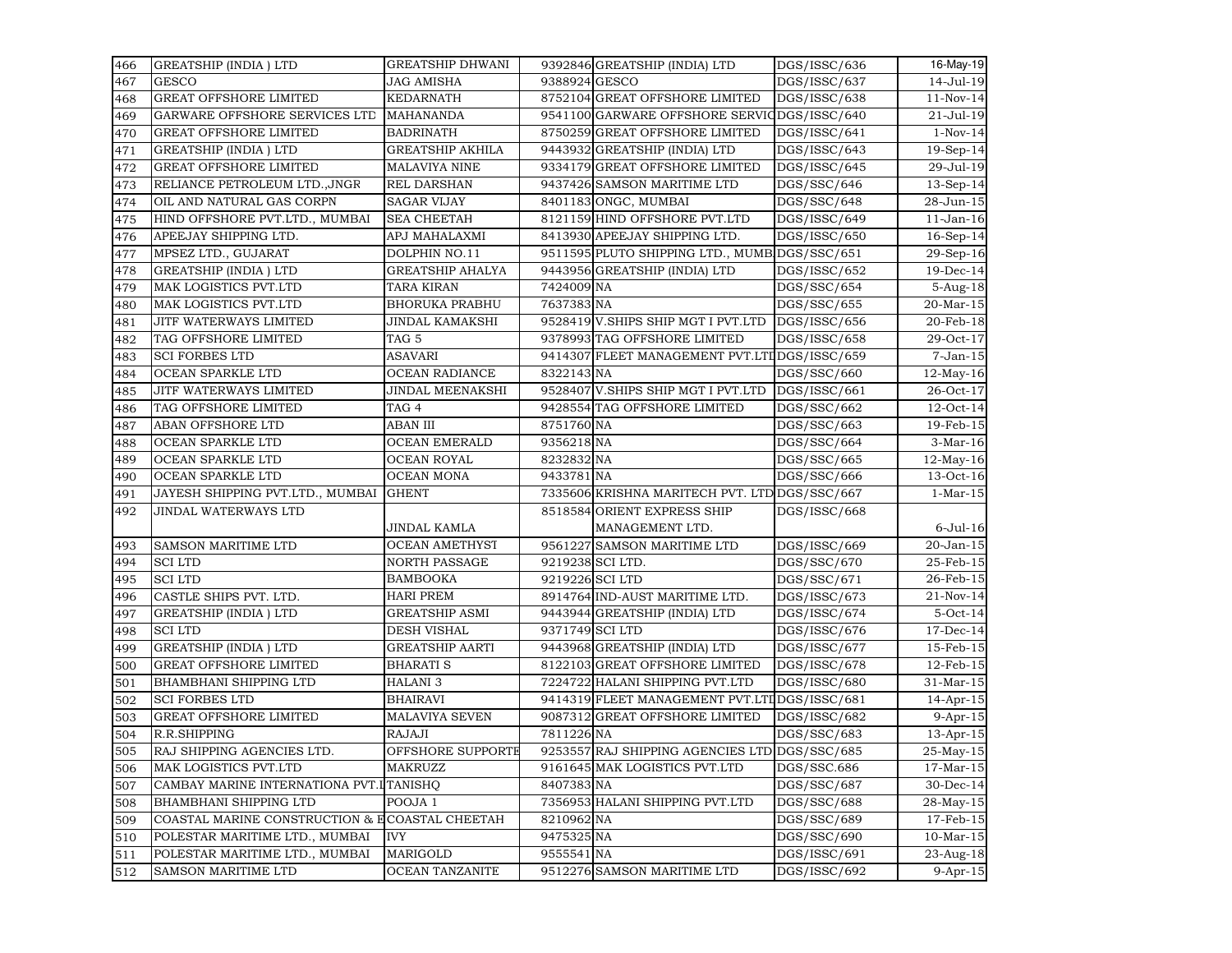| | | | | | | |
|---|---|---|---|---|---|---|
| 466 | GREATSHIP (INDIA ) LTD | GREATSHIP DHWANI | 9392846 | GREATSHIP (INDIA) LTD | DGS/ISSC/636 | 16-May-19 |
| 467 | GESCO | JAG AMISHA | 9388924 | GESCO | DGS/ISSC/637 | 14-Jul-19 |
| 468 | GREAT OFFSHORE LIMITED | KEDARNATH | 8752104 | GREAT OFFSHORE LIMITED | DGS/ISSC/638 | 11-Nov-14 |
| 469 | GARWARE OFFSHORE SERVICES LTD | MAHANANDA | 9541100 | GARWARE OFFSHORE SERVIC | DGS/ISSC/640 | 21-Jul-19 |
| 470 | GREAT OFFSHORE LIMITED | BADRINATH | 8750259 | GREAT OFFSHORE LIMITED | DGS/ISSC/641 | 1-Nov-14 |
| 471 | GREATSHIP (INDIA ) LTD | GREATSHIP AKHILA | 9443932 | GREATSHIP (INDIA) LTD | DGS/ISSC/643 | 19-Sep-14 |
| 472 | GREAT OFFSHORE LIMITED | MALAVIYA NINE | 9334179 | GREAT OFFSHORE LIMITED | DGS/ISSC/645 | 29-Jul-19 |
| 473 | RELIANCE PETROLEUM LTD.,JNGR | REL DARSHAN | 9437426 | SAMSON MARITIME LTD | DGS/SSC/646 | 13-Sep-14 |
| 474 | OIL AND NATURAL GAS CORPN | SAGAR VIJAY | 8401183 | ONGC, MUMBAI | DGS/SSC/648 | 28-Jun-15 |
| 475 | HIND OFFSHORE PVT.LTD., MUMBAI | SEA CHEETAH | 8121159 | HIND OFFSHORE PVT.LTD | DGS/ISSC/649 | 11-Jan-16 |
| 476 | APEEJAY SHIPPING LTD. | APJ MAHALAXMI | 8413930 | APEEJAY SHIPPING LTD. | DGS/ISSC/650 | 16-Sep-14 |
| 477 | MPSEZ LTD., GUJARAT | DOLPHIN NO.11 | 9511595 | PLUTO SHIPPING LTD., MUMB | DGS/SSC/651 | 29-Sep-16 |
| 478 | GREATSHIP (INDIA ) LTD | GREATSHIP AHALYA | 9443956 | GREATSHIP (INDIA) LTD | DGS/ISSC/652 | 19-Dec-14 |
| 479 | MAK LOGISTICS PVT.LTD | TARA KIRAN | 7424009 | NA | DGS/SSC/654 | 5-Aug-18 |
| 480 | MAK LOGISTICS PVT.LTD | BHORUKA PRABHU | 7637383 | NA | DGS/SSC/655 | 20-Mar-15 |
| 481 | JITF WATERWAYS LIMITED | JINDAL KAMAKSHI | 9528419 | V.SHIPS SHIP MGT I PVT.LTD | DGS/ISSC/656 | 20-Feb-18 |
| 482 | TAG OFFSHORE LIMITED | TAG 5 | 9378993 | TAG OFFSHORE LIMITED | DGS/ISSC/658 | 29-Oct-17 |
| 483 | SCI FORBES LTD | ASAVARI | 9414307 | FLEET MANAGEMENT PVT.LTD | DGS/ISSC/659 | 7-Jan-15 |
| 484 | OCEAN SPARKLE LTD | OCEAN RADIANCE | 8322143 | NA | DGS/SSC/660 | 12-May-16 |
| 485 | JITF WATERWAYS LIMITED | JINDAL MEENAKSHI | 9528407 | V.SHIPS SHIP MGT I PVT.LTD | DGS/ISSC/661 | 26-Oct-17 |
| 486 | TAG OFFSHORE LIMITED | TAG 4 | 9428554 | TAG OFFSHORE LIMITED | DGS/SSC/662 | 12-Oct-14 |
| 487 | ABAN OFFSHORE LTD | ABAN III | 8751760 | NA | DGS/SSC/663 | 19-Feb-15 |
| 488 | OCEAN SPARKLE LTD | OCEAN EMERALD | 9356218 | NA | DGS/SSC/664 | 3-Mar-16 |
| 489 | OCEAN SPARKLE LTD | OCEAN ROYAL | 8232832 | NA | DGS/SSC/665 | 12-May-16 |
| 490 | OCEAN SPARKLE LTD | OCEAN MONA | 9433781 | NA | DGS/SSC/666 | 13-Oct-16 |
| 491 | JAYESH SHIPPING PVT.LTD., MUMBAI | GHENT | 7335606 | KRISHNA MARITECH PVT. LTD | DGS/SSC/667 | 1-Mar-15 |
| 492 | JINDAL WATERWAYS LTD | JINDAL KAMLA | 8518584 | ORIENT EXPRESS SHIP MANAGEMENT LTD. | DGS/ISSC/668 | 6-Jul-16 |
| 493 | SAMSON MARITIME LTD | OCEAN AMETHYST | 9561227 | SAMSON MARITIME LTD | DGS/ISSC/669 | 20-Jan-15 |
| 494 | SCI LTD | NORTH PASSAGE | 9219238 | SCI LTD. | DGS/SSC/670 | 25-Feb-15 |
| 495 | SCI LTD | BAMBOOKA | 9219226 | SCI LTD | DGS/SSC/671 | 26-Feb-15 |
| 496 | CASTLE SHIPS PVT. LTD. | HARI PREM | 8914764 | IND-AUST MARITIME LTD. | DGS/ISSC/673 | 21-Nov-14 |
| 497 | GREATSHIP (INDIA ) LTD | GREATSHIP ASMI | 9443944 | GREATSHIP (INDIA) LTD | DGS/ISSC/674 | 5-Oct-14 |
| 498 | SCI LTD | DESH VISHAL | 9371749 | SCI LTD | DGS/ISSC/676 | 17-Dec-14 |
| 499 | GREATSHIP (INDIA ) LTD | GREATSHIP AARTI | 9443968 | GREATSHIP (INDIA) LTD | DGS/ISSC/677 | 15-Feb-15 |
| 500 | GREAT OFFSHORE LIMITED | BHARATI S | 8122103 | GREAT OFFSHORE LIMITED | DGS/ISSC/678 | 12-Feb-15 |
| 501 | BHAMBHANI SHIPPING LTD | HALANI 3 | 7224722 | HALANI SHIPPING PVT.LTD | DGS/ISSC/680 | 31-Mar-15 |
| 502 | SCI FORBES LTD | BHAIRAVI | 9414319 | FLEET MANAGEMENT PVT.LTD | DGS/ISSC/681 | 14-Apr-15 |
| 503 | GREAT OFFSHORE LIMITED | MALAVIYA SEVEN | 9087312 | GREAT OFFSHORE LIMITED | DGS/ISSC/682 | 9-Apr-15 |
| 504 | R.R.SHIPPING | RAJAJI | 7811226 | NA | DGS/SSC/683 | 13-Apr-15 |
| 505 | RAJ SHIPPING AGENCIES LTD. | OFFSHORE SUPPORTE | 9253557 | RAJ SHIPPING AGENCIES LTD | DGS/SSC/685 | 25-May-15 |
| 506 | MAK LOGISTICS PVT.LTD | MAKRUZZ | 9161645 | MAK LOGISTICS PVT.LTD | DGS/SSC.686 | 17-Mar-15 |
| 507 | CAMBAY MARINE INTERNATIONA PVT.L | TANISHQ | 8407383 | NA | DGS/SSC/687 | 30-Dec-14 |
| 508 | BHAMBHANI SHIPPING LTD | POOJA 1 | 7356953 | HALANI SHIPPING PVT.LTD | DGS/SSC/688 | 28-May-15 |
| 509 | COASTAL MARINE CONSTRUCTION & E | COASTAL CHEETAH | 8210962 | NA | DGS/SSC/689 | 17-Feb-15 |
| 510 | POLESTAR MARITIME LTD., MUMBAI | IVY | 9475325 | NA | DGS/SSC/690 | 10-Mar-15 |
| 511 | POLESTAR MARITIME LTD., MUMBAI | MARIGOLD | 9555541 | NA | DGS/ISSC/691 | 23-Aug-18 |
| 512 | SAMSON MARITIME LTD | OCEAN TANZANITE | 9512276 | SAMSON MARITIME LTD | DGS/ISSC/692 | 9-Apr-15 |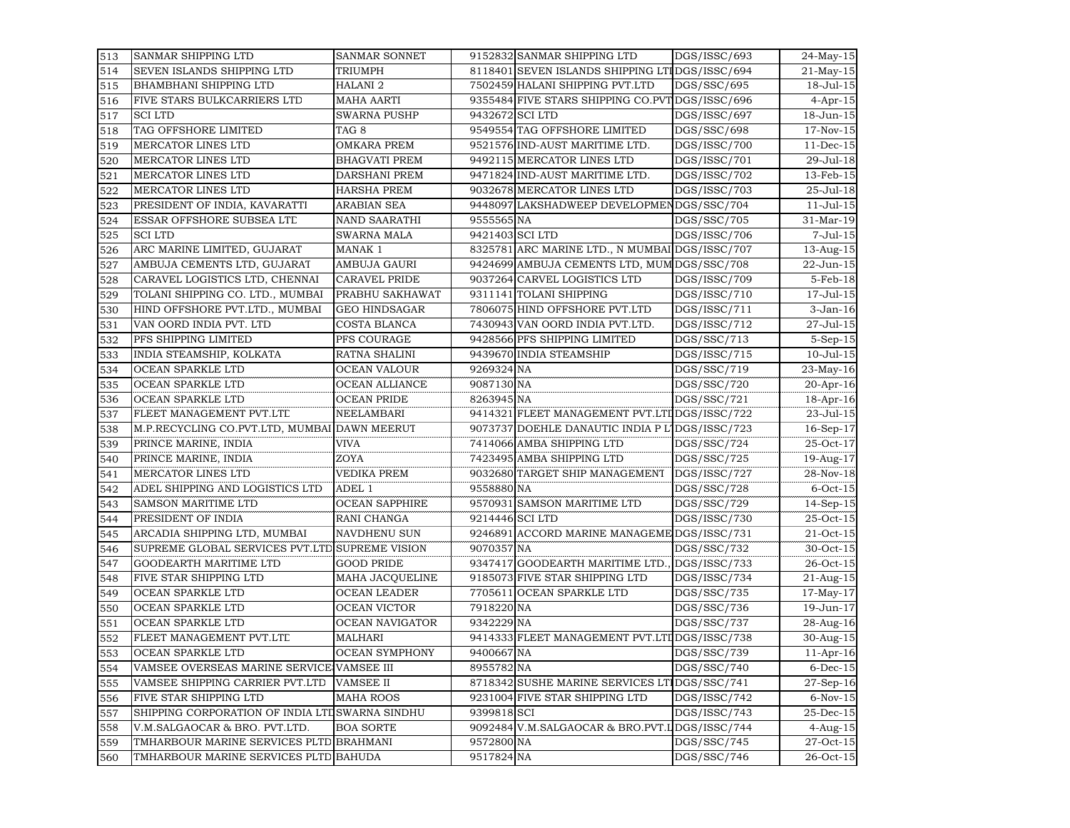| 513 | SANMAR SHIPPING LTD | SANMAR SONNET | 9152832 | SANMAR SHIPPING LTD | DGS/ISSC/693 | 24-May-15 |
|---|---|---|---|---|---|---|
| 514 | SEVEN ISLANDS SHIPPING LTD | TRIUMPH | 8118401 | SEVEN ISLANDS SHIPPING LTI | DGS/ISSC/694 | 21-May-15 |
| 515 | BHAMBHANI SHIPPING LTD | HALANI 2 | 7502459 | HALANI SHIPPING PVT.LTD | DGS/SSC/695 | 18-Jul-15 |
| 516 | FIVE STARS BULKCARRIERS LTD | MAHA AARTI | 9355484 | FIVE STARS SHIPPING CO.PVT | DGS/ISSC/696 | 4-Apr-15 |
| 517 | SCI LTD | SWARNA PUSHP | 9432672 | SCI LTD | DGS/ISSC/697 | 18-Jun-15 |
| 518 | TAG OFFSHORE LIMITED | TAG 8 | 9549554 | TAG OFFSHORE LIMITED | DGS/SSC/698 | 17-Nov-15 |
| 519 | MERCATOR LINES LTD | OMKARA PREM | 9521576 | IND-AUST MARITIME LTD. | DGS/ISSC/700 | 11-Dec-15 |
| 520 | MERCATOR LINES LTD | BHAGVATI PREM | 9492115 | MERCATOR LINES LTD | DGS/ISSC/701 | 29-Jul-18 |
| 521 | MERCATOR LINES LTD | DARSHANI PREM | 9471824 | IND-AUST MARITIME LTD. | DGS/ISSC/702 | 13-Feb-15 |
| 522 | MERCATOR LINES LTD | HARSHA PREM | 9032678 | MERCATOR LINES LTD | DGS/ISSC/703 | 25-Jul-18 |
| 523 | PRESIDENT OF INDIA, KAVARATTI | ARABIAN SEA | 9448097 | LAKSHADWEEP DEVELOPMEN | DGS/SSC/704 | 11-Jul-15 |
| 524 | ESSAR OFFSHORE SUBSEA LTD | NAND SAARATHI | 9555565 | NA | DGS/SSC/705 | 31-Mar-19 |
| 525 | SCI LTD | SWARNA MALA | 9421403 | SCI LTD | DGS/ISSC/706 | 7-Jul-15 |
| 526 | ARC MARINE LIMITED, GUJARAT | MANAK 1 | 8325781 | ARC MARINE LTD., N MUMBAI | DGS/ISSC/707 | 13-Aug-15 |
| 527 | AMBUJA CEMENTS LTD, GUJARAT | AMBUJA GAURI | 9424699 | AMBUJA CEMENTS LTD, MUM | DGS/SSC/708 | 22-Jun-15 |
| 528 | CARAVEL LOGISTICS LTD, CHENNAI | CARAVEL PRIDE | 9037264 | CARVEL LOGISTICS LTD | DGS/ISSC/709 | 5-Feb-18 |
| 529 | TOLANI SHIPPING CO. LTD., MUMBAI | PRABHU SAKHAWAT | 9311141 | TOLANI SHIPPING | DGS/ISSC/710 | 17-Jul-15 |
| 530 | HIND OFFSHORE PVT.LTD., MUMBAI | GEO HINDSAGAR | 7806075 | HIND OFFSHORE PVT.LTD | DGS/ISSC/711 | 3-Jan-16 |
| 531 | VAN OORD INDIA PVT. LTD | COSTA BLANCA | 7430943 | VAN OORD INDIA PVT.LTD. | DGS/ISSC/712 | 27-Jul-15 |
| 532 | PFS SHIPPING LIMITED | PFS COURAGE | 9428566 | PFS SHIPPING LIMITED | DGS/SSC/713 | 5-Sep-15 |
| 533 | INDIA STEAMSHIP, KOLKATA | RATNA SHALINI | 9439670 | INDIA STEAMSHIP | DGS/ISSC/715 | 10-Jul-15 |
| 534 | OCEAN SPARKLE LTD | OCEAN VALOUR | 9269324 | NA | DGS/SSC/719 | 23-May-16 |
| 535 | OCEAN SPARKLE LTD | OCEAN ALLIANCE | 9087130 | NA | DGS/SSC/720 | 20-Apr-16 |
| 536 | OCEAN SPARKLE LTD | OCEAN PRIDE | 8263945 | NA | DGS/SSC/721 | 18-Apr-16 |
| 537 | FLEET MANAGEMENT PVT.LTD | NEELAMBARI | 9414321 | FLEET MANAGEMENT PVT.LTI | DGS/ISSC/722 | 23-Jul-15 |
| 538 | M.P.RECYCLING CO.PVT.LTD, MUMBAI | DAWN MEERUT | 9073737 | DOEHLE DANAUTIC INDIA P L | DGS/ISSC/723 | 16-Sep-17 |
| 539 | PRINCE MARINE, INDIA | VIVA | 7414066 | AMBA SHIPPING LTD | DGS/SSC/724 | 25-Oct-17 |
| 540 | PRINCE MARINE, INDIA | ZOYA | 7423495 | AMBA SHIPPING LTD | DGS/SSC/725 | 19-Aug-17 |
| 541 | MERCATOR LINES LTD | VEDIKA PREM | 9032680 | TARGET SHIP MANAGEMENT | DGS/ISSC/727 | 28-Nov-18 |
| 542 | ADEL SHIPPING AND LOGISTICS LTD | ADEL 1 | 9558880 | NA | DGS/SSC/728 | 6-Oct-15 |
| 543 | SAMSON MARITIME LTD | OCEAN SAPPHIRE | 9570931 | SAMSON MARITIME LTD | DGS/SSC/729 | 14-Sep-15 |
| 544 | PRESIDENT OF INDIA | RANI CHANGA | 9214446 | SCI LTD | DGS/ISSC/730 | 25-Oct-15 |
| 545 | ARCADIA SHIPPING LTD, MUMBAI | NAVDHENU SUN | 9246891 | ACCORD MARINE MANAGEME | DGS/ISSC/731 | 21-Oct-15 |
| 546 | SUPREME GLOBAL SERVICES PVT.LTD | SUPREME VISION | 9070357 | NA | DGS/SSC/732 | 30-Oct-15 |
| 547 | GOODEARTH MARITIME LTD | GOOD PRIDE | 9347417 | GOODEARTH MARITIME LTD., | DGS/ISSC/733 | 26-Oct-15 |
| 548 | FIVE STAR SHIPPING LTD | MAHA JACQUELINE | 9185073 | FIVE STAR SHIPPING LTD | DGS/ISSC/734 | 21-Aug-15 |
| 549 | OCEAN SPARKLE LTD | OCEAN LEADER | 7705611 | OCEAN SPARKLE LTD | DGS/SSC/735 | 17-May-17 |
| 550 | OCEAN SPARKLE LTD | OCEAN VICTOR | 7918220 | NA | DGS/SSC/736 | 19-Jun-17 |
| 551 | OCEAN SPARKLE LTD | OCEAN NAVIGATOR | 9342229 | NA | DGS/SSC/737 | 28-Aug-16 |
| 552 | FLEET MANAGEMENT PVT.LTD | MALHARI | 9414333 | FLEET MANAGEMENT PVT.LTI | DGS/ISSC/738 | 30-Aug-15 |
| 553 | OCEAN SPARKLE LTD | OCEAN SYMPHONY | 9400667 | NA | DGS/SSC/739 | 11-Apr-16 |
| 554 | VAMSEE OVERSEAS MARINE SERVICE | VAMSEE III | 8955782 | NA | DGS/SSC/740 | 6-Dec-15 |
| 555 | VAMSEE SHIPPING CARRIER PVT.LTD | VAMSEE II | 8718342 | SUSHE MARINE SERVICES LTI | DGS/SSC/741 | 27-Sep-16 |
| 556 | FIVE STAR SHIPPING LTD | MAHA ROOS | 9231004 | FIVE STAR SHIPPING LTD | DGS/ISSC/742 | 6-Nov-15 |
| 557 | SHIPPING CORPORATION OF INDIA LTD | SWARNA SINDHU | 9399818 | SCI | DGS/ISSC/743 | 25-Dec-15 |
| 558 | V.M.SALGAOCAR & BRO. PVT.LTD. | BOA SORTE | 9092484 | V.M.SALGAOCAR & BRO.PVT.L | DGS/ISSC/744 | 4-Aug-15 |
| 559 | TMHARBOUR MARINE SERVICES PLTD | BRAHMANI | 9572800 | NA | DGS/SSC/745 | 27-Oct-15 |
| 560 | TMHARBOUR MARINE SERVICES PLTD | BAHUDA | 9517824 | NA | DGS/SSC/746 | 26-Oct-15 |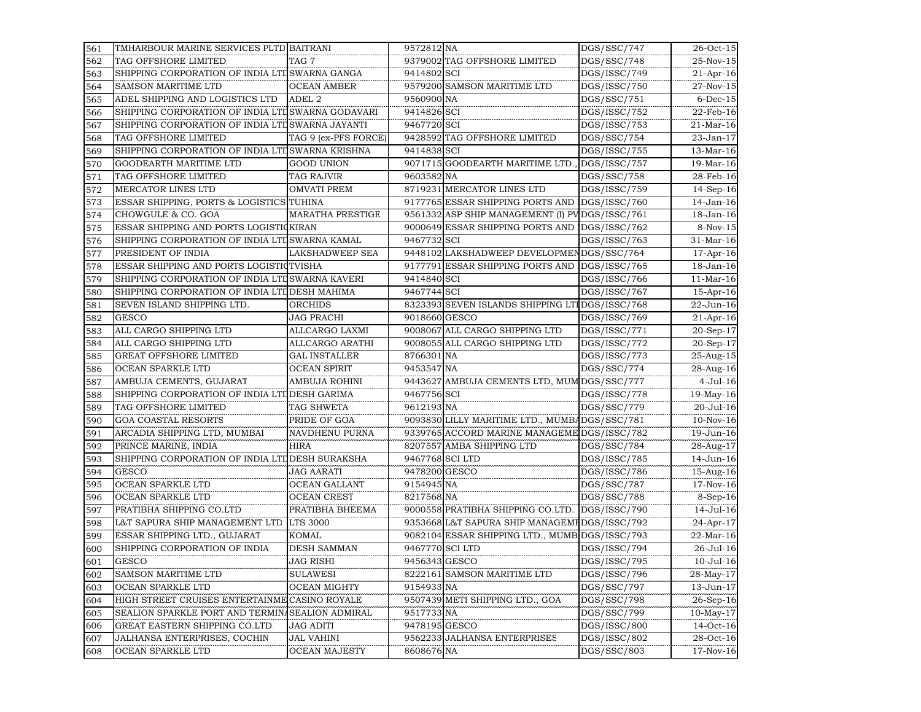| | | | | | | |
|---|---|---|---|---|---|---|
| 561 | TMHARBOUR MARINE SERVICES PLTD | BAITRANI | 9572812 | NA | DGS/SSC/747 | 26-Oct-15 |
| 562 | TAG OFFSHORE LIMITED | TAG 7 | 9379002 | TAG OFFSHORE LIMITED | DGS/SSC/748 | 25-Nov-15 |
| 563 | SHIPPING CORPORATION OF INDIA LTD | SWARNA GANGA | 9414802 | SCI | DGS/ISSC/749 | 21-Apr-16 |
| 564 | SAMSON MARITIME LTD | OCEAN AMBER | 9579200 | SAMSON MARITIME LTD | DGS/ISSC/750 | 27-Nov-15 |
| 565 | ADEL SHIPPING AND LOGISTICS LTD | ADEL 2 | 9560900 | NA | DGS/SSC/751 | 6-Dec-15 |
| 566 | SHIPPING CORPORATION OF INDIA LTD | SWARNA GODAVARI | 9414826 | SCI | DGS/ISSC/752 | 22-Feb-16 |
| 567 | SHIPPING CORPORATION OF INDIA LTD | SWARNA JAYANTI | 9467720 | SCI | DGS/ISSC/753 | 21-Mar-16 |
| 568 | TAG OFFSHORE LIMITED | TAG 9 (ex-PFS FORCE) | 9428592 | TAG OFFSHORE LIMITED | DGS/SSC/754 | 23-Jan-17 |
| 569 | SHIPPING CORPORATION OF INDIA LTD | SWARNA KRISHNA | 9414838 | SCI | DGS/ISSC/755 | 13-Mar-16 |
| 570 | GOODEARTH MARITIME LTD | GOOD UNION | 9071715 | GOODEARTH MARITIME LTD., | DGS/ISSC/757 | 19-Mar-16 |
| 571 | TAG OFFSHORE LIMITED | TAG RAJVIR | 9603582 | NA | DGS/SSC/758 | 28-Feb-16 |
| 572 | MERCATOR LINES LTD | OMVATI PREM | 8719231 | MERCATOR LINES LTD | DGS/ISSC/759 | 14-Sep-16 |
| 573 | ESSAR SHIPPING, PORTS & LOGISTICS | TUHINA | 9177765 | ESSAR SHIPPING PORTS AND | DGS/ISSC/760 | 14-Jan-16 |
| 574 | CHOWGULE & CO. GOA | MARATHA PRESTIGE | 9561332 | ASP SHIP MANAGEMENT (I) PV | DGS/ISSC/761 | 18-Jan-16 |
| 575 | ESSAR SHIPPING AND PORTS LOGISTIC | KIRAN | 9000649 | ESSAR SHIPPING PORTS AND | DGS/ISSC/762 | 8-Nov-15 |
| 576 | SHIPPING CORPORATION OF INDIA LTD | SWARNA KAMAL | 9467732 | SCI | DGS/ISSC/763 | 31-Mar-16 |
| 577 | PRESIDENT OF INDIA | LAKSHADWEEP SEA | 9448102 | LAKSHADWEEP DEVELOPMEN | DGS/SSC/764 | 17-Apr-16 |
| 578 | ESSAR SHIPPING AND PORTS LOGISTIC | TVISHA | 9177791 | ESSAR SHIPPING PORTS AND | DGS/ISSC/765 | 18-Jan-16 |
| 579 | SHIPPING CORPORATION OF INDIA LTD | SWARNA KAVERI | 9414840 | SCI | DGS/ISSC/766 | 11-Mar-16 |
| 580 | SHIPPING CORPORATION OF INDIA LTD | DESH MAHIMA | 9467744 | SCI | DGS/ISSC/767 | 15-Apr-16 |
| 581 | SEVEN ISLAND SHIPPING LTD. | ORCHIDS | 8323393 | SEVEN ISLANDS SHIPPING LTD | DGS/ISSC/768 | 22-Jun-16 |
| 582 | GESCO | JAG PRACHI | 9018660 | GESCO | DGS/ISSC/769 | 21-Apr-16 |
| 583 | ALL CARGO SHIPPING LTD | ALLCARGO LAXMI | 9008067 | ALL CARGO SHIPPING LTD | DGS/ISSC/771 | 20-Sep-17 |
| 584 | ALL CARGO SHIPPING LTD | ALLCARGO ARATHI | 9008055 | ALL CARGO SHIPPING LTD | DGS/ISSC/772 | 20-Sep-17 |
| 585 | GREAT OFFSHORE LIMITED | GAL INSTALLER | 8766301 | NA | DGS/ISSC/773 | 25-Aug-15 |
| 586 | OCEAN SPARKLE LTD | OCEAN SPIRIT | 9453547 | NA | DGS/SSC/774 | 28-Aug-16 |
| 587 | AMBUJA CEMENTS, GUJARAT | AMBUJA ROHINI | 9443627 | AMBUJA CEMENTS LTD, MUM | DGS/SSC/777 | 4-Jul-16 |
| 588 | SHIPPING CORPORATION OF INDIA LTD | DESH GARIMA | 9467756 | SCI | DGS/ISSC/778 | 19-May-16 |
| 589 | TAG OFFSHORE LIMITED | TAG SHWETA | 9612193 | NA | DGS/SSC/779 | 20-Jul-16 |
| 590 | GOA COASTAL RESORTS | PRIDE OF GOA | 9093830 | LILLY MARITIME LTD., MUMBA | DGS/SSC/781 | 10-Nov-16 |
| 591 | ARCADIA SHIPPING LTD, MUMBAI | NAVDHENU PURNA | 9339765 | ACCORD MARINE MANAGEME | DGS/ISSC/782 | 19-Jun-16 |
| 592 | PRINCE MARINE, INDIA | HIRA | 8207557 | AMBA SHIPPING LTD | DGS/SSC/784 | 28-Aug-17 |
| 593 | SHIPPING CORPORATION OF INDIA LTD | DESH SURAKSHA | 9467768 | SCI LTD | DGS/ISSC/785 | 14-Jun-16 |
| 594 | GESCO | JAG AARATI | 9478200 | GESCO | DGS/ISSC/786 | 15-Aug-16 |
| 595 | OCEAN SPARKLE LTD | OCEAN GALLANT | 9154945 | NA | DGS/SSC/787 | 17-Nov-16 |
| 596 | OCEAN SPARKLE LTD | OCEAN CREST | 8217568 | NA | DGS/SSC/788 | 8-Sep-16 |
| 597 | PRATIBHA SHIPPING CO.LTD | PRATIBHA BHEEMA | 9000558 | PRATIBHA SHIPPING CO.LTD. | DGS/ISSC/790 | 14-Jul-16 |
| 598 | L&T SAPURA SHIP MANAGEMENT LTD | LTS 3000 | 9353668 | L&T SAPURA SHIP MANAGEME | DGS/ISSC/792 | 24-Apr-17 |
| 599 | ESSAR SHIPPING LTD., GUJARAT | KOMAL | 9082104 | ESSAR SHIPPING LTD., MUMB | DGS/ISSC/793 | 22-Mar-16 |
| 600 | SHIPPING CORPORATION OF INDIA | DESH SAMMAN | 9467770 | SCI LTD | DGS/ISSC/794 | 26-Jul-16 |
| 601 | GESCO | JAG RISHI | 9456343 | GESCO | DGS/ISSC/795 | 10-Jul-16 |
| 602 | SAMSON MARITIME LTD | SULAWESI | 8222161 | SAMSON MARITIME LTD | DGS/ISSC/796 | 28-May-17 |
| 603 | OCEAN SPARKLE LTD | OCEAN MIGHTY | 9154933 | NA | DGS/SSC/797 | 13-Jun-17 |
| 604 | HIGH STREET CRUISES ENTERTAINME | CASINO ROYALE | 9507439 | METI SHIPPING LTD., GOA | DGS/SSC/798 | 26-Sep-16 |
| 605 | SEALION SPARKLE PORT AND TERMINA | SEALION ADMIRAL | 9517733 | NA | DGS/SSC/799 | 10-May-17 |
| 606 | GREAT EASTERN SHIPPING CO.LTD. | JAG ADITI | 9478195 | GESCO | DGS/ISSC/800 | 14-Oct-16 |
| 607 | JALHANSA ENTERPRISES, COCHIN | JAL VAHINI | 9562233 | JALHANSA ENTERPRISES | DGS/ISSC/802 | 28-Oct-16 |
| 608 | OCEAN SPARKLE LTD | OCEAN MAJESTY | 8608676 | NA | DGS/SSC/803 | 17-Nov-16 |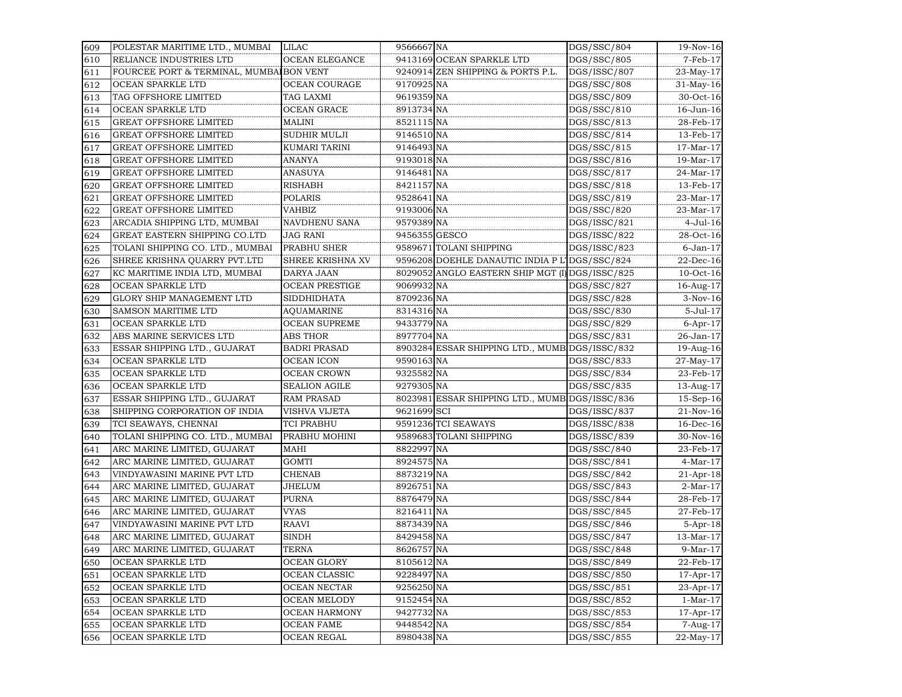| 609 | POLESTAR MARITIME LTD., MUMBAI | LILAC | 9566667 | NA | DGS/SSC/804 | 19-Nov-16 |
|---|---|---|---|---|---|---|
| 610 | RELIANCE INDUSTRIES LTD | OCEAN ELEGANCE | 9413169 | OCEAN SPARKLE LTD | DGS/SSC/805 | 7-Feb-17 |
| 611 | FOURCEE PORT & TERMINAL, MUMBAI | BON VENT | 9240914 | ZEN SHIPPING & PORTS P.L. | DGS/ISSC/807 | 23-May-17 |
| 612 | OCEAN SPARKLE LTD | OCEAN COURAGE | 9170925 | NA | DGS/SSC/808 | 31-May-16 |
| 613 | TAG OFFSHORE LIMITED | TAG LAXMI | 9619359 | NA | DGS/SSC/809 | 30-Oct-16 |
| 614 | OCEAN SPARKLE LTD | OCEAN GRACE | 8913734 | NA | DGS/SSC/810 | 16-Jun-16 |
| 615 | GREAT OFFSHORE LIMITED | MALINI | 8521115 | NA | DGS/SSC/813 | 28-Feb-17 |
| 616 | GREAT OFFSHORE LIMITED | SUDHIR MULJI | 9146510 | NA | DGS/SSC/814 | 13-Feb-17 |
| 617 | GREAT OFFSHORE LIMITED | KUMARI TARINI | 9146493 | NA | DGS/SSC/815 | 17-Mar-17 |
| 618 | GREAT OFFSHORE LIMITED | ANANYA | 9193018 | NA | DGS/SSC/816 | 19-Mar-17 |
| 619 | GREAT OFFSHORE LIMITED | ANASUYA | 9146481 | NA | DGS/SSC/817 | 24-Mar-17 |
| 620 | GREAT OFFSHORE LIMITED | RISHABH | 8421157 | NA | DGS/SSC/818 | 13-Feb-17 |
| 621 | GREAT OFFSHORE LIMITED | POLARIS | 9528641 | NA | DGS/SSC/819 | 23-Mar-17 |
| 622 | GREAT OFFSHORE LIMITED | VAHBIZ | 9193006 | NA | DGS/SSC/820 | 23-Mar-17 |
| 623 | ARCADIA SHIPPING LTD, MUMBAI | NAVDHENU SANA | 9579389 | NA | DGS/ISSC/821 | 4-Jul-16 |
| 624 | GREAT EASTERN SHIPPING CO.LTD. | JAG RANI | 9456355 | GESCO | DGS/ISSC/822 | 28-Oct-16 |
| 625 | TOLANI SHIPPING CO. LTD., MUMBAI | PRABHU SHER | 9589671 | TOLANI SHIPPING | DGS/ISSC/823 | 6-Jan-17 |
| 626 | SHREE KRISHNA QUARRY PVT.LTD | SHREE KRISHNA XV | 9596208 | DOEHLE DANAUTIC INDIA P LT | DGS/SSC/824 | 22-Dec-16 |
| 627 | KC MARITIME INDIA LTD, MUMBAI | DARYA JAAN | 8029052 | ANGLO EASTERN SHIP MGT (I) | DGS/ISSC/825 | 10-Oct-16 |
| 628 | OCEAN SPARKLE LTD | OCEAN PRESTIGE | 9069932 | NA | DGS/SSC/827 | 16-Aug-17 |
| 629 | GLORY SHIP MANAGEMENT LTD | SIDDHIDHATA | 8709236 | NA | DGS/SSC/828 | 3-Nov-16 |
| 630 | SAMSON MARITIME LTD | AQUAMARINE | 8314316 | NA | DGS/SSC/830 | 5-Jul-17 |
| 631 | OCEAN SPARKLE LTD | OCEAN SUPREME | 9433779 | NA | DGS/SSC/829 | 6-Apr-17 |
| 632 | ABS MARINE SERVICES LTD | ABS THOR | 8977704 | NA | DGS/SSC/831 | 26-Jan-17 |
| 633 | ESSAR SHIPPING LTD., GUJARAT | BADRI PRASAD | 8903284 | ESSAR SHIPPING LTD., MUMB | DGS/ISSC/832 | 19-Aug-16 |
| 634 | OCEAN SPARKLE LTD | OCEAN ICON | 9590163 | NA | DGS/SSC/833 | 27-May-17 |
| 635 | OCEAN SPARKLE LTD | OCEAN CROWN | 9325582 | NA | DGS/SSC/834 | 23-Feb-17 |
| 636 | OCEAN SPARKLE LTD | SEALION AGILE | 9279305 | NA | DGS/SSC/835 | 13-Aug-17 |
| 637 | ESSAR SHIPPING LTD., GUJARAT | RAM PRASAD | 8023981 | ESSAR SHIPPING LTD., MUMB | DGS/ISSC/836 | 15-Sep-16 |
| 638 | SHIPPING CORPORATION OF INDIA | VISHVA VIJETA | 9621699 | SCI | DGS/ISSC/837 | 21-Nov-16 |
| 639 | TCI SEAWAYS, CHENNAI | TCI PRABHU | 9591236 | TCI SEAWAYS | DGS/ISSC/838 | 16-Dec-16 |
| 640 | TOLANI SHIPPING CO. LTD., MUMBAI | PRABHU MOHINI | 9589683 | TOLANI SHIPPING | DGS/ISSC/839 | 30-Nov-16 |
| 641 | ARC MARINE LIMITED, GUJARAT | MAHI | 8822997 | NA | DGS/SSC/840 | 23-Feb-17 |
| 642 | ARC MARINE LIMITED, GUJARAT | GOMTI | 8924575 | NA | DGS/SSC/841 | 4-Mar-17 |
| 643 | VINDYAWASINI MARINE PVT LTD | CHENAB | 8873219 | NA | DGS/SSC/842 | 21-Apr-18 |
| 644 | ARC MARINE LIMITED, GUJARAT | JHELUM | 8926751 | NA | DGS/SSC/843 | 2-Mar-17 |
| 645 | ARC MARINE LIMITED, GUJARAT | PURNA | 8876479 | NA | DGS/SSC/844 | 28-Feb-17 |
| 646 | ARC MARINE LIMITED, GUJARAT | VYAS | 8216411 | NA | DGS/SSC/845 | 27-Feb-17 |
| 647 | VINDYAWASINI MARINE PVT LTD | RAAVI | 8873439 | NA | DGS/SSC/846 | 5-Apr-18 |
| 648 | ARC MARINE LIMITED, GUJARAT | SINDH | 8429458 | NA | DGS/SSC/847 | 13-Mar-17 |
| 649 | ARC MARINE LIMITED, GUJARAT | TERNA | 8626757 | NA | DGS/SSC/848 | 9-Mar-17 |
| 650 | OCEAN SPARKLE LTD | OCEAN GLORY | 8105612 | NA | DGS/SSC/849 | 22-Feb-17 |
| 651 | OCEAN SPARKLE LTD | OCEAN CLASSIC | 9228497 | NA | DGS/SSC/850 | 17-Apr-17 |
| 652 | OCEAN SPARKLE LTD | OCEAN NECTAR | 9256250 | NA | DGS/SSC/851 | 23-Apr-17 |
| 653 | OCEAN SPARKLE LTD | OCEAN MELODY | 9152454 | NA | DGS/SSC/852 | 1-Mar-17 |
| 654 | OCEAN SPARKLE LTD | OCEAN HARMONY | 9427732 | NA | DGS/SSC/853 | 17-Apr-17 |
| 655 | OCEAN SPARKLE LTD | OCEAN FAME | 9448542 | NA | DGS/SSC/854 | 7-Aug-17 |
| 656 | OCEAN SPARKLE LTD | OCEAN REGAL | 8980438 | NA | DGS/SSC/855 | 22-May-17 |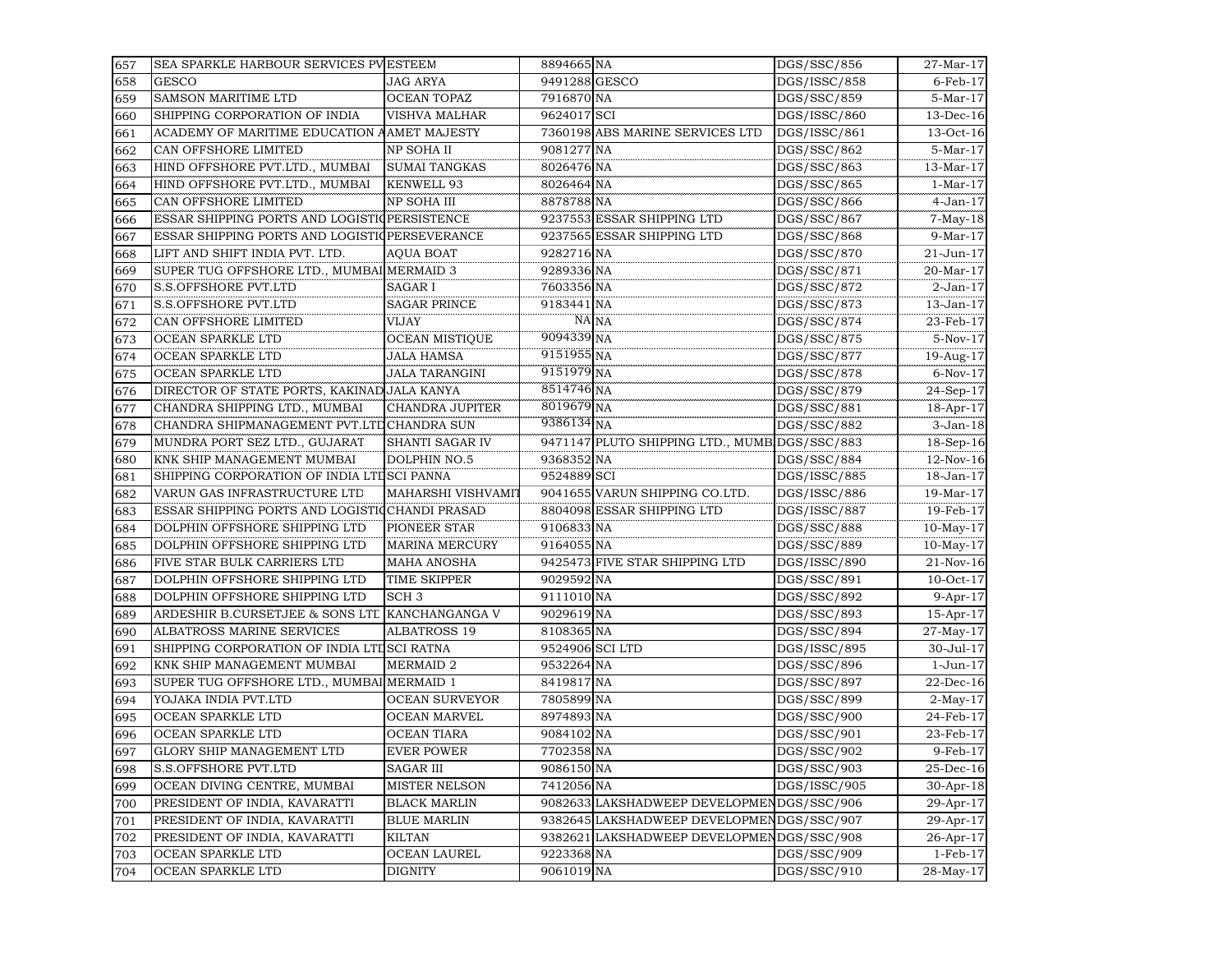| 657 | SEA SPARKLE HARBOUR SERVICES PV | ESTEEM | 8894665 | NA | DGS/SSC/856 | 27-Mar-17 |
|---|---|---|---|---|---|---|
| 658 | GESCO | JAG ARYA | 9491288 | GESCO | DGS/ISSC/858 | 6-Feb-17 |
| 659 | SAMSON MARITIME LTD | OCEAN TOPAZ | 7916870 | NA | DGS/SSC/859 | 5-Mar-17 |
| 660 | SHIPPING CORPORATION OF INDIA | VISHVA MALHAR | 9624017 | SCI | DGS/ISSC/860 | 13-Dec-16 |
| 661 | ACADEMY OF MARITIME EDUCATION A | AMET MAJESTY | 7360198 | ABS MARINE SERVICES LTD | DGS/ISSC/861 | 13-Oct-16 |
| 662 | CAN OFFSHORE LIMITED | NP SOHA II | 9081277 | NA | DGS/SSC/862 | 5-Mar-17 |
| 663 | HIND OFFSHORE PVT.LTD., MUMBAI | SUMAI TANGKAS | 8026476 | NA | DGS/SSC/863 | 13-Mar-17 |
| 664 | HIND OFFSHORE PVT.LTD., MUMBAI | KENWELL 93 | 8026464 | NA | DGS/SSC/865 | 1-Mar-17 |
| 665 | CAN OFFSHORE LIMITED | NP SOHA III | 8878788 | NA | DGS/SSC/866 | 4-Jan-17 |
| 666 | ESSAR SHIPPING PORTS AND LOGISTIC | PERSISTENCE | 9237553 | ESSAR SHIPPING LTD | DGS/SSC/867 | 7-May-18 |
| 667 | ESSAR SHIPPING PORTS AND LOGISTIC | PERSEVERANCE | 9237565 | ESSAR SHIPPING LTD | DGS/SSC/868 | 9-Mar-17 |
| 668 | LIFT AND SHIFT INDIA PVT. LTD. | AQUA BOAT | 9282716 | NA | DGS/SSC/870 | 21-Jun-17 |
| 669 | SUPER TUG OFFSHORE LTD., MUMBAI | MERMAID 3 | 9289336 | NA | DGS/SSC/871 | 20-Mar-17 |
| 670 | S.S.OFFSHORE PVT.LTD | SAGAR I | 7603356 | NA | DGS/SSC/872 | 2-Jan-17 |
| 671 | S.S.OFFSHORE PVT.LTD | SAGAR PRINCE | 9183441 | NA | DGS/SSC/873 | 13-Jan-17 |
| 672 | CAN OFFSHORE LIMITED | VIJAY | NA | NA | DGS/SSC/874 | 23-Feb-17 |
| 673 | OCEAN SPARKLE LTD | OCEAN MISTIQUE | 9094339 | NA | DGS/SSC/875 | 5-Nov-17 |
| 674 | OCEAN SPARKLE LTD | JALA HAMSA | 9151955 | NA | DGS/SSC/877 | 19-Aug-17 |
| 675 | OCEAN SPARKLE LTD | JALA TARANGINI | 9151979 | NA | DGS/SSC/878 | 6-Nov-17 |
| 676 | DIRECTOR OF STATE PORTS, KAKINAD | JALA KANYA | 8514746 | NA | DGS/SSC/879 | 24-Sep-17 |
| 677 | CHANDRA SHIPPING LTD., MUMBAI | CHANDRA JUPITER | 8019679 | NA | DGS/SSC/881 | 18-Apr-17 |
| 678 | CHANDRA SHIPMANAGEMENT PVT.LTD | CHANDRA SUN | 9386134 | NA | DGS/SSC/882 | 3-Jan-18 |
| 679 | MUNDRA PORT SEZ LTD., GUJARAT | SHANTI SAGAR IV | 9471147 | PLUTO SHIPPING LTD., MUMB | DGS/SSC/883 | 18-Sep-16 |
| 680 | KNK SHIP MANAGEMENT MUMBAI | DOLPHIN NO.5 | 9368352 | NA | DGS/SSC/884 | 12-Nov-16 |
| 681 | SHIPPING CORPORATION OF INDIA LTD | SCI PANNA | 9524889 | SCI | DGS/ISSC/885 | 18-Jan-17 |
| 682 | VARUN GAS INFRASTRUCTURE LTD | MAHARSHI VISHVAMIT | 9041655 | VARUN SHIPPING CO.LTD. | DGS/ISSC/886 | 19-Mar-17 |
| 683 | ESSAR SHIPPING PORTS AND LOGISTIC | CHANDI PRASAD | 8804098 | ESSAR SHIPPING LTD | DGS/ISSC/887 | 19-Feb-17 |
| 684 | DOLPHIN OFFSHORE SHIPPING LTD | PIONEER STAR | 9106833 | NA | DGS/SSC/888 | 10-May-17 |
| 685 | DOLPHIN OFFSHORE SHIPPING LTD | MARINA MERCURY | 9164055 | NA | DGS/SSC/889 | 10-May-17 |
| 686 | FIVE STAR BULK CARRIERS LTD | MAHA ANOSHA | 9425473 | FIVE STAR SHIPPING LTD | DGS/ISSC/890 | 21-Nov-16 |
| 687 | DOLPHIN OFFSHORE SHIPPING LTD | TIME SKIPPER | 9029592 | NA | DGS/SSC/891 | 10-Oct-17 |
| 688 | DOLPHIN OFFSHORE SHIPPING LTD | SCH 3 | 9111010 | NA | DGS/SSC/892 | 9-Apr-17 |
| 689 | ARDESHIR B.CURSETJEE & SONS LTD | KANCHANGANGA V | 9029619 | NA | DGS/SSC/893 | 15-Apr-17 |
| 690 | ALBATROSS MARINE SERVICES | ALBATROSS 19 | 8108365 | NA | DGS/SSC/894 | 27-May-17 |
| 691 | SHIPPING CORPORATION OF INDIA LTD | SCI RATNA | 9524906 | SCI LTD | DGS/ISSC/895 | 30-Jul-17 |
| 692 | KNK SHIP MANAGEMENT MUMBAI | MERMAID 2 | 9532264 | NA | DGS/SSC/896 | 1-Jun-17 |
| 693 | SUPER TUG OFFSHORE LTD., MUMBAI | MERMAID 1 | 8419817 | NA | DGS/SSC/897 | 22-Dec-16 |
| 694 | YOJAKA INDIA PVT.LTD | OCEAN SURVEYOR | 7805899 | NA | DGS/SSC/899 | 2-May-17 |
| 695 | OCEAN SPARKLE LTD | OCEAN MARVEL | 8974893 | NA | DGS/SSC/900 | 24-Feb-17 |
| 696 | OCEAN SPARKLE LTD | OCEAN TIARA | 9084102 | NA | DGS/SSC/901 | 23-Feb-17 |
| 697 | GLORY SHIP MANAGEMENT LTD | EVER POWER | 7702358 | NA | DGS/SSC/902 | 9-Feb-17 |
| 698 | S.S.OFFSHORE PVT.LTD | SAGAR III | 9086150 | NA | DGS/SSC/903 | 25-Dec-16 |
| 699 | OCEAN DIVING CENTRE, MUMBAI | MISTER NELSON | 7412056 | NA | DGS/ISSC/905 | 30-Apr-18 |
| 700 | PRESIDENT OF INDIA, KAVARATTI | BLACK MARLIN | 9082633 | LAKSHADWEEP DEVELOPMEN | DGS/SSC/906 | 29-Apr-17 |
| 701 | PRESIDENT OF INDIA, KAVARATTI | BLUE MARLIN | 9382645 | LAKSHADWEEP DEVELOPMEN | DGS/SSC/907 | 29-Apr-17 |
| 702 | PRESIDENT OF INDIA, KAVARATTI | KILTAN | 9382621 | LAKSHADWEEP DEVELOPMEN | DGS/SSC/908 | 26-Apr-17 |
| 703 | OCEAN SPARKLE LTD | OCEAN LAUREL | 9223368 | NA | DGS/SSC/909 | 1-Feb-17 |
| 704 | OCEAN SPARKLE LTD | DIGNITY | 9061019 | NA | DGS/SSC/910 | 28-May-17 |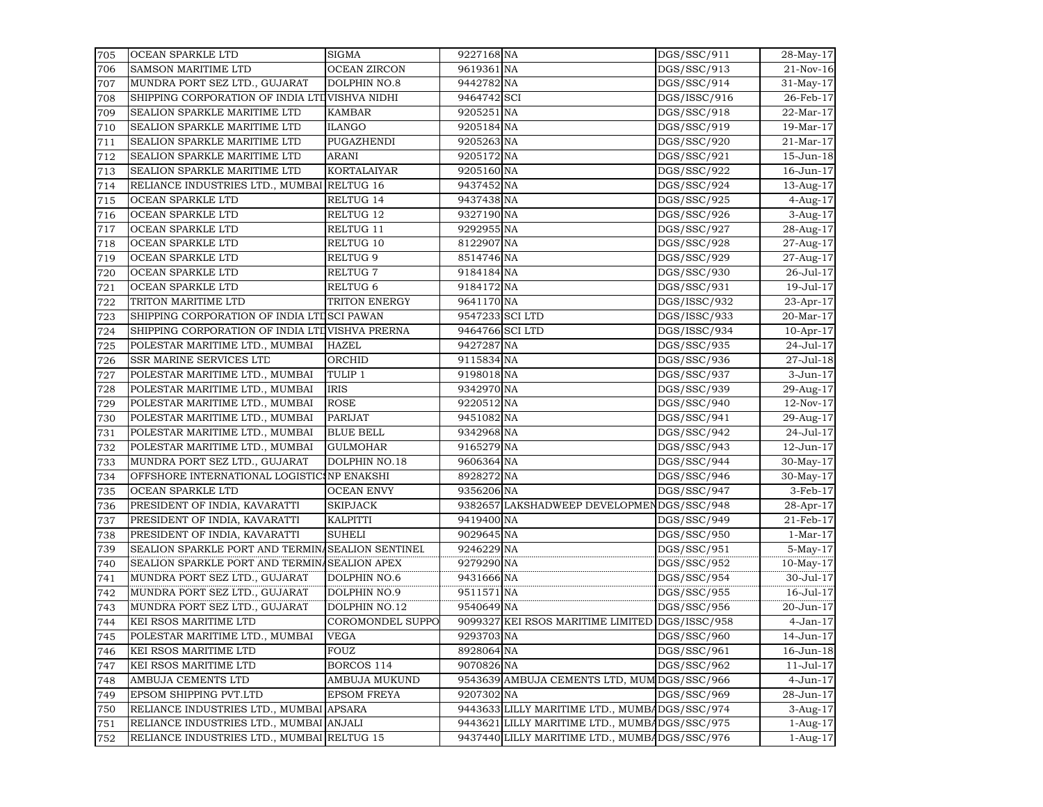| 705 | OCEAN SPARKLE LTD | SIGMA | 9227168 | NA | DGS/SSC/911 | 28-May-17 |
|---|---|---|---|---|---|---|
| 706 | SAMSON MARITIME LTD | OCEAN ZIRCON | 9619361 | NA | DGS/SSC/913 | 21-Nov-16 |
| 707 | MUNDRA PORT SEZ LTD., GUJARAT | DOLPHIN NO.8 | 9442782 | NA | DGS/SSC/914 | 31-May-17 |
| 708 | SHIPPING CORPORATION OF INDIA LTD | VISHVA NIDHI | 9464742 | SCI | DGS/ISSC/916 | 26-Feb-17 |
| 709 | SEALION SPARKLE MARITIME LTD | KAMBAR | 9205251 | NA | DGS/SSC/918 | 22-Mar-17 |
| 710 | SEALION SPARKLE MARITIME LTD | ILANGO | 9205184 | NA | DGS/SSC/919 | 19-Mar-17 |
| 711 | SEALION SPARKLE MARITIME LTD | PUGAZHENDI | 9205263 | NA | DGS/SSC/920 | 21-Mar-17 |
| 712 | SEALION SPARKLE MARITIME LTD | ARANI | 9205172 | NA | DGS/SSC/921 | 15-Jun-18 |
| 713 | SEALION SPARKLE MARITIME LTD | KORTALAIYAR | 9205160 | NA | DGS/SSC/922 | 16-Jun-17 |
| 714 | RELIANCE INDUSTRIES LTD., MUMBAI | RELTUG 16 | 9437452 | NA | DGS/SSC/924 | 13-Aug-17 |
| 715 | OCEAN SPARKLE LTD | RELTUG 14 | 9437438 | NA | DGS/SSC/925 | 4-Aug-17 |
| 716 | OCEAN SPARKLE LTD | RELTUG 12 | 9327190 | NA | DGS/SSC/926 | 3-Aug-17 |
| 717 | OCEAN SPARKLE LTD | RELTUG 11 | 9292955 | NA | DGS/SSC/927 | 28-Aug-17 |
| 718 | OCEAN SPARKLE LTD | RELTUG 10 | 8122907 | NA | DGS/SSC/928 | 27-Aug-17 |
| 719 | OCEAN SPARKLE LTD | RELTUG 9 | 8514746 | NA | DGS/SSC/929 | 27-Aug-17 |
| 720 | OCEAN SPARKLE LTD | RELTUG 7 | 9184184 | NA | DGS/SSC/930 | 26-Jul-17 |
| 721 | OCEAN SPARKLE LTD | RELTUG 6 | 9184172 | NA | DGS/SSC/931 | 19-Jul-17 |
| 722 | TRITON MARITIME LTD | TRITON ENERGY | 9641170 | NA | DGS/ISSC/932 | 23-Apr-17 |
| 723 | SHIPPING CORPORATION OF INDIA LTD | SCI PAWAN | 9547233 | SCI LTD | DGS/ISSC/933 | 20-Mar-17 |
| 724 | SHIPPING CORPORATION OF INDIA LTD | VISHVA PRERNA | 9464766 | SCI LTD | DGS/ISSC/934 | 10-Apr-17 |
| 725 | POLESTAR MARITIME LTD., MUMBAI | HAZEL | 9427287 | NA | DGS/SSC/935 | 24-Jul-17 |
| 726 | SSR MARINE SERVICES LTD | ORCHID | 9115834 | NA | DGS/SSC/936 | 27-Jul-18 |
| 727 | POLESTAR MARITIME LTD., MUMBAI | TULIP 1 | 9198018 | NA | DGS/SSC/937 | 3-Jun-17 |
| 728 | POLESTAR MARITIME LTD., MUMBAI | IRIS | 9342970 | NA | DGS/SSC/939 | 29-Aug-17 |
| 729 | POLESTAR MARITIME LTD., MUMBAI | ROSE | 9220512 | NA | DGS/SSC/940 | 12-Nov-17 |
| 730 | POLESTAR MARITIME LTD., MUMBAI | PARIJAT | 9451082 | NA | DGS/SSC/941 | 29-Aug-17 |
| 731 | POLESTAR MARITIME LTD., MUMBAI | BLUE BELL | 9342968 | NA | DGS/SSC/942 | 24-Jul-17 |
| 732 | POLESTAR MARITIME LTD., MUMBAI | GULMOHAR | 9165279 | NA | DGS/SSC/943 | 12-Jun-17 |
| 733 | MUNDRA PORT SEZ LTD., GUJARAT | DOLPHIN NO.18 | 9606364 | NA | DGS/SSC/944 | 30-May-17 |
| 734 | OFFSHORE INTERNATIONAL LOGISTICS | NP ENAKSHI | 8928272 | NA | DGS/SSC/946 | 30-May-17 |
| 735 | OCEAN SPARKLE LTD | OCEAN ENVY | 9356206 | NA | DGS/SSC/947 | 3-Feb-17 |
| 736 | PRESIDENT OF INDIA, KAVARATTI | SKIPJACK | 9382657 | LAKSHADWEEP DEVELOPMEN | DGS/SSC/948 | 28-Apr-17 |
| 737 | PRESIDENT OF INDIA, KAVARATTI | KALPITTI | 9419400 | NA | DGS/SSC/949 | 21-Feb-17 |
| 738 | PRESIDENT OF INDIA, KAVARATTI | SUHELI | 9029645 | NA | DGS/SSC/950 | 1-Mar-17 |
| 739 | SEALION SPARKLE PORT AND TERMINA | SEALION SENTINEL | 9246229 | NA | DGS/SSC/951 | 5-May-17 |
| 740 | SEALION SPARKLE PORT AND TERMINA | SEALION APEX | 9279290 | NA | DGS/SSC/952 | 10-May-17 |
| 741 | MUNDRA PORT SEZ LTD., GUJARAT | DOLPHIN NO.6 | 9431666 | NA | DGS/SSC/954 | 30-Jul-17 |
| 742 | MUNDRA PORT SEZ LTD., GUJARAT | DOLPHIN NO.9 | 9511571 | NA | DGS/SSC/955 | 16-Jul-17 |
| 743 | MUNDRA PORT SEZ LTD., GUJARAT | DOLPHIN NO.12 | 9540649 | NA | DGS/SSC/956 | 20-Jun-17 |
| 744 | KEI RSOS MARITIME LTD | COROMONDEL SUPPO | 9099327 | KEI RSOS MARITIME LIMITED | DGS/ISSC/958 | 4-Jan-17 |
| 745 | POLESTAR MARITIME LTD., MUMBAI | VEGA | 9293703 | NA | DGS/SSC/960 | 14-Jun-17 |
| 746 | KEI RSOS MARITIME LTD | FOUZ | 8928064 | NA | DGS/SSC/961 | 16-Jun-18 |
| 747 | KEI RSOS MARITIME LTD | BORCOS 114 | 9070826 | NA | DGS/SSC/962 | 11-Jul-17 |
| 748 | AMBUJA CEMENTS LTD | AMBUJA MUKUND | 9543639 | AMBUJA CEMENTS LTD, MUM | DGS/SSC/966 | 4-Jun-17 |
| 749 | EPSOM SHIPPING PVT.LTD | EPSOM FREYA | 9207302 | NA | DGS/SSC/969 | 28-Jun-17 |
| 750 | RELIANCE INDUSTRIES LTD., MUMBAI | APSARA | 9443633 | LILLY MARITIME LTD., MUMBA | DGS/SSC/974 | 3-Aug-17 |
| 751 | RELIANCE INDUSTRIES LTD., MUMBAI | ANJALI | 9443621 | LILLY MARITIME LTD., MUMBA | DGS/SSC/975 | 1-Aug-17 |
| 752 | RELIANCE INDUSTRIES LTD., MUMBAI | RELTUG 15 | 9437440 | LILLY MARITIME LTD., MUMBA | DGS/SSC/976 | 1-Aug-17 |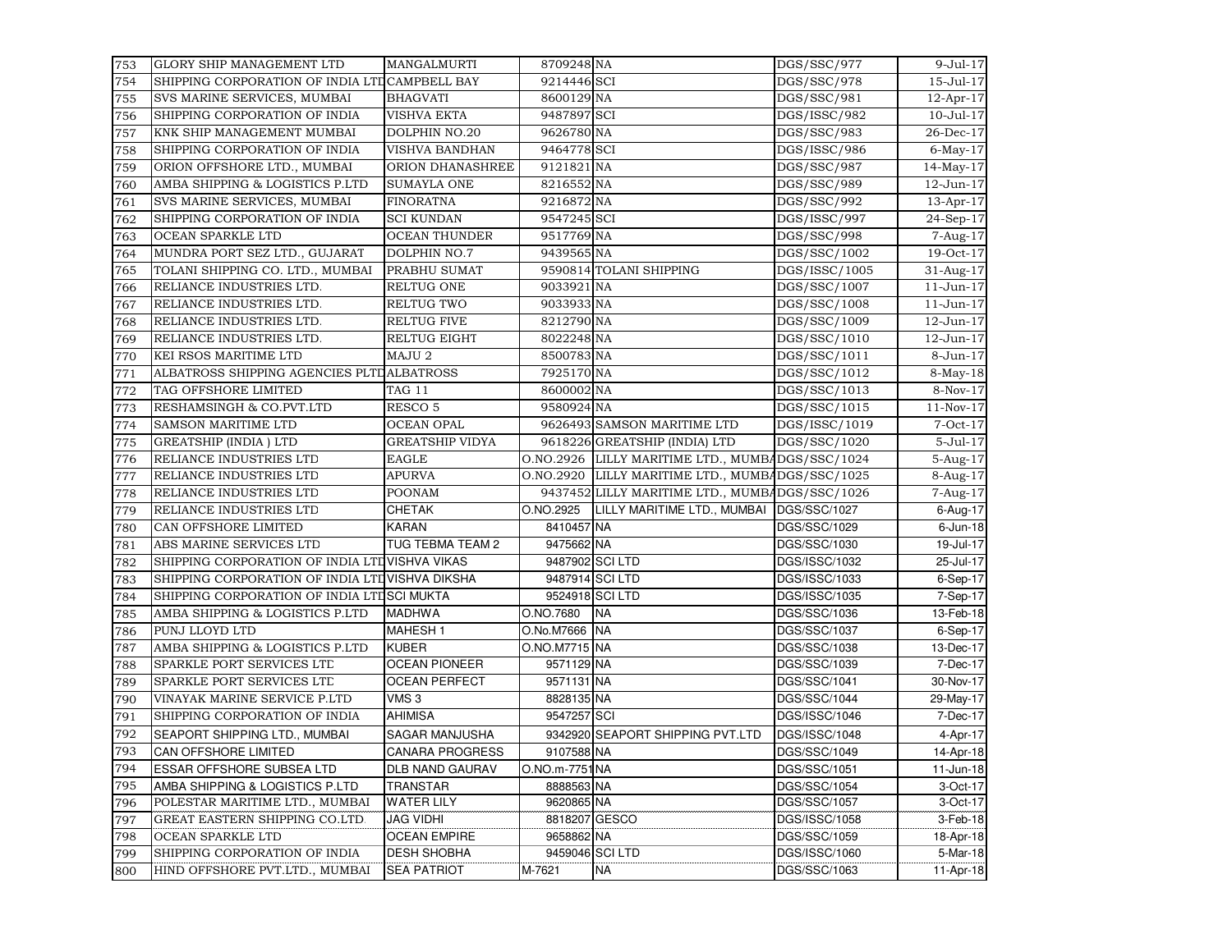| 753 | GLORY SHIP MANAGEMENT LTD | MANGALMURTI | 8709248 | NA | DGS/SSC/977 | 9-Jul-17 |
|---|---|---|---|---|---|---|
| 754 | SHIPPING CORPORATION OF INDIA LTD | CAMPBELL BAY | 9214446 | SCI | DGS/SSC/978 | 15-Jul-17 |
| 755 | SVS MARINE SERVICES, MUMBAI | BHAGVATI | 8600129 | NA | DGS/SSC/981 | 12-Apr-17 |
| 756 | SHIPPING CORPORATION OF INDIA | VISHVA EKTA | 9487897 | SCI | DGS/ISSC/982 | 10-Jul-17 |
| 757 | KNK SHIP MANAGEMENT MUMBAI | DOLPHIN NO.20 | 9626780 | NA | DGS/SSC/983 | 26-Dec-17 |
| 758 | SHIPPING CORPORATION OF INDIA | VISHVA BANDHAN | 9464778 | SCI | DGS/ISSC/986 | 6-May-17 |
| 759 | ORION OFFSHORE LTD., MUMBAI | ORION DHANASHREE | 9121821 | NA | DGS/SSC/987 | 14-May-17 |
| 760 | AMBA SHIPPING & LOGISTICS P.LTD | SUMAYLA ONE | 8216552 | NA | DGS/SSC/989 | 12-Jun-17 |
| 761 | SVS MARINE SERVICES, MUMBAI | FINORATNA | 9216872 | NA | DGS/SSC/992 | 13-Apr-17 |
| 762 | SHIPPING CORPORATION OF INDIA | SCI KUNDAN | 9547245 | SCI | DGS/ISSC/997 | 24-Sep-17 |
| 763 | OCEAN SPARKLE LTD | OCEAN THUNDER | 9517769 | NA | DGS/SSC/998 | 7-Aug-17 |
| 764 | MUNDRA PORT SEZ LTD., GUJARAT | DOLPHIN NO.7 | 9439565 | NA | DGS/SSC/1002 | 19-Oct-17 |
| 765 | TOLANI SHIPPING CO. LTD., MUMBAI | PRABHU SUMAT | 9590814 | TOLANI SHIPPING | DGS/ISSC/1005 | 31-Aug-17 |
| 766 | RELIANCE INDUSTRIES LTD. | RELTUG ONE | 9033921 | NA | DGS/SSC/1007 | 11-Jun-17 |
| 767 | RELIANCE INDUSTRIES LTD. | RELTUG TWO | 9033933 | NA | DGS/SSC/1008 | 11-Jun-17 |
| 768 | RELIANCE INDUSTRIES LTD. | RELTUG FIVE | 8212790 | NA | DGS/SSC/1009 | 12-Jun-17 |
| 769 | RELIANCE INDUSTRIES LTD. | RELTUG EIGHT | 8022248 | NA | DGS/SSC/1010 | 12-Jun-17 |
| 770 | KEI RSOS MARITIME LTD | MAJU 2 | 8500783 | NA | DGS/SSC/1011 | 8-Jun-17 |
| 771 | ALBATROSS SHIPPING AGENCIES PLTD | ALBATROSS | 7925170 | NA | DGS/SSC/1012 | 8-May-18 |
| 772 | TAG OFFSHORE LIMITED | TAG 11 | 8600002 | NA | DGS/SSC/1013 | 8-Nov-17 |
| 773 | RESHAMSINGH & CO.PVT.LTD | RESCO 5 | 9580924 | NA | DGS/SSC/1015 | 11-Nov-17 |
| 774 | SAMSON MARITIME LTD | OCEAN OPAL | 9626493 | SAMSON MARITIME LTD | DGS/ISSC/1019 | 7-Oct-17 |
| 775 | GREATSHIP (INDIA ) LTD | GREATSHIP VIDYA | 9618226 | GREATSHIP (INDIA) LTD | DGS/SSC/1020 | 5-Jul-17 |
| 776 | RELIANCE INDUSTRIES LTD | EAGLE | O.NO.2926 | LILLY MARITIME LTD., MUMBAI | DGS/SSC/1024 | 5-Aug-17 |
| 777 | RELIANCE INDUSTRIES LTD | APURVA | O.NO.2920 | LILLY MARITIME LTD., MUMBAI | DGS/SSC/1025 | 8-Aug-17 |
| 778 | RELIANCE INDUSTRIES LTD | POONAM | 9437452 | LILLY MARITIME LTD., MUMBAI | DGS/SSC/1026 | 7-Aug-17 |
| 779 | RELIANCE INDUSTRIES LTD | CHETAK | O.NO.2925 | LILLY MARITIME LTD., MUMBAI | DGS/SSC/1027 | 6-Aug-17 |
| 780 | CAN OFFSHORE LIMITED | KARAN | 8410457 | NA | DGS/SSC/1029 | 6-Jun-18 |
| 781 | ABS MARINE SERVICES LTD | TUG TEBMA TEAM 2 | 9475662 | NA | DGS/SSC/1030 | 19-Jul-17 |
| 782 | SHIPPING CORPORATION OF INDIA LTD | VISHVA VIKAS | 9487902 | SCI LTD | DGS/ISSC/1032 | 25-Jul-17 |
| 783 | SHIPPING CORPORATION OF INDIA LTD | VISHVA DIKSHA | 9487914 | SCI LTD | DGS/ISSC/1033 | 6-Sep-17 |
| 784 | SHIPPING CORPORATION OF INDIA LTD | SCI MUKTA | 9524918 | SCI LTD | DGS/ISSC/1035 | 7-Sep-17 |
| 785 | AMBA SHIPPING & LOGISTICS P.LTD | MADHWA | O.NO.7680 | NA | DGS/SSC/1036 | 13-Feb-18 |
| 786 | PUNJ LLOYD LTD | MAHESH 1 | O.No.M7666 | NA | DGS/SSC/1037 | 6-Sep-17 |
| 787 | AMBA SHIPPING & LOGISTICS P.LTD | KUBER | O.NO.M7715 | NA | DGS/SSC/1038 | 13-Dec-17 |
| 788 | SPARKLE PORT SERVICES LTD | OCEAN PIONEER | 9571129 | NA | DGS/SSC/1039 | 7-Dec-17 |
| 789 | SPARKLE PORT SERVICES LTD | OCEAN PERFECT | 9571131 | NA | DGS/SSC/1041 | 30-Nov-17 |
| 790 | VINAYAK MARINE SERVICE P.LTD | VMS 3 | 8828135 | NA | DGS/SSC/1044 | 29-May-17 |
| 791 | SHIPPING CORPORATION OF INDIA | AHIMISA | 9547257 | SCI | DGS/ISSC/1046 | 7-Dec-17 |
| 792 | SEAPORT SHIPPING LTD., MUMBAI | SAGAR MANJUSHA | 9342920 | SEAPORT SHIPPING PVT.LTD | DGS/ISSC/1048 | 4-Apr-17 |
| 793 | CAN OFFSHORE LIMITED | CANARA PROGRESS | 9107588 | NA | DGS/SSC/1049 | 14-Apr-18 |
| 794 | ESSAR OFFSHORE SUBSEA LTD | DLB NAND GAURAV | O.NO.m-7751 | NA | DGS/SSC/1051 | 11-Jun-18 |
| 795 | AMBA SHIPPING & LOGISTICS P.LTD | TRANSTAR | 8888563 | NA | DGS/SSC/1054 | 3-Oct-17 |
| 796 | POLESTAR MARITIME LTD., MUMBAI | WATER LILY | 9620865 | NA | DGS/SSC/1057 | 3-Oct-17 |
| 797 | GREAT EASTERN SHIPPING CO.LTD. | JAG VIDHI | 8818207 | GESCO | DGS/ISSC/1058 | 3-Feb-18 |
| 798 | OCEAN SPARKLE LTD | OCEAN EMPIRE | 9658862 | NA | DGS/SSC/1059 | 18-Apr-18 |
| 799 | SHIPPING CORPORATION OF INDIA | DESH SHOBHA | 9459046 | SCI LTD | DGS/ISSC/1060 | 5-Mar-18 |
| 800 | HIND OFFSHORE PVT.LTD., MUMBAI | SEA PATRIOT | M-7621 | NA | DGS/SSC/1063 | 11-Apr-18 |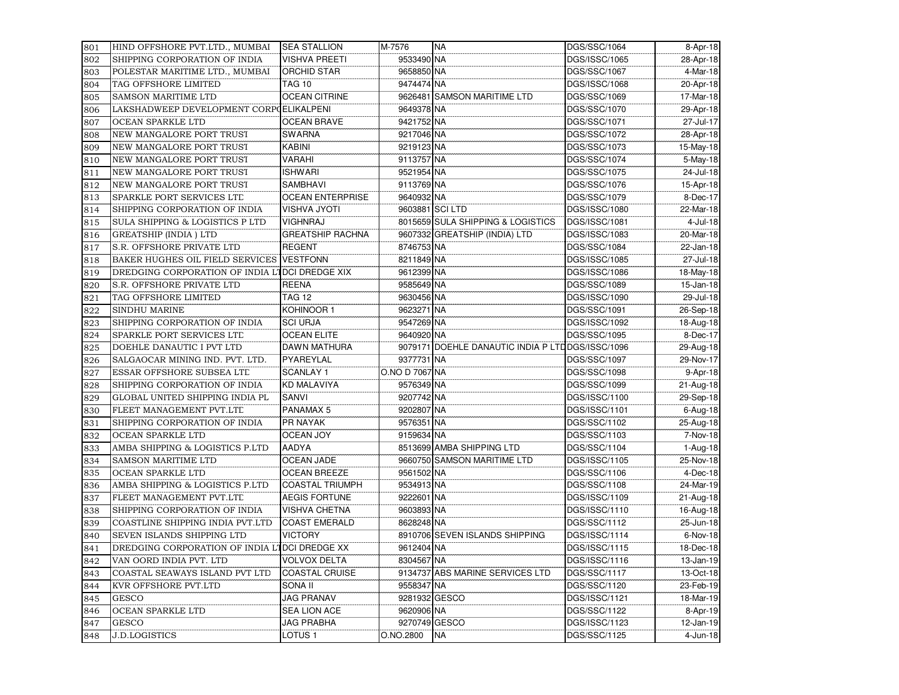| | | | | | | |
|---|---|---|---|---|---|---|
| 801 | HIND OFFSHORE PVT.LTD., MUMBAI | SEA STALLION | M-7576 | NA | DGS/SSC/1064 | 8-Apr-18 |
| 802 | SHIPPING CORPORATION OF INDIA | VISHVA PREETI | 9533490 | NA | DGS/ISSC/1065 | 28-Apr-18 |
| 803 | POLESTAR MARITIME LTD., MUMBAI | ORCHID STAR | 9658850 | NA | DGS/SSC/1067 | 4-Mar-18 |
| 804 | TAG OFFSHORE LIMITED | TAG 10 | 9474474 | NA | DGS/ISSC/1068 | 20-Apr-18 |
| 805 | SAMSON MARITIME LTD | OCEAN CITRINE | 9626481 | SAMSON MARITIME LTD | DGS/SSC/1069 | 17-Mar-18 |
| 806 | LAKSHADWEEP DEVELOPMENT CORPO | ELIKALPENI | 9649378 | NA | DGS/SSC/1070 | 29-Apr-18 |
| 807 | OCEAN SPARKLE LTD | OCEAN BRAVE | 9421752 | NA | DGS/SSC/1071 | 27-Jul-17 |
| 808 | NEW MANGALORE PORT TRUST | SWARNA | 9217046 | NA | DGS/SSC/1072 | 28-Apr-18 |
| 809 | NEW MANGALORE PORT TRUST | KABINI | 9219123 | NA | DGS/SSC/1073 | 15-May-18 |
| 810 | NEW MANGALORE PORT TRUST | VARAHI | 9113757 | NA | DGS/SSC/1074 | 5-May-18 |
| 811 | NEW MANGALORE PORT TRUST | ISHWARI | 9521954 | NA | DGS/SSC/1075 | 24-Jul-18 |
| 812 | NEW MANGALORE PORT TRUST | SAMBHAVI | 9113769 | NA | DGS/SSC/1076 | 15-Apr-18 |
| 813 | SPARKLE PORT SERVICES LTD | OCEAN ENTERPRISE | 9640932 | NA | DGS/SSC/1079 | 8-Dec-17 |
| 814 | SHIPPING CORPORATION OF INDIA | VISHVA JYOTI | 9603881 | SCI LTD | DGS/ISSC/1080 | 22-Mar-18 |
| 815 | SULA SHIPPING & LOGISTICS P LTD | VIGHNRAJ | 8015659 | SULA SHIPPING & LOGISTICS | DGS/ISSC/1081 | 4-Jul-18 |
| 816 | GREATSHIP (INDIA ) LTD | GREATSHIP RACHNA | 9607332 | GREATSHIP (INDIA) LTD | DGS/ISSC/1083 | 20-Mar-18 |
| 817 | S.R. OFFSHORE PRIVATE LTD | REGENT | 8746753 | NA | DGS/SSC/1084 | 22-Jan-18 |
| 818 | BAKER HUGHES OIL FIELD SERVICES | VESTFONN | 8211849 | NA | DGS/ISSC/1085 | 27-Jul-18 |
| 819 | DREDGING CORPORATION OF INDIA LT | DCI DREDGE XIX | 9612399 | NA | DGS/ISSC/1086 | 18-May-18 |
| 820 | S.R. OFFSHORE PRIVATE LTD | REENA | 9585649 | NA | DGS/SSC/1089 | 15-Jan-18 |
| 821 | TAG OFFSHORE LIMITED | TAG 12 | 9630456 | NA | DGS/ISSC/1090 | 29-Jul-18 |
| 822 | SINDHU MARINE | KOHINOOR 1 | 9623271 | NA | DGS/SSC/1091 | 26-Sep-18 |
| 823 | SHIPPING CORPORATION OF INDIA | SCI URJA | 9547269 | NA | DGS/ISSC/1092 | 18-Aug-18 |
| 824 | SPARKLE PORT SERVICES LTD | OCEAN ELITE | 9640920 | NA | DGS/SSC/1095 | 8-Dec-17 |
| 825 | DOEHLE DANAUTIC I PVT LTD | DAWN MATHURA | 9079171 | DOEHLE DANAUTIC INDIA P LTD | DGS/ISSC/1096 | 29-Aug-18 |
| 826 | SALGAOCAR MINING IND. PVT. LTD. | PYAREYLAL | 9377731 | NA | DGS/SSC/1097 | 29-Nov-17 |
| 827 | ESSAR OFFSHORE SUBSEA LTD | SCANLAY 1 | O.NO D 7067 | NA | DGS/SSC/1098 | 9-Apr-18 |
| 828 | SHIPPING CORPORATION OF INDIA | KD MALAVIYA | 9576349 | NA | DGS/SSC/1099 | 21-Aug-18 |
| 829 | GLOBAL UNITED SHIPPING INDIA PL | SANVI | 9207742 | NA | DGS/ISSC/1100 | 29-Sep-18 |
| 830 | FLEET MANAGEMENT PVT.LTD | PANAMAX 5 | 9202807 | NA | DGS/ISSC/1101 | 6-Aug-18 |
| 831 | SHIPPING CORPORATION OF INDIA | PR NAYAK | 9576351 | NA | DGS/SSC/1102 | 25-Aug-18 |
| 832 | OCEAN SPARKLE LTD | OCEAN JOY | 9159634 | NA | DGS/SSC/1103 | 7-Nov-18 |
| 833 | AMBA SHIPPING & LOGISTICS P.LTD | AADYA | 8513699 | AMBA SHIPPING LTD | DGS/SSC/1104 | 1-Aug-18 |
| 834 | SAMSON MARITIME LTD | OCEAN JADE | 9660750 | SAMSON MARITIME LTD | DGS/ISSC/1105 | 25-Nov-18 |
| 835 | OCEAN SPARKLE LTD | OCEAN BREEZE | 9561502 | NA | DGS/SSC/1106 | 4-Dec-18 |
| 836 | AMBA SHIPPING & LOGISTICS P.LTD | COASTAL TRIUMPH | 9534913 | NA | DGS/SSC/1108 | 24-Mar-19 |
| 837 | FLEET MANAGEMENT PVT.LTD | AEGIS FORTUNE | 9222601 | NA | DGS/ISSC/1109 | 21-Aug-18 |
| 838 | SHIPPING CORPORATION OF INDIA | VISHVA CHETNA | 9603893 | NA | DGS/ISSC/1110 | 16-Aug-18 |
| 839 | COASTLINE SHIPPING INDIA PVT.LTD | COAST EMERALD | 8628248 | NA | DGS/SSC/1112 | 25-Jun-18 |
| 840 | SEVEN ISLANDS SHIPPING LTD | VICTORY | 8910706 | SEVEN ISLANDS SHIPPING | DGS/ISSC/1114 | 6-Nov-18 |
| 841 | DREDGING CORPORATION OF INDIA LT | DCI DREDGE XX | 9612404 | NA | DGS/ISSC/1115 | 18-Dec-18 |
| 842 | VAN OORD INDIA PVT. LTD | VOLVOX DELTA | 8304567 | NA | DGS/ISSC/1116 | 13-Jan-19 |
| 843 | COASTAL SEAWAYS ISLAND PVT LTD | COASTAL CRUISE | 9134737 | ABS MARINE SERVICES LTD | DGS/SSC/1117 | 13-Oct-18 |
| 844 | KVR OFFSHORE PVT.LTD | SONA II | 9558347 | NA | DGS/SSC/1120 | 23-Feb-19 |
| 845 | GESCO | JAG PRANAV | 9281932 | GESCO | DGS/ISSC/1121 | 18-Mar-19 |
| 846 | OCEAN SPARKLE LTD | SEA LION ACE | 9620906 | NA | DGS/SSC/1122 | 8-Apr-19 |
| 847 | GESCO | JAG PRABHA | 9270749 | GESCO | DGS/ISSC/1123 | 12-Jan-19 |
| 848 | J.D.LOGISTICS | LOTUS 1 | O.NO.2800 | NA | DGS/SSC/1125 | 4-Jun-18 |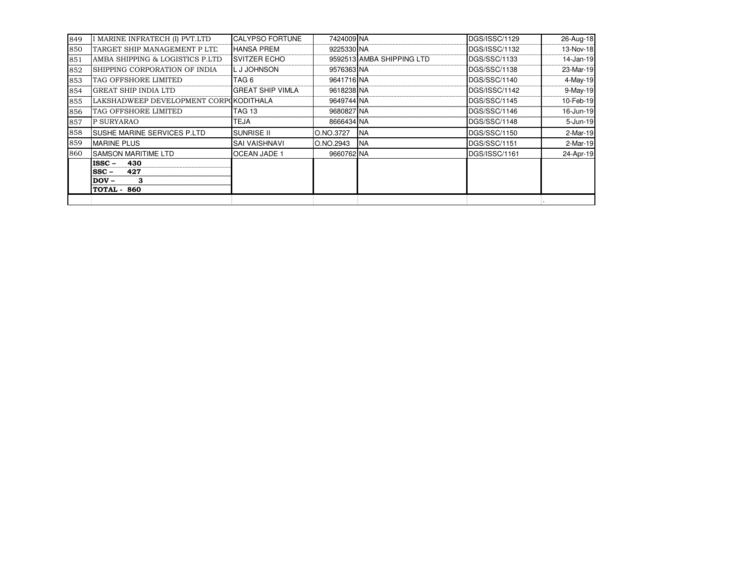| | | | | | | |
|---|---|---|---|---|---|---|
| 849 | I MARINE INFRATECH (I) PVT.LTD | CALYPSO FORTUNE | 7424009 | NA | DGS/ISSC/1129 | 26-Aug-18 |
| 850 | TARGET SHIP MANAGEMENT P LTD | HANSA PREM | 9225330 | NA | DGS/ISSC/1132 | 13-Nov-18 |
| 851 | AMBA SHIPPING & LOGISTICS P.LTD | SVITZER ECHO | 9592513 | AMBA SHIPPING LTD | DGS/SSC/1133 | 14-Jan-19 |
| 852 | SHIPPING CORPORATION OF INDIA | L J JOHNSON | 9576363 | NA | DGS/SSC/1138 | 23-Mar-19 |
| 853 | TAG OFFSHORE LIMITED | TAG 6 | 9641716 | NA | DGS/SSC/1140 | 4-May-19 |
| 854 | GREAT SHIP INDIA LTD | GREAT SHIP VIMLA | 9618238 | NA | DGS/ISSC/1142 | 9-May-19 |
| 855 | LAKSHADWEEP DEVELOPMENT CORPO | KODITHALA | 9649744 | NA | DGS/SSC/1145 | 10-Feb-19 |
| 856 | TAG OFFSHORE LIMITED | TAG 13 | 9680827 | NA | DGS/SSC/1146 | 16-Jun-19 |
| 857 | P SURYARAO | TEJA | 8666434 | NA | DGS/SSC/1148 | 5-Jun-19 |
| 858 | SUSHE MARINE SERVICES P.LTD | SUNRISE II | O.NO.3727 | NA | DGS/SSC/1150 | 2-Mar-19 |
| 859 | MARINE PLUS | SAI VAISHNAVI | O.NO.2943 | NA | DGS/SSC/1151 | 2-Mar-19 |
| 860 | SAMSON MARITIME LTD | OCEAN JADE 1 | 9660762 | NA | DGS/ISSC/1161 | 24-Apr-19 |
| | **ISSC – 430**<br>**SSC – 427**<br>**DOV – 3**<br>**TOTAL - 860** | | | | | |
| | | | | | | . |